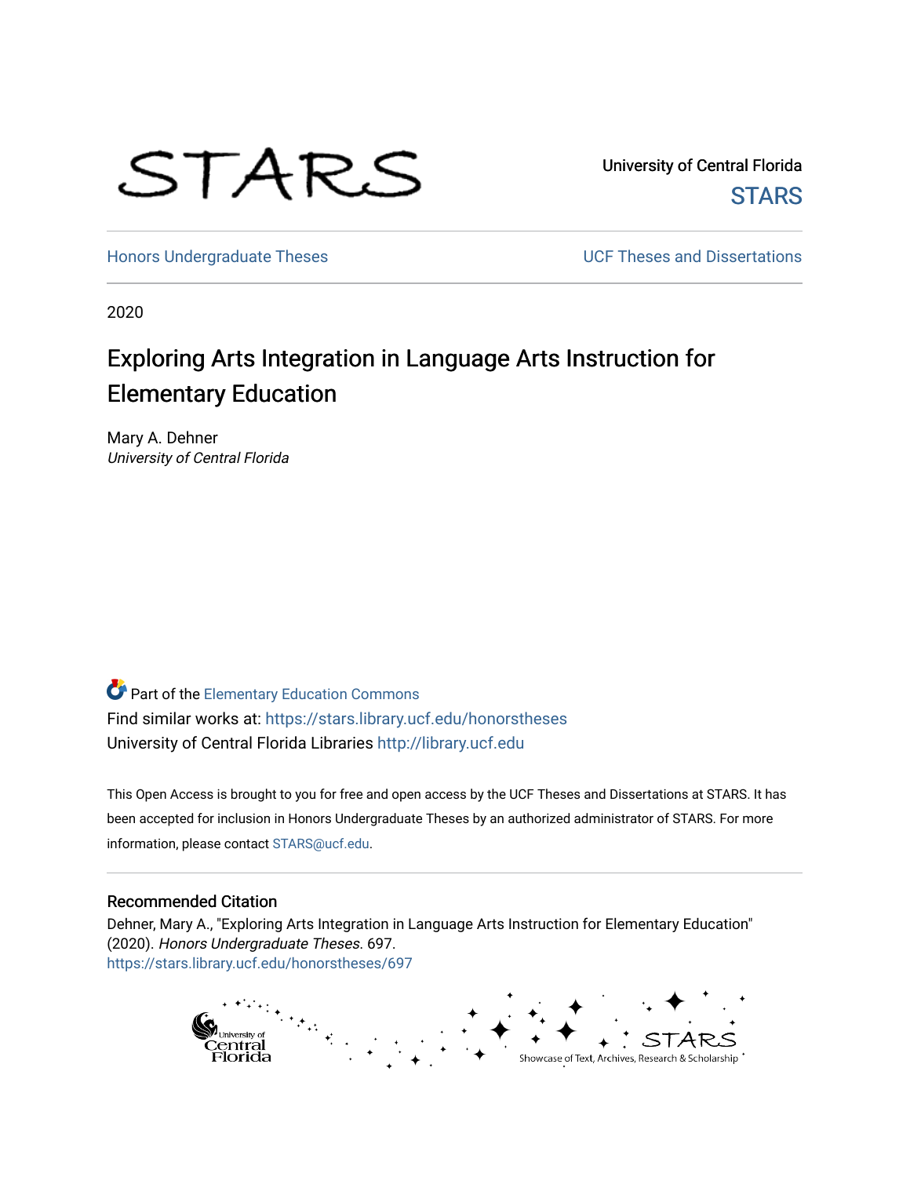STARS

University of Central Florida
STARS

Honors Undergraduate Theses | UCF Theses and Dissertations

2020

# Exploring Arts Integration in Language Arts Instruction for Elementary Education

Mary A. Dehner
*University of Central Florida*

Part of the Elementary Education Commons
Find similar works at: https://stars.library.ucf.edu/honorstheses
University of Central Florida Libraries http://library.ucf.edu

This Open Access is brought to you for free and open access by the UCF Theses and Dissertations at STARS. It has been accepted for inclusion in Honors Undergraduate Theses by an authorized administrator of STARS. For more information, please contact STARS@ucf.edu.

## Recommended Citation

Dehner, Mary A., "Exploring Arts Integration in Language Arts Instruction for Elementary Education" (2020). *Honors Undergraduate Theses*. 697.
https://stars.library.ucf.edu/honorstheses/697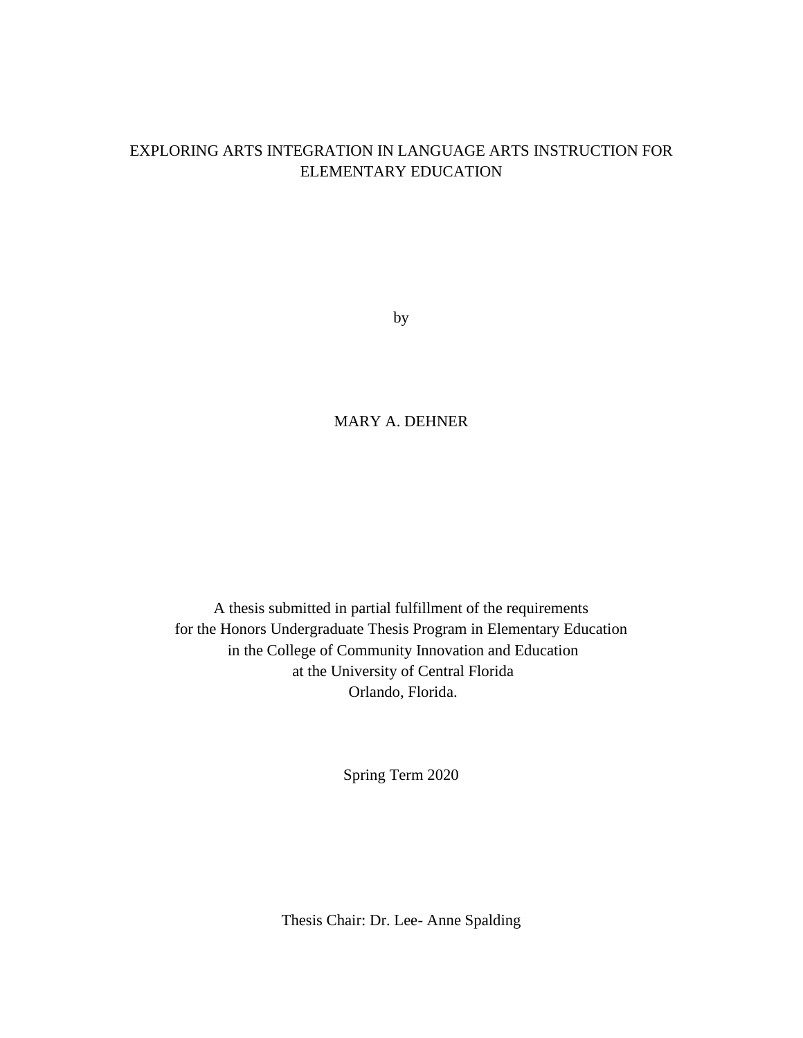# EXPLORING ARTS INTEGRATION IN LANGUAGE ARTS INSTRUCTION FOR ELEMENTARY EDUCATION

by

MARY A. DEHNER

A thesis submitted in partial fulfillment of the requirements
for the Honors Undergraduate Thesis Program in Elementary Education
in the College of Community Innovation and Education
at the University of Central Florida
Orlando, Florida.

Spring Term 2020

Thesis Chair: Dr. Lee- Anne Spalding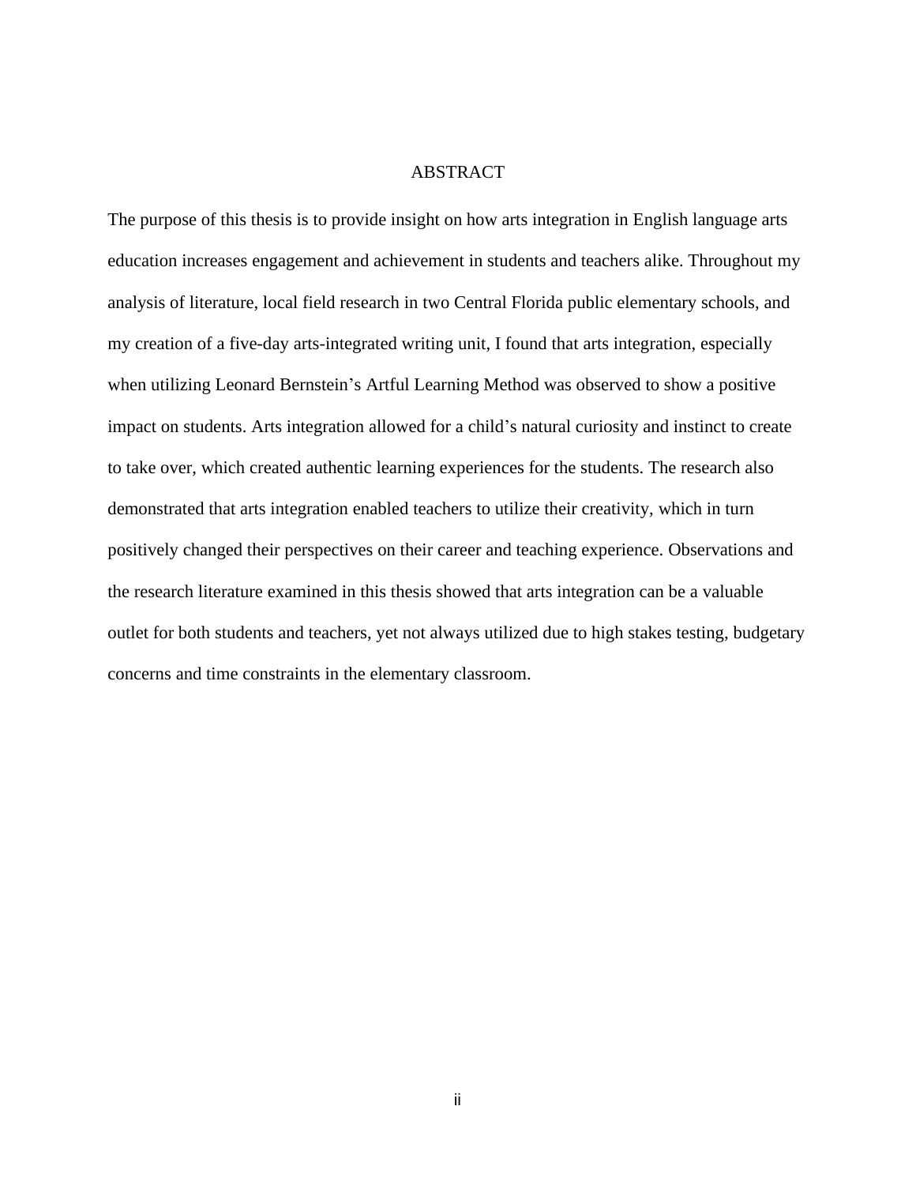# ABSTRACT

The purpose of this thesis is to provide insight on how arts integration in English language arts education increases engagement and achievement in students and teachers alike. Throughout my analysis of literature, local field research in two Central Florida public elementary schools, and my creation of a five-day arts-integrated writing unit, I found that arts integration, especially when utilizing Leonard Bernstein's Artful Learning Method was observed to show a positive impact on students. Arts integration allowed for a child's natural curiosity and instinct to create to take over, which created authentic learning experiences for the students. The research also demonstrated that arts integration enabled teachers to utilize their creativity, which in turn positively changed their perspectives on their career and teaching experience. Observations and the research literature examined in this thesis showed that arts integration can be a valuable outlet for both students and teachers, yet not always utilized due to high stakes testing, budgetary concerns and time constraints in the elementary classroom.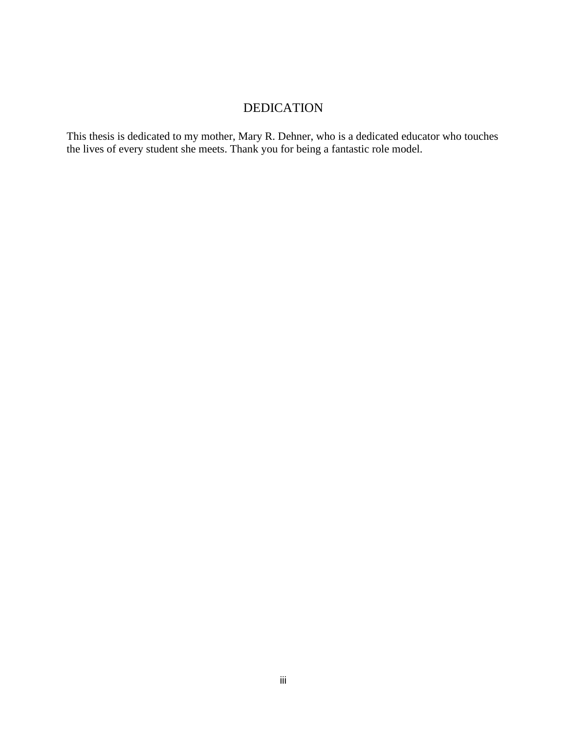# DEDICATION

This thesis is dedicated to my mother, Mary R. Dehner, who is a dedicated educator who touches the lives of every student she meets. Thank you for being a fantastic role model.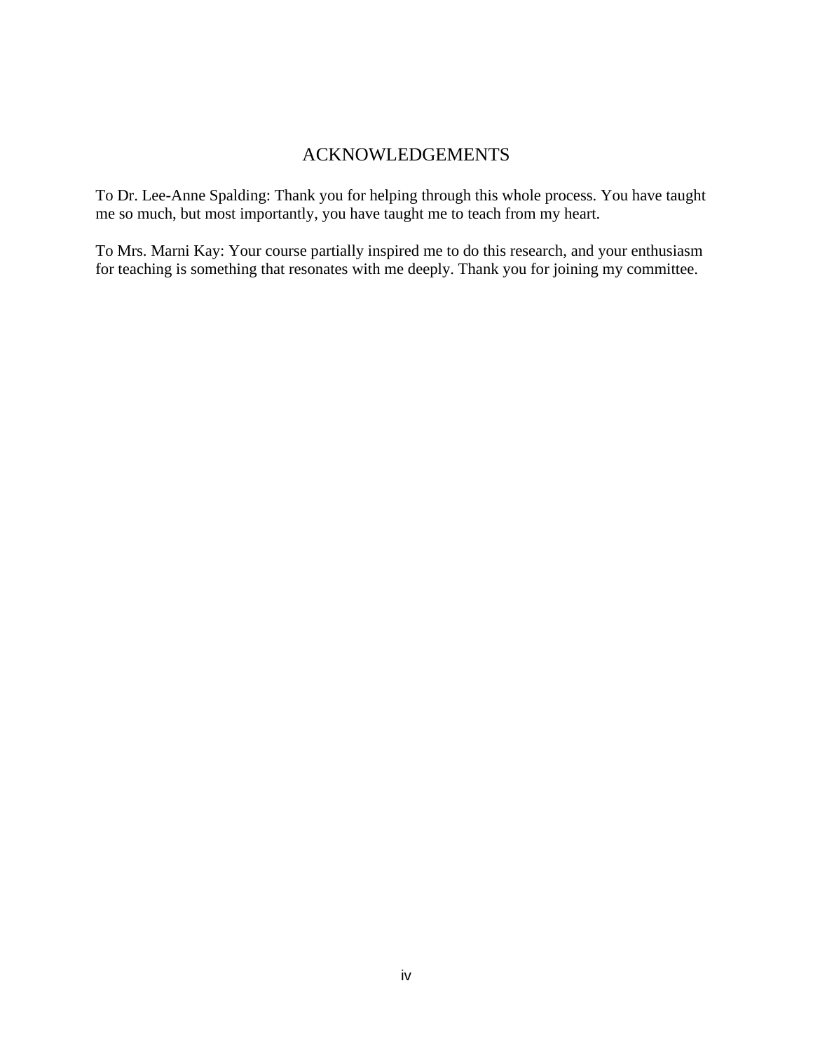# ACKNOWLEDGEMENTS

To Dr. Lee-Anne Spalding: Thank you for helping through this whole process. You have taught me so much, but most importantly, you have taught me to teach from my heart.

To Mrs. Marni Kay: Your course partially inspired me to do this research, and your enthusiasm for teaching is something that resonates with me deeply. Thank you for joining my committee.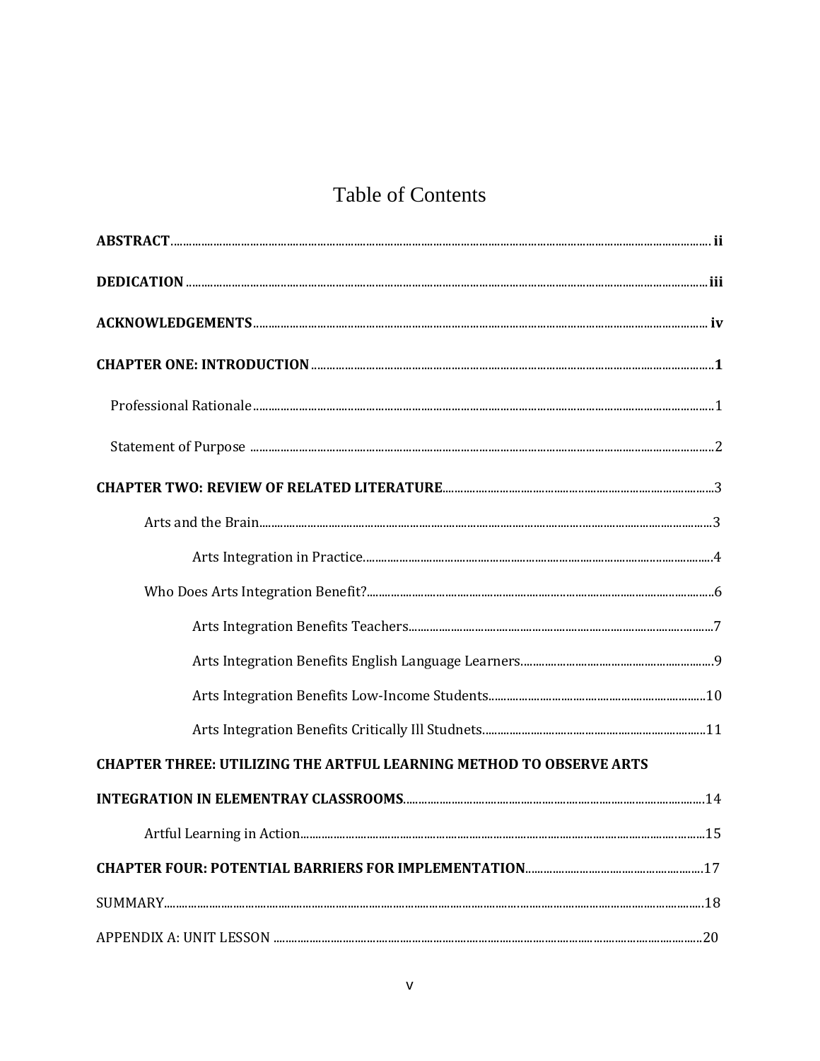# Table of Contents

**ABSTRACT** .......... **ii**

**DEDICATION** .......... **iii**

**ACKNOWLEDGEMENTS** .......... **iv**

**CHAPTER ONE: INTRODUCTION** .......... **1**

Professional Rationale .......... 1

Statement of Purpose .......... 2

**CHAPTER TWO: REVIEW OF RELATED LITERATURE** .......... 3

Arts and the Brain .......... 3

Arts Integration in Practice .......... 4

Who Does Arts Integration Benefit? .......... 6

Arts Integration Benefits Teachers .......... 7

Arts Integration Benefits English Language Learners .......... 9

Arts Integration Benefits Low-Income Students .......... 10

Arts Integration Benefits Critically Ill Studnets .......... 11

**CHAPTER THREE: UTILIZING THE ARTFUL LEARNING METHOD TO OBSERVE ARTS INTEGRATION IN ELEMENTRAY CLASSROOMS** .......... 14

Artful Learning in Action .......... 15

**CHAPTER FOUR: POTENTIAL BARRIERS FOR IMPLEMENTATION** .......... 17

SUMMARY .......... 18

APPENDIX A: UNIT LESSON .......... 20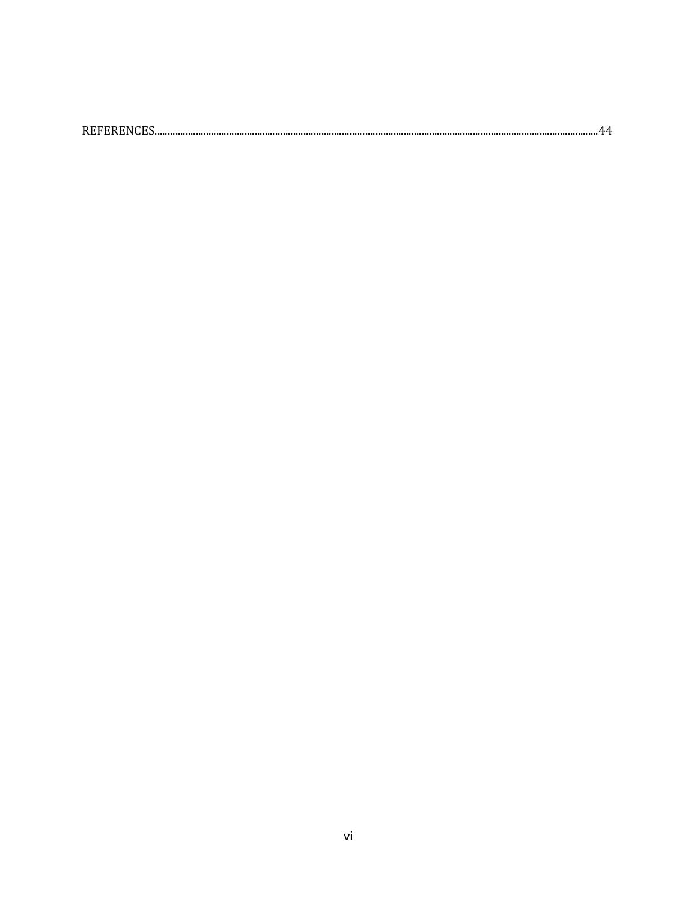REFERENCES........................................................................................................................................................................44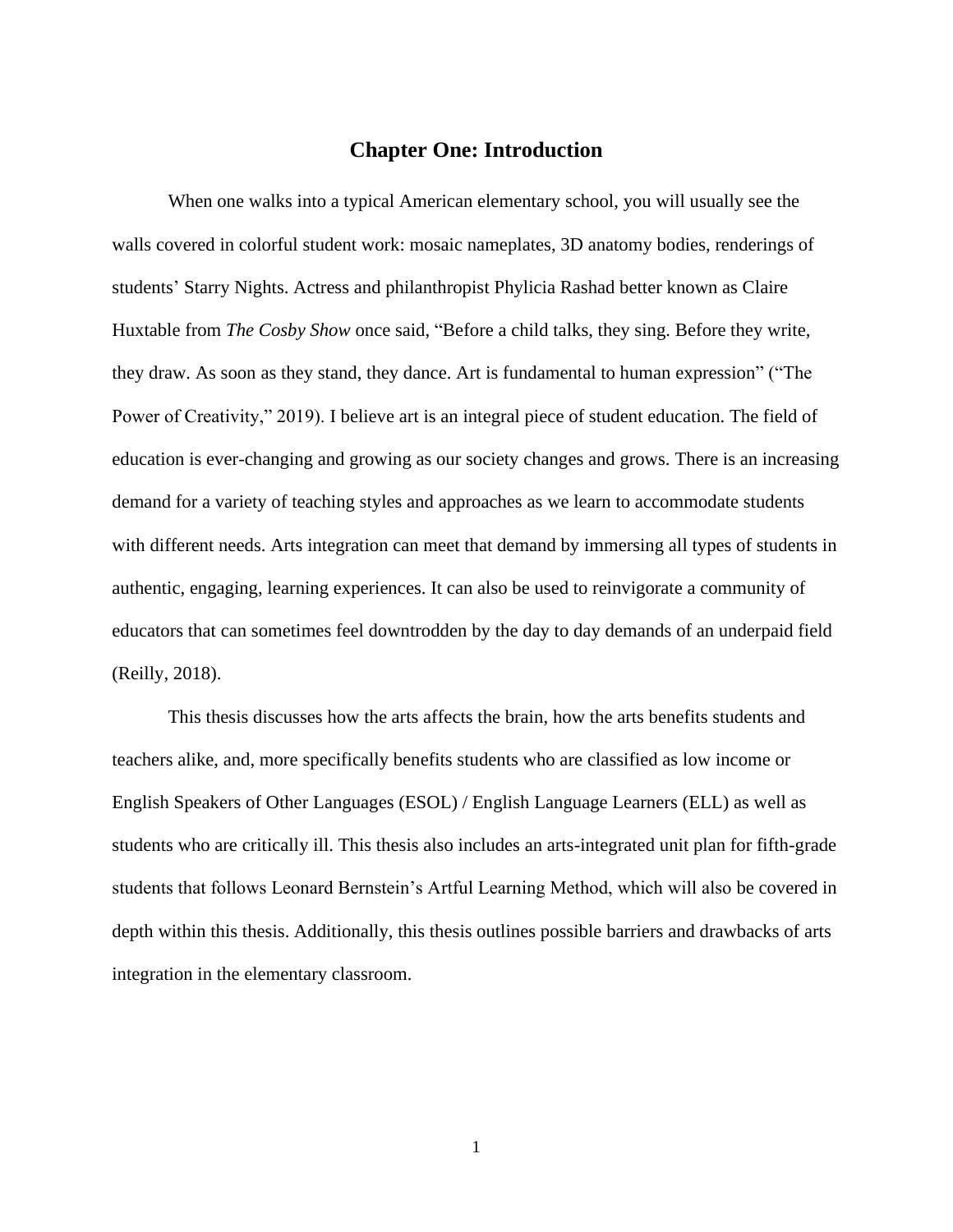# Chapter One: Introduction

When one walks into a typical American elementary school, you will usually see the walls covered in colorful student work: mosaic nameplates, 3D anatomy bodies, renderings of students' Starry Nights. Actress and philanthropist Phylicia Rashad better known as Claire Huxtable from *The Cosby Show* once said, "Before a child talks, they sing. Before they write, they draw. As soon as they stand, they dance. Art is fundamental to human expression" ("The Power of Creativity," 2019). I believe art is an integral piece of student education. The field of education is ever-changing and growing as our society changes and grows. There is an increasing demand for a variety of teaching styles and approaches as we learn to accommodate students with different needs. Arts integration can meet that demand by immersing all types of students in authentic, engaging, learning experiences. It can also be used to reinvigorate a community of educators that can sometimes feel downtrodden by the day to day demands of an underpaid field (Reilly, 2018).

This thesis discusses how the arts affects the brain, how the arts benefits students and teachers alike, and, more specifically benefits students who are classified as low income or English Speakers of Other Languages (ESOL) / English Language Learners (ELL) as well as students who are critically ill. This thesis also includes an arts-integrated unit plan for fifth-grade students that follows Leonard Bernstein's Artful Learning Method, which will also be covered in depth within this thesis. Additionally, this thesis outlines possible barriers and drawbacks of arts integration in the elementary classroom.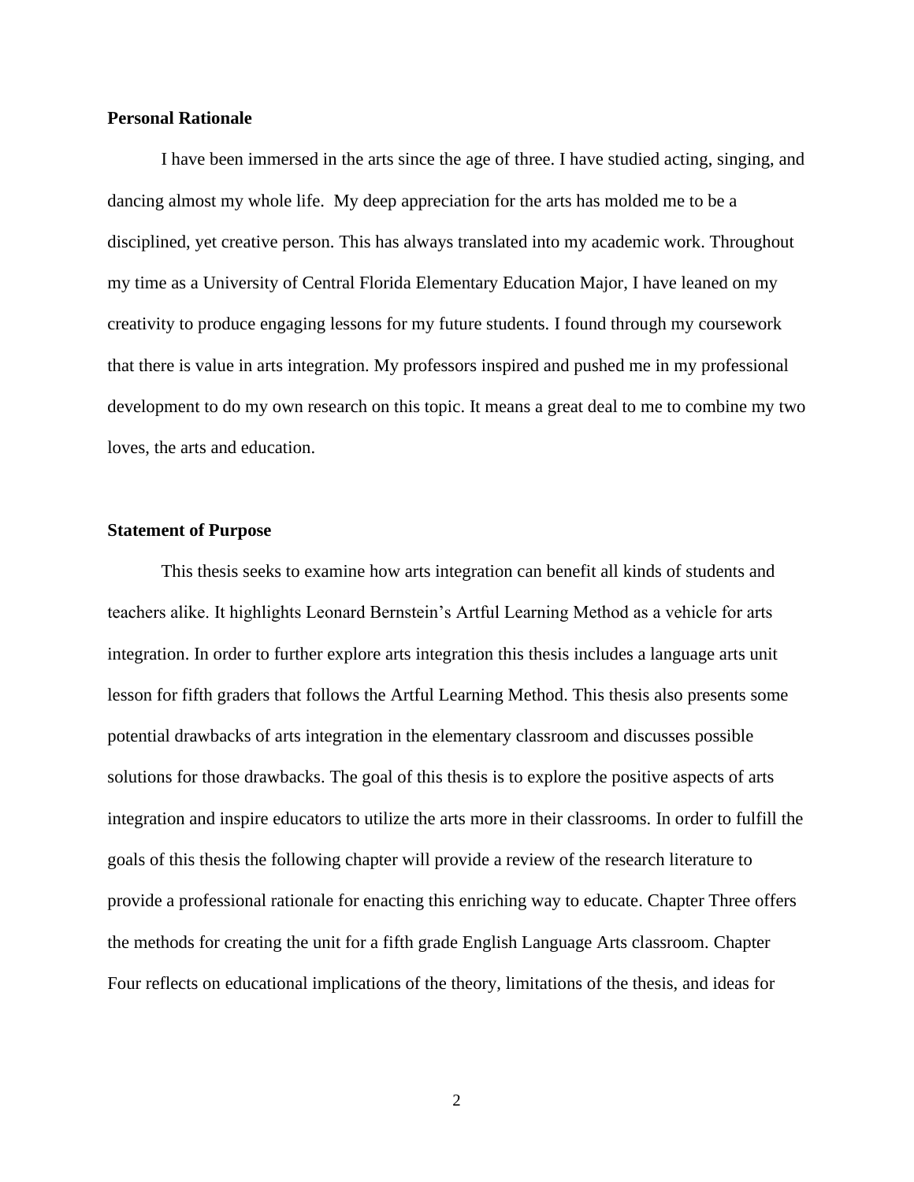## Personal Rationale

I have been immersed in the arts since the age of three. I have studied acting, singing, and dancing almost my whole life. My deep appreciation for the arts has molded me to be a disciplined, yet creative person. This has always translated into my academic work. Throughout my time as a University of Central Florida Elementary Education Major, I have leaned on my creativity to produce engaging lessons for my future students. I found through my coursework that there is value in arts integration. My professors inspired and pushed me in my professional development to do my own research on this topic. It means a great deal to me to combine my two loves, the arts and education.

## Statement of Purpose

This thesis seeks to examine how arts integration can benefit all kinds of students and teachers alike. It highlights Leonard Bernstein's Artful Learning Method as a vehicle for arts integration. In order to further explore arts integration this thesis includes a language arts unit lesson for fifth graders that follows the Artful Learning Method. This thesis also presents some potential drawbacks of arts integration in the elementary classroom and discusses possible solutions for those drawbacks. The goal of this thesis is to explore the positive aspects of arts integration and inspire educators to utilize the arts more in their classrooms. In order to fulfill the goals of this thesis the following chapter will provide a review of the research literature to provide a professional rationale for enacting this enriching way to educate. Chapter Three offers the methods for creating the unit for a fifth grade English Language Arts classroom. Chapter Four reflects on educational implications of the theory, limitations of the thesis, and ideas for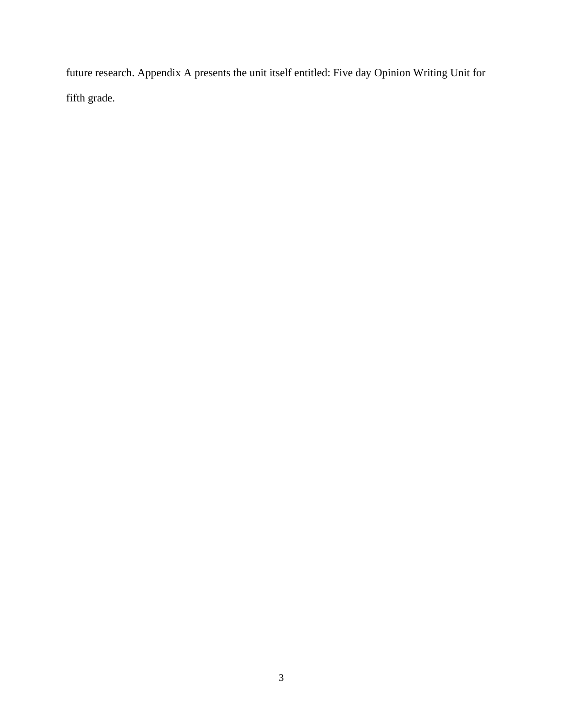future research. Appendix A presents the unit itself entitled: Five day Opinion Writing Unit for fifth grade.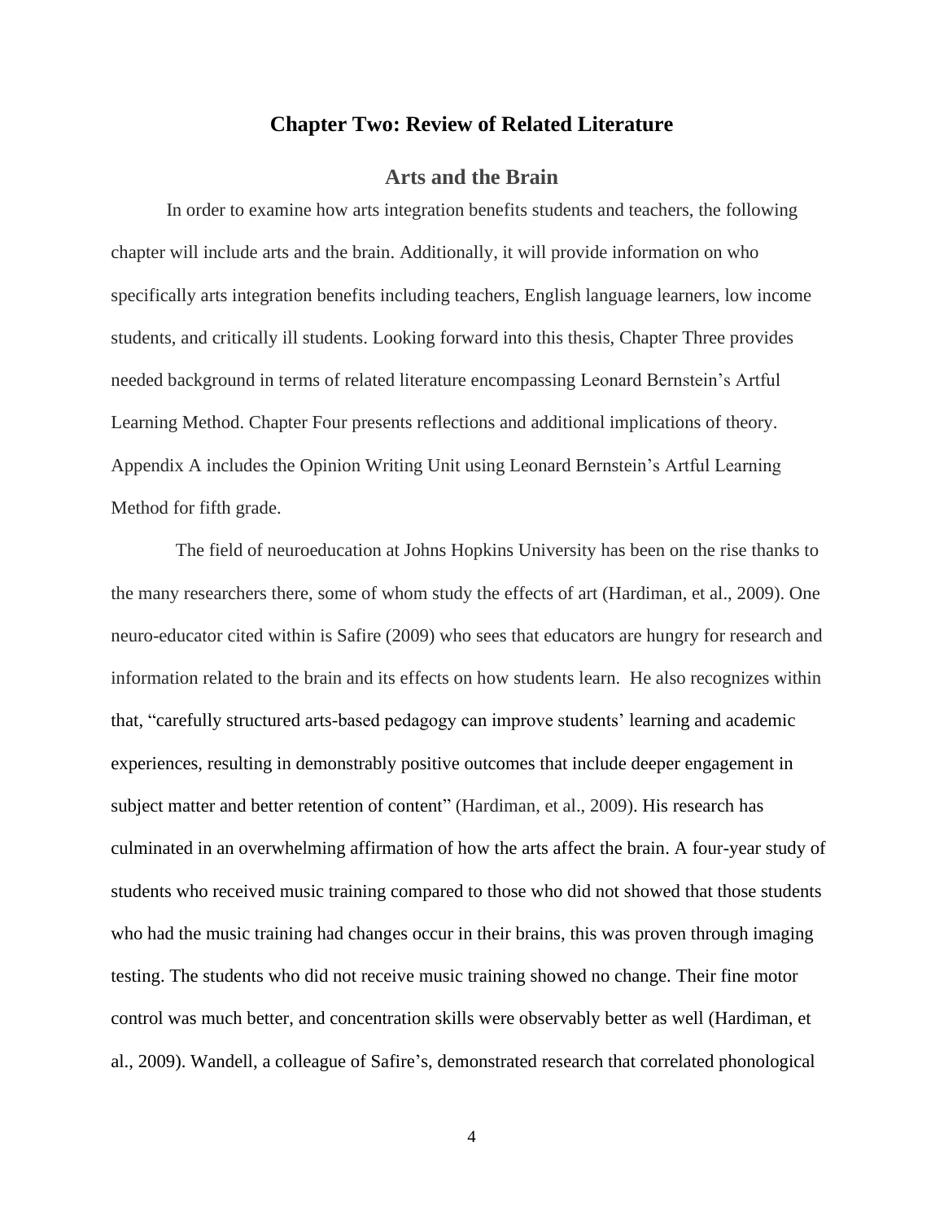# Chapter Two: Review of Related Literature

## Arts and the Brain

In order to examine how arts integration benefits students and teachers, the following chapter will include arts and the brain. Additionally, it will provide information on who specifically arts integration benefits including teachers, English language learners, low income students, and critically ill students. Looking forward into this thesis, Chapter Three provides needed background in terms of related literature encompassing Leonard Bernstein's Artful Learning Method. Chapter Four presents reflections and additional implications of theory. Appendix A includes the Opinion Writing Unit using Leonard Bernstein's Artful Learning Method for fifth grade.

The field of neuroeducation at Johns Hopkins University has been on the rise thanks to the many researchers there, some of whom study the effects of art (Hardiman, et al., 2009). One neuro-educator cited within is Safire (2009) who sees that educators are hungry for research and information related to the brain and its effects on how students learn. He also recognizes within that, "carefully structured arts-based pedagogy can improve students' learning and academic experiences, resulting in demonstrably positive outcomes that include deeper engagement in subject matter and better retention of content" (Hardiman, et al., 2009). His research has culminated in an overwhelming affirmation of how the arts affect the brain. A four-year study of students who received music training compared to those who did not showed that those students who had the music training had changes occur in their brains, this was proven through imaging testing. The students who did not receive music training showed no change. Their fine motor control was much better, and concentration skills were observably better as well (Hardiman, et al., 2009). Wandell, a colleague of Safire's, demonstrated research that correlated phonological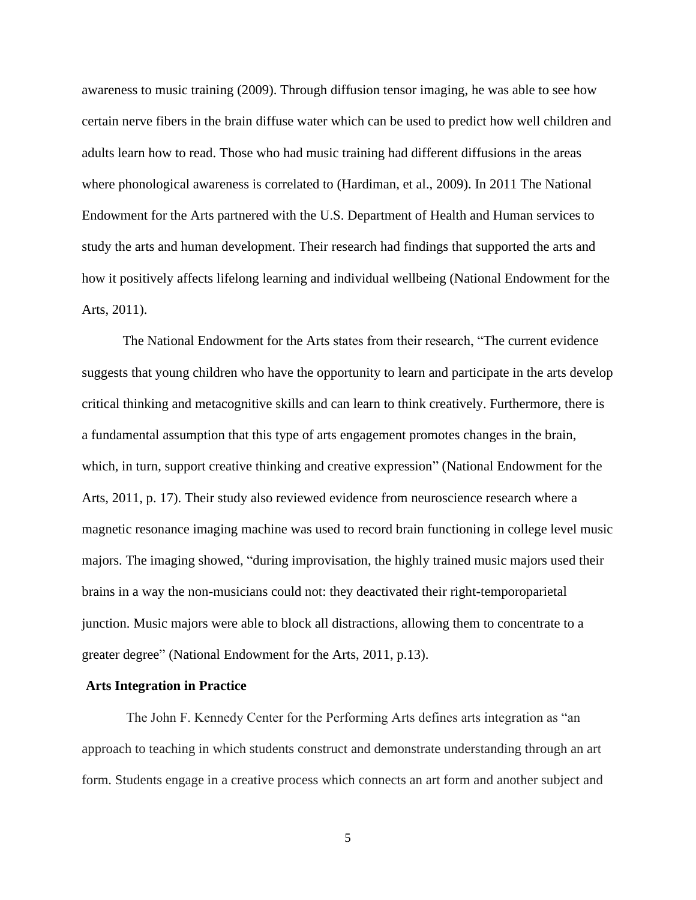awareness to music training (2009). Through diffusion tensor imaging, he was able to see how certain nerve fibers in the brain diffuse water which can be used to predict how well children and adults learn how to read. Those who had music training had different diffusions in the areas where phonological awareness is correlated to (Hardiman, et al., 2009). In 2011 The National Endowment for the Arts partnered with the U.S. Department of Health and Human services to study the arts and human development. Their research had findings that supported the arts and how it positively affects lifelong learning and individual wellbeing (National Endowment for the Arts, 2011).

The National Endowment for the Arts states from their research, "The current evidence suggests that young children who have the opportunity to learn and participate in the arts develop critical thinking and metacognitive skills and can learn to think creatively. Furthermore, there is a fundamental assumption that this type of arts engagement promotes changes in the brain, which, in turn, support creative thinking and creative expression" (National Endowment for the Arts, 2011, p. 17). Their study also reviewed evidence from neuroscience research where a magnetic resonance imaging machine was used to record brain functioning in college level music majors. The imaging showed, "during improvisation, the highly trained music majors used their brains in a way the non-musicians could not: they deactivated their right-temporoparietal junction. Music majors were able to block all distractions, allowing them to concentrate to a greater degree" (National Endowment for the Arts, 2011, p.13).

**Arts Integration in Practice**

The John F. Kennedy Center for the Performing Arts defines arts integration as "an approach to teaching in which students construct and demonstrate understanding through an art form. Students engage in a creative process which connects an art form and another subject and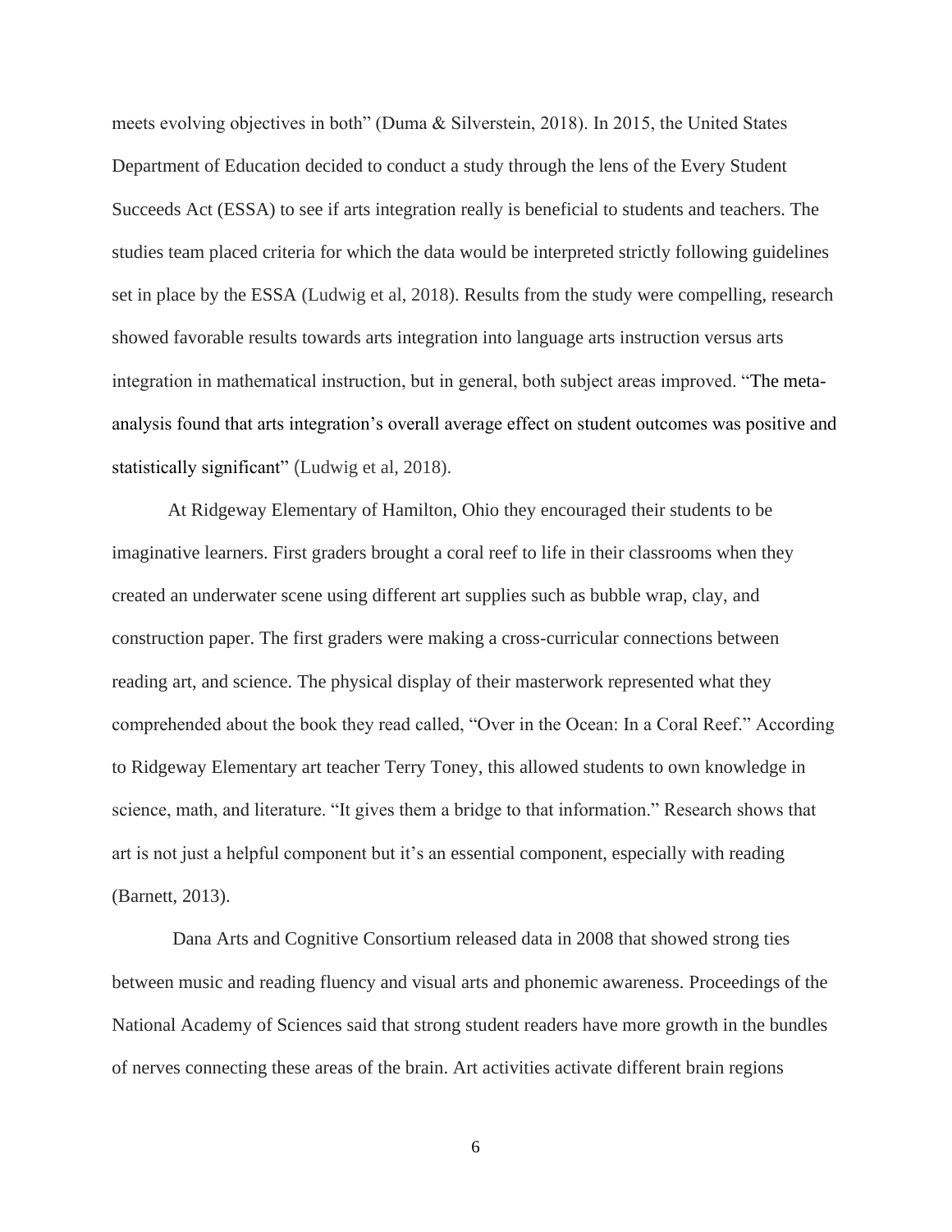meets evolving objectives in both" (Duma & Silverstein, 2018). In 2015, the United States Department of Education decided to conduct a study through the lens of the Every Student Succeeds Act (ESSA) to see if arts integration really is beneficial to students and teachers. The studies team placed criteria for which the data would be interpreted strictly following guidelines set in place by the ESSA (Ludwig et al, 2018). Results from the study were compelling, research showed favorable results towards arts integration into language arts instruction versus arts integration in mathematical instruction, but in general, both subject areas improved. "The meta-analysis found that arts integration's overall average effect on student outcomes was positive and statistically significant" (Ludwig et al, 2018).

At Ridgeway Elementary of Hamilton, Ohio they encouraged their students to be imaginative learners. First graders brought a coral reef to life in their classrooms when they created an underwater scene using different art supplies such as bubble wrap, clay, and construction paper. The first graders were making a cross-curricular connections between reading art, and science. The physical display of their masterwork represented what they comprehended about the book they read called, "Over in the Ocean: In a Coral Reef." According to Ridgeway Elementary art teacher Terry Toney, this allowed students to own knowledge in science, math, and literature. "It gives them a bridge to that information." Research shows that art is not just a helpful component but it's an essential component, especially with reading (Barnett, 2013).

Dana Arts and Cognitive Consortium released data in 2008 that showed strong ties between music and reading fluency and visual arts and phonemic awareness. Proceedings of the National Academy of Sciences said that strong student readers have more growth in the bundles of nerves connecting these areas of the brain. Art activities activate different brain regions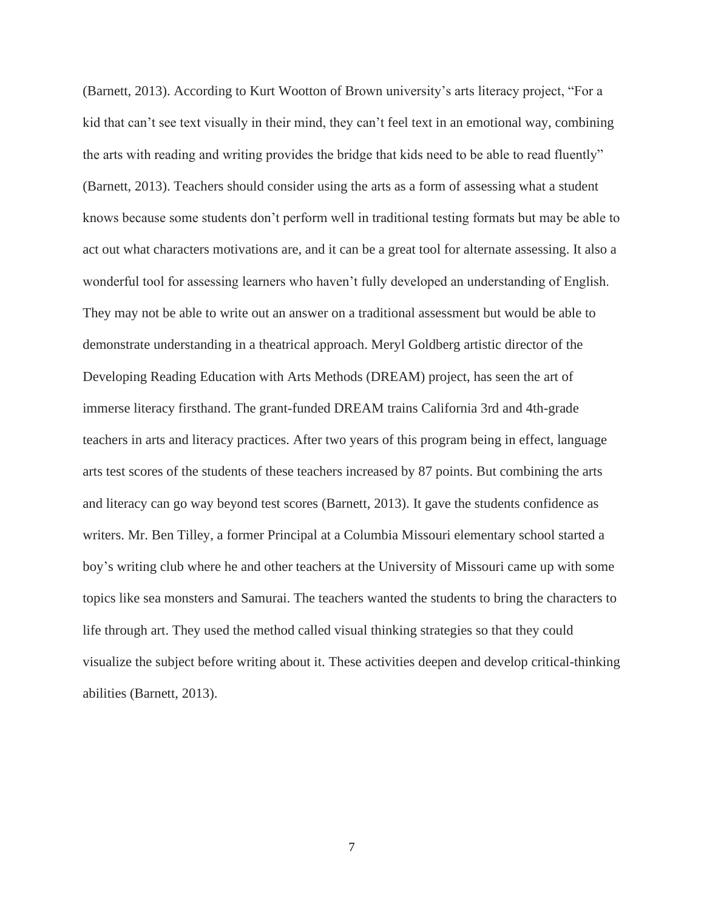(Barnett, 2013). According to Kurt Wootton of Brown university's arts literacy project, "For a kid that can't see text visually in their mind, they can't feel text in an emotional way, combining the arts with reading and writing provides the bridge that kids need to be able to read fluently" (Barnett, 2013). Teachers should consider using the arts as a form of assessing what a student knows because some students don't perform well in traditional testing formats but may be able to act out what characters motivations are, and it can be a great tool for alternate assessing. It also a wonderful tool for assessing learners who haven't fully developed an understanding of English. They may not be able to write out an answer on a traditional assessment but would be able to demonstrate understanding in a theatrical approach. Meryl Goldberg artistic director of the Developing Reading Education with Arts Methods (DREAM) project, has seen the art of immerse literacy firsthand. The grant-funded DREAM trains California 3rd and 4th-grade teachers in arts and literacy practices. After two years of this program being in effect, language arts test scores of the students of these teachers increased by 87 points. But combining the arts and literacy can go way beyond test scores (Barnett, 2013). It gave the students confidence as writers. Mr. Ben Tilley, a former Principal at a Columbia Missouri elementary school started a boy's writing club where he and other teachers at the University of Missouri came up with some topics like sea monsters and Samurai. The teachers wanted the students to bring the characters to life through art. They used the method called visual thinking strategies so that they could visualize the subject before writing about it. These activities deepen and develop critical-thinking abilities (Barnett, 2013).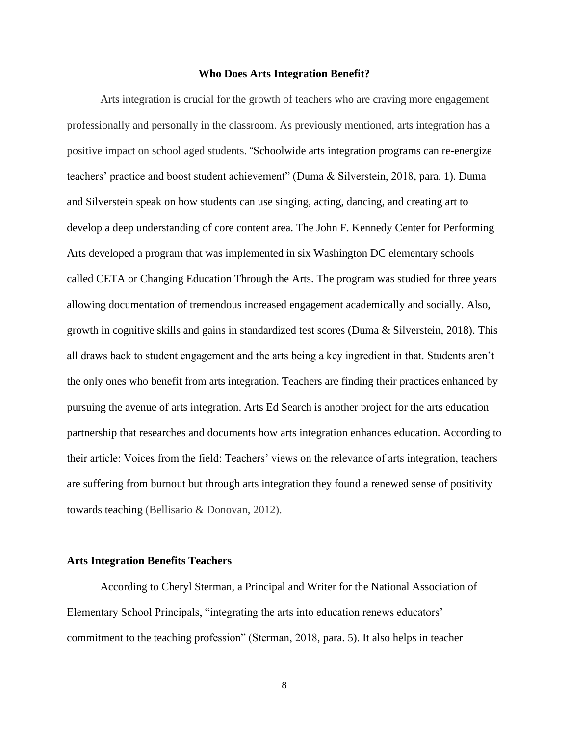## Who Does Arts Integration Benefit?

Arts integration is crucial for the growth of teachers who are craving more engagement professionally and personally in the classroom. As previously mentioned, arts integration has a positive impact on school aged students. "Schoolwide arts integration programs can re-energize teachers' practice and boost student achievement" (Duma & Silverstein, 2018, para. 1). Duma and Silverstein speak on how students can use singing, acting, dancing, and creating art to develop a deep understanding of core content area. The John F. Kennedy Center for Performing Arts developed a program that was implemented in six Washington DC elementary schools called CETA or Changing Education Through the Arts. The program was studied for three years allowing documentation of tremendous increased engagement academically and socially. Also, growth in cognitive skills and gains in standardized test scores (Duma & Silverstein, 2018). This all draws back to student engagement and the arts being a key ingredient in that. Students aren't the only ones who benefit from arts integration. Teachers are finding their practices enhanced by pursuing the avenue of arts integration. Arts Ed Search is another project for the arts education partnership that researches and documents how arts integration enhances education. According to their article: Voices from the field: Teachers' views on the relevance of arts integration, teachers are suffering from burnout but through arts integration they found a renewed sense of positivity towards teaching (Bellisario & Donovan, 2012).

### Arts Integration Benefits Teachers

According to Cheryl Sterman, a Principal and Writer for the National Association of Elementary School Principals, "integrating the arts into education renews educators' commitment to the teaching profession" (Sterman, 2018, para. 5). It also helps in teacher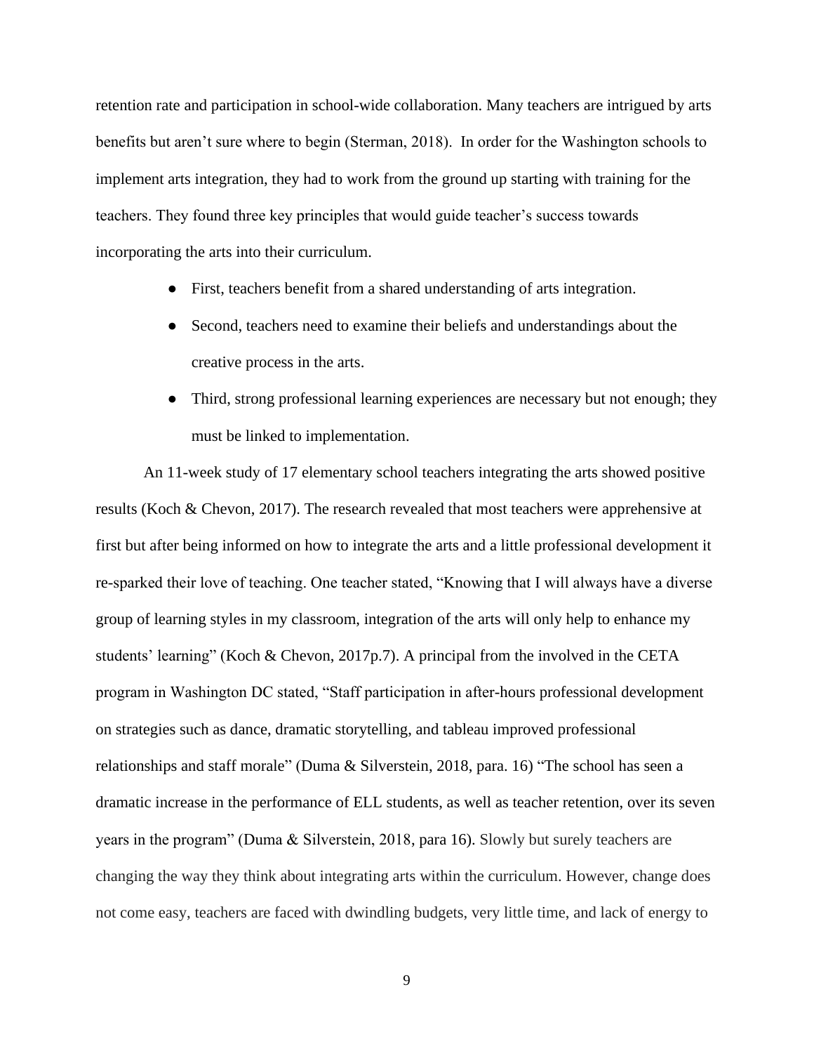retention rate and participation in school-wide collaboration. Many teachers are intrigued by arts benefits but aren't sure where to begin (Sterman, 2018). In order for the Washington schools to implement arts integration, they had to work from the ground up starting with training for the teachers. They found three key principles that would guide teacher's success towards incorporating the arts into their curriculum.

- First, teachers benefit from a shared understanding of arts integration.
- Second, teachers need to examine their beliefs and understandings about the creative process in the arts.
- Third, strong professional learning experiences are necessary but not enough; they must be linked to implementation.

An 11-week study of 17 elementary school teachers integrating the arts showed positive results (Koch & Chevon, 2017). The research revealed that most teachers were apprehensive at first but after being informed on how to integrate the arts and a little professional development it re-sparked their love of teaching. One teacher stated, "Knowing that I will always have a diverse group of learning styles in my classroom, integration of the arts will only help to enhance my students' learning" (Koch & Chevon, 2017p.7). A principal from the involved in the CETA program in Washington DC stated, "Staff participation in after-hours professional development on strategies such as dance, dramatic storytelling, and tableau improved professional relationships and staff morale" (Duma & Silverstein, 2018, para. 16) "The school has seen a dramatic increase in the performance of ELL students, as well as teacher retention, over its seven years in the program" (Duma & Silverstein, 2018, para 16). Slowly but surely teachers are changing the way they think about integrating arts within the curriculum. However, change does not come easy, teachers are faced with dwindling budgets, very little time, and lack of energy to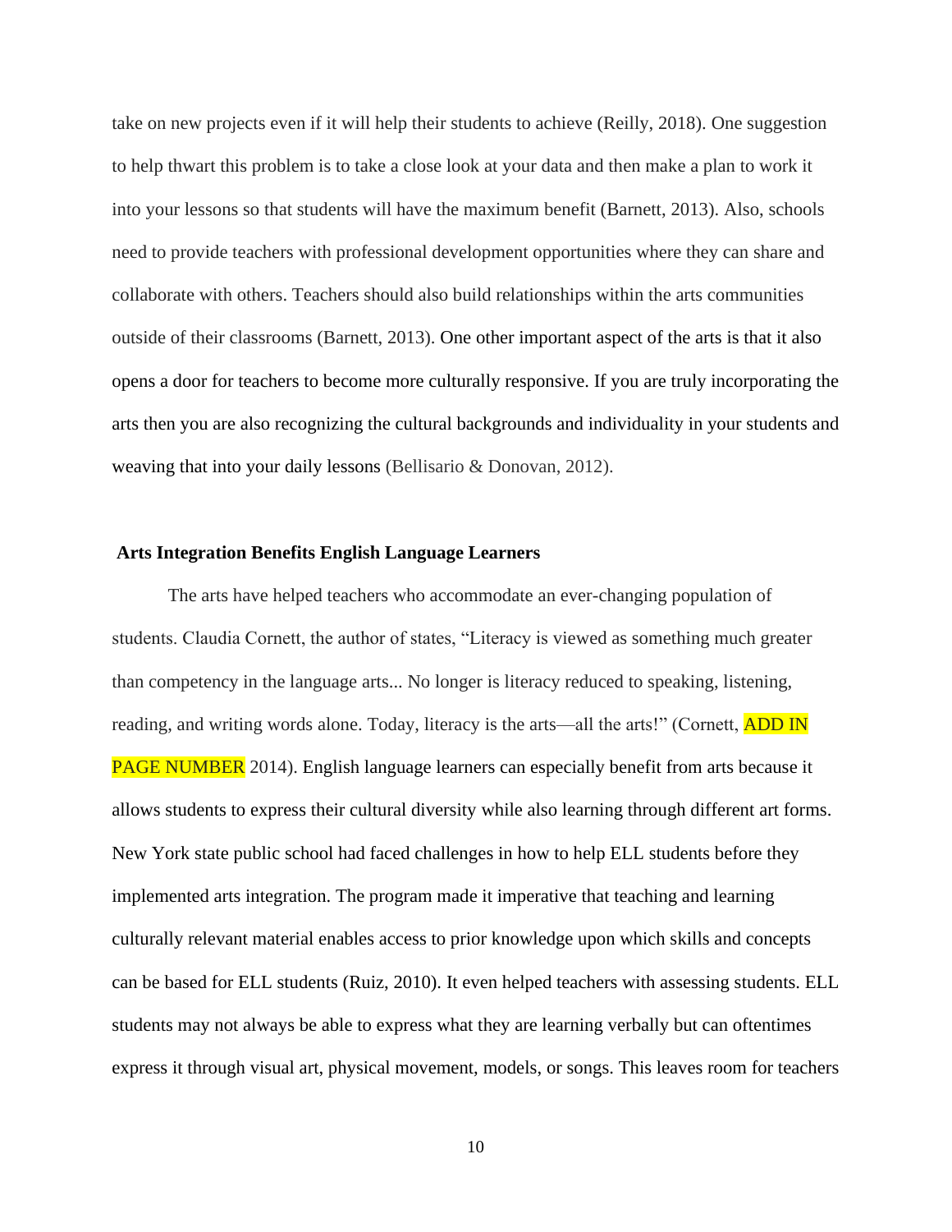take on new projects even if it will help their students to achieve (Reilly, 2018). One suggestion to help thwart this problem is to take a close look at your data and then make a plan to work it into your lessons so that students will have the maximum benefit (Barnett, 2013). Also, schools need to provide teachers with professional development opportunities where they can share and collaborate with others. Teachers should also build relationships within the arts communities outside of their classrooms (Barnett, 2013). One other important aspect of the arts is that it also opens a door for teachers to become more culturally responsive. If you are truly incorporating the arts then you are also recognizing the cultural backgrounds and individuality in your students and weaving that into your daily lessons (Bellisario & Donovan, 2012).

**Arts Integration Benefits English Language Learners**

The arts have helped teachers who accommodate an ever-changing population of students. Claudia Cornett, the author of states, "Literacy is viewed as something much greater than competency in the language arts... No longer is literacy reduced to speaking, listening, reading, and writing words alone. Today, literacy is the arts—all the arts!" (Cornett, ADD IN PAGE NUMBER 2014). English language learners can especially benefit from arts because it allows students to express their cultural diversity while also learning through different art forms. New York state public school had faced challenges in how to help ELL students before they implemented arts integration. The program made it imperative that teaching and learning culturally relevant material enables access to prior knowledge upon which skills and concepts can be based for ELL students (Ruiz, 2010). It even helped teachers with assessing students. ELL students may not always be able to express what they are learning verbally but can oftentimes express it through visual art, physical movement, models, or songs. This leaves room for teachers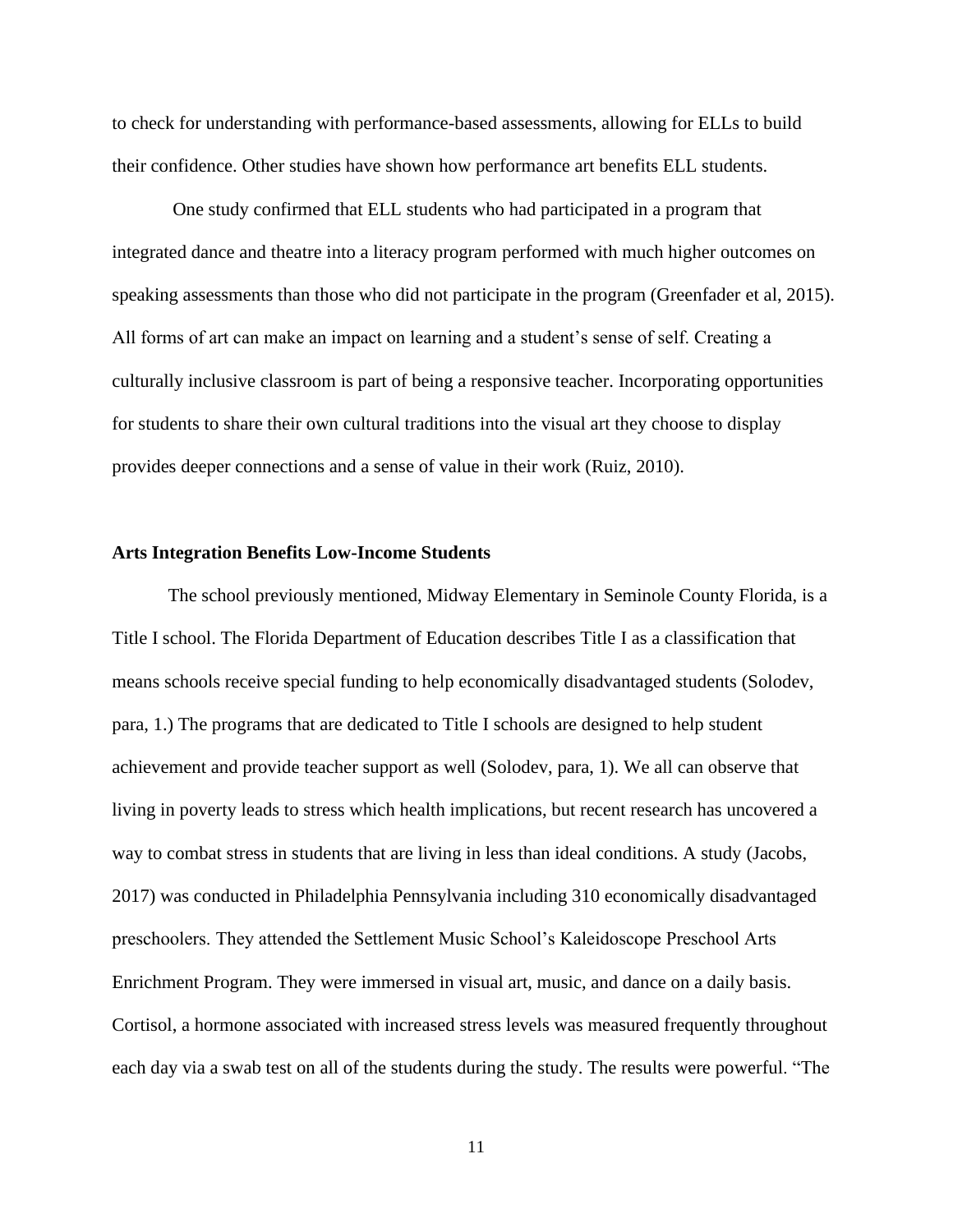to check for understanding with performance-based assessments, allowing for ELLs to build their confidence. Other studies have shown how performance art benefits ELL students.

One study confirmed that ELL students who had participated in a program that integrated dance and theatre into a literacy program performed with much higher outcomes on speaking assessments than those who did not participate in the program (Greenfader et al, 2015). All forms of art can make an impact on learning and a student's sense of self. Creating a culturally inclusive classroom is part of being a responsive teacher. Incorporating opportunities for students to share their own cultural traditions into the visual art they choose to display provides deeper connections and a sense of value in their work (Ruiz, 2010).

**Arts Integration Benefits Low-Income Students**

The school previously mentioned, Midway Elementary in Seminole County Florida, is a Title I school. The Florida Department of Education describes Title I as a classification that means schools receive special funding to help economically disadvantaged students (Solodev, para, 1.) The programs that are dedicated to Title I schools are designed to help student achievement and provide teacher support as well (Solodev, para, 1). We all can observe that living in poverty leads to stress which health implications, but recent research has uncovered a way to combat stress in students that are living in less than ideal conditions. A study (Jacobs, 2017) was conducted in Philadelphia Pennsylvania including 310 economically disadvantaged preschoolers. They attended the Settlement Music School's Kaleidoscope Preschool Arts Enrichment Program. They were immersed in visual art, music, and dance on a daily basis. Cortisol, a hormone associated with increased stress levels was measured frequently throughout each day via a swab test on all of the students during the study. The results were powerful. "The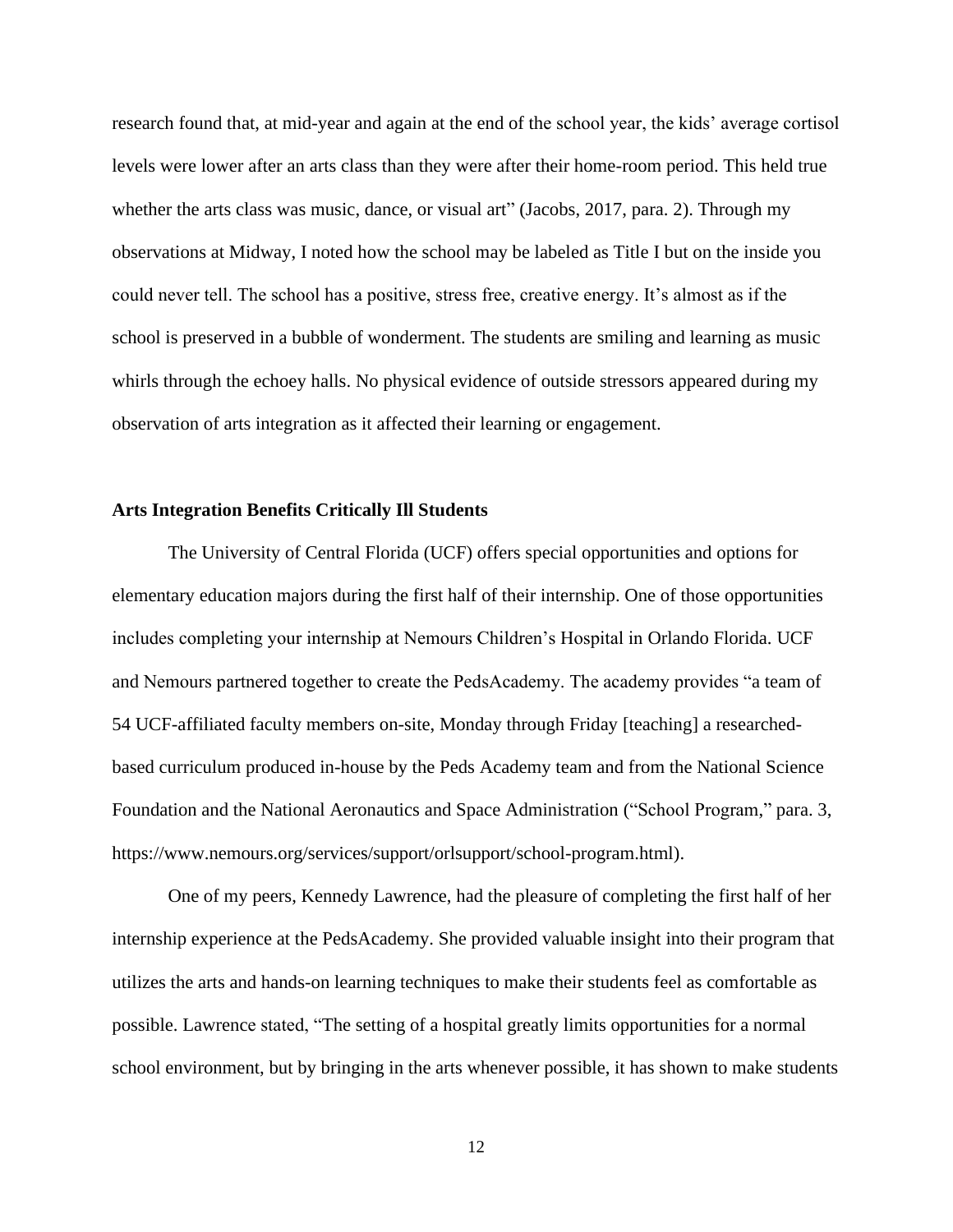research found that, at mid-year and again at the end of the school year, the kids' average cortisol levels were lower after an arts class than they were after their home-room period. This held true whether the arts class was music, dance, or visual art" (Jacobs, 2017, para. 2). Through my observations at Midway, I noted how the school may be labeled as Title I but on the inside you could never tell. The school has a positive, stress free, creative energy. It's almost as if the school is preserved in a bubble of wonderment. The students are smiling and learning as music whirls through the echoey halls. No physical evidence of outside stressors appeared during my observation of arts integration as it affected their learning or engagement.

**Arts Integration Benefits Critically Ill Students**

The University of Central Florida (UCF) offers special opportunities and options for elementary education majors during the first half of their internship. One of those opportunities includes completing your internship at Nemours Children's Hospital in Orlando Florida. UCF and Nemours partnered together to create the PedsAcademy. The academy provides "a team of 54 UCF-affiliated faculty members on-site, Monday through Friday [teaching] a researched-based curriculum produced in-house by the Peds Academy team and from the National Science Foundation and the National Aeronautics and Space Administration ("School Program," para. 3, https://www.nemours.org/services/support/orlsupport/school-program.html).

One of my peers, Kennedy Lawrence, had the pleasure of completing the first half of her internship experience at the PedsAcademy. She provided valuable insight into their program that utilizes the arts and hands-on learning techniques to make their students feel as comfortable as possible. Lawrence stated, "The setting of a hospital greatly limits opportunities for a normal school environment, but by bringing in the arts whenever possible, it has shown to make students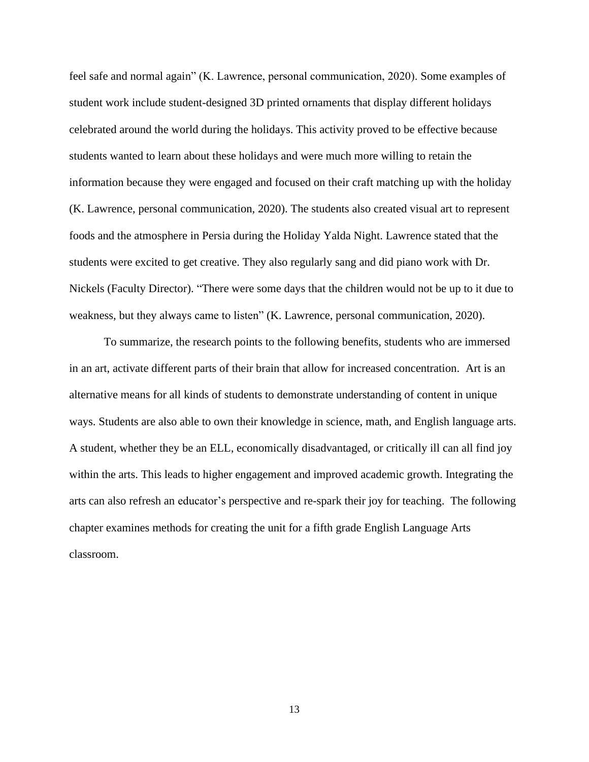feel safe and normal again" (K. Lawrence, personal communication, 2020). Some examples of student work include student-designed 3D printed ornaments that display different holidays celebrated around the world during the holidays. This activity proved to be effective because students wanted to learn about these holidays and were much more willing to retain the information because they were engaged and focused on their craft matching up with the holiday (K. Lawrence, personal communication, 2020). The students also created visual art to represent foods and the atmosphere in Persia during the Holiday Yalda Night. Lawrence stated that the students were excited to get creative. They also regularly sang and did piano work with Dr. Nickels (Faculty Director). "There were some days that the children would not be up to it due to weakness, but they always came to listen" (K. Lawrence, personal communication, 2020).

To summarize, the research points to the following benefits, students who are immersed in an art, activate different parts of their brain that allow for increased concentration. Art is an alternative means for all kinds of students to demonstrate understanding of content in unique ways. Students are also able to own their knowledge in science, math, and English language arts. A student, whether they be an ELL, economically disadvantaged, or critically ill can all find joy within the arts. This leads to higher engagement and improved academic growth. Integrating the arts can also refresh an educator's perspective and re-spark their joy for teaching. The following chapter examines methods for creating the unit for a fifth grade English Language Arts classroom.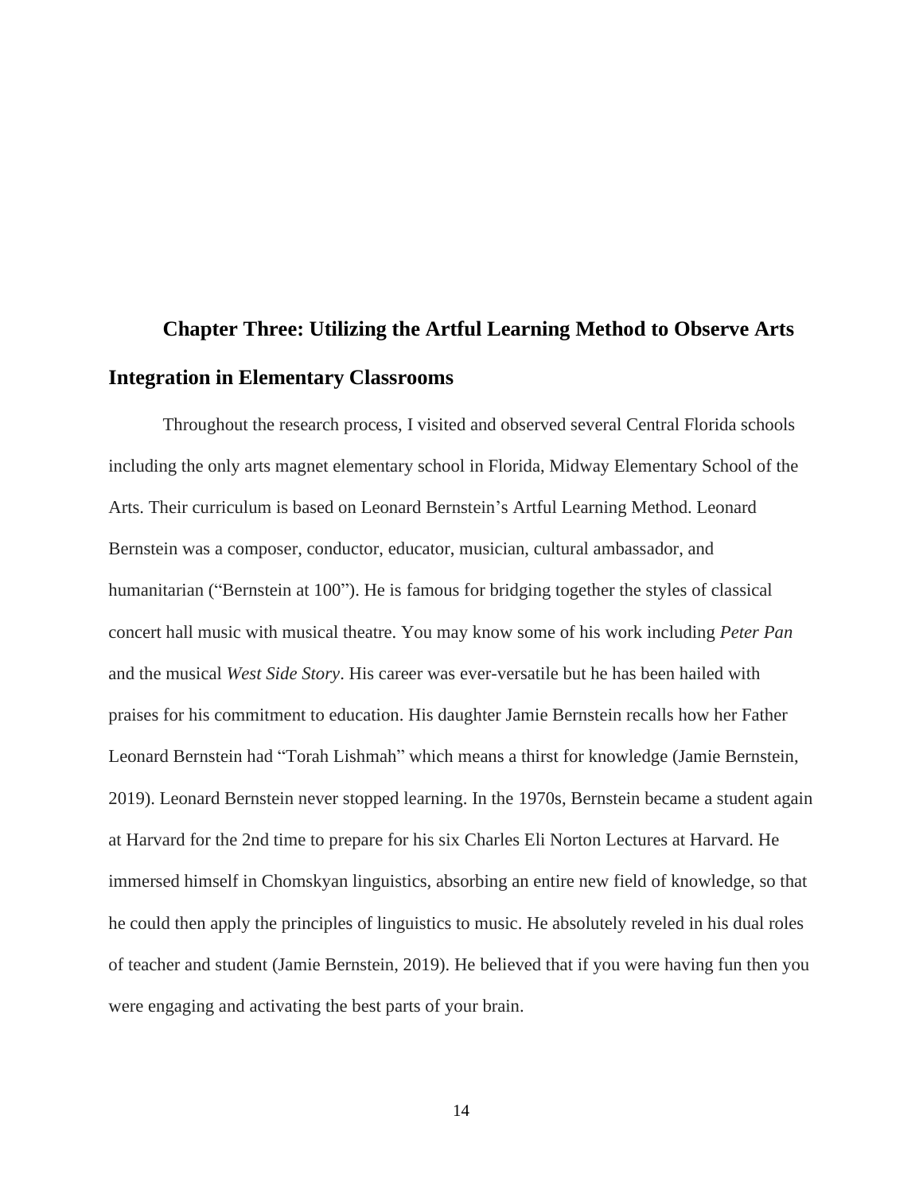## Chapter Three: Utilizing the Artful Learning Method to Observe Arts Integration in Elementary Classrooms

Throughout the research process, I visited and observed several Central Florida schools including the only arts magnet elementary school in Florida, Midway Elementary School of the Arts. Their curriculum is based on Leonard Bernstein's Artful Learning Method. Leonard Bernstein was a composer, conductor, educator, musician, cultural ambassador, and humanitarian ("Bernstein at 100"). He is famous for bridging together the styles of classical concert hall music with musical theatre. You may know some of his work including *Peter Pan* and the musical *West Side Story*. His career was ever-versatile but he has been hailed with praises for his commitment to education. His daughter Jamie Bernstein recalls how her Father Leonard Bernstein had "Torah Lishmah" which means a thirst for knowledge (Jamie Bernstein, 2019). Leonard Bernstein never stopped learning. In the 1970s, Bernstein became a student again at Harvard for the 2nd time to prepare for his six Charles Eli Norton Lectures at Harvard. He immersed himself in Chomskyan linguistics, absorbing an entire new field of knowledge, so that he could then apply the principles of linguistics to music. He absolutely reveled in his dual roles of teacher and student (Jamie Bernstein, 2019). He believed that if you were having fun then you were engaging and activating the best parts of your brain.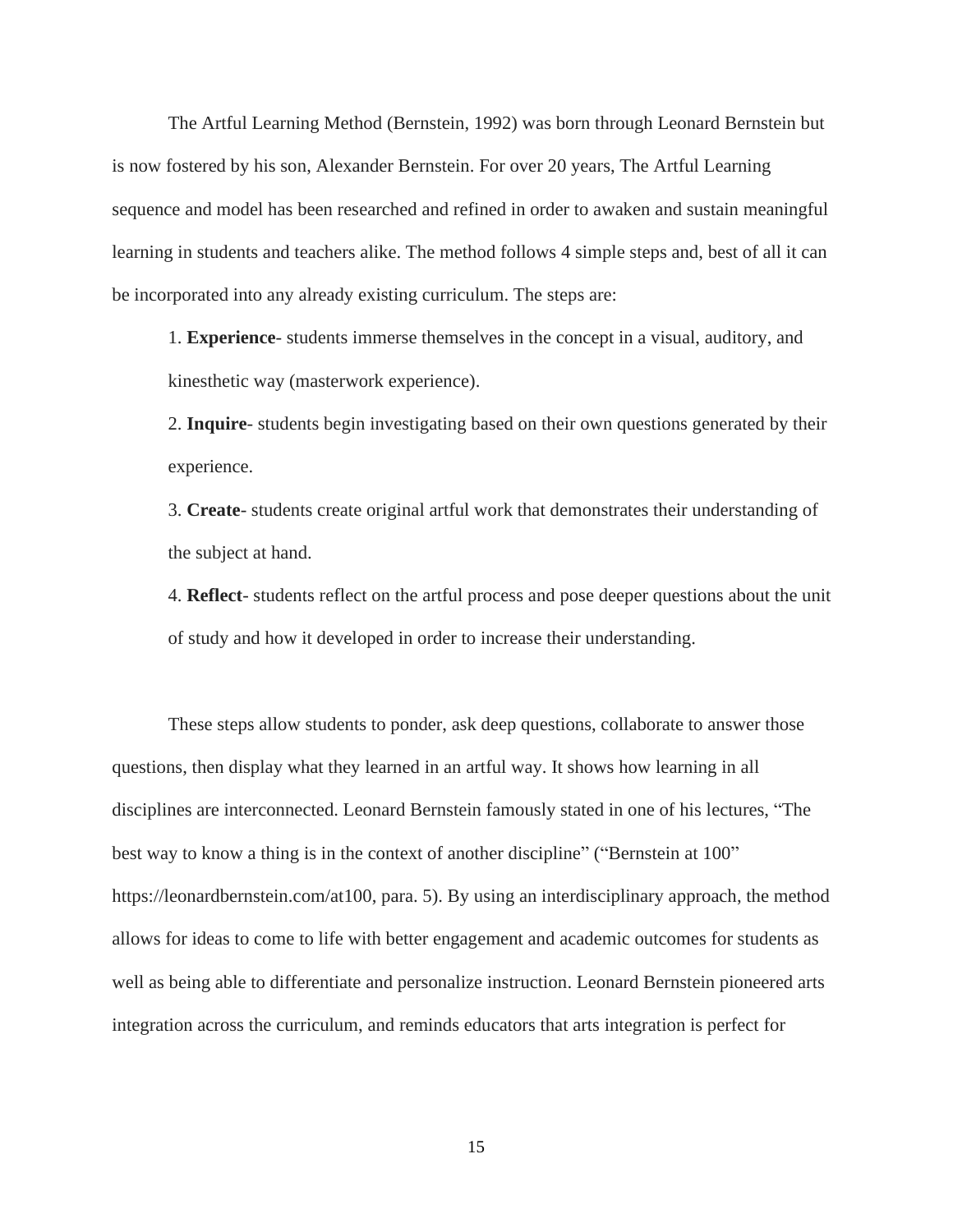The Artful Learning Method (Bernstein, 1992) was born through Leonard Bernstein but is now fostered by his son, Alexander Bernstein. For over 20 years, The Artful Learning sequence and model has been researched and refined in order to awaken and sustain meaningful learning in students and teachers alike. The method follows 4 simple steps and, best of all it can be incorporated into any already existing curriculum. The steps are:

1. **Experience**- students immerse themselves in the concept in a visual, auditory, and kinesthetic way (masterwork experience).
2. **Inquire**- students begin investigating based on their own questions generated by their experience.
3. **Create**- students create original artful work that demonstrates their understanding of the subject at hand.
4. **Reflect**- students reflect on the artful process and pose deeper questions about the unit of study and how it developed in order to increase their understanding.

These steps allow students to ponder, ask deep questions, collaborate to answer those questions, then display what they learned in an artful way. It shows how learning in all disciplines are interconnected. Leonard Bernstein famously stated in one of his lectures, "The best way to know a thing is in the context of another discipline" ("Bernstein at 100" https://leonardbernstein.com/at100, para. 5). By using an interdisciplinary approach, the method allows for ideas to come to life with better engagement and academic outcomes for students as well as being able to differentiate and personalize instruction. Leonard Bernstein pioneered arts integration across the curriculum, and reminds educators that arts integration is perfect for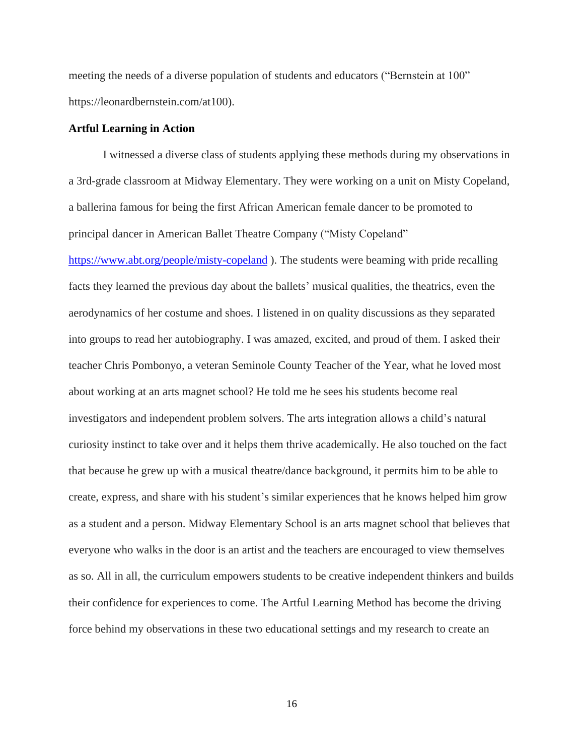meeting the needs of a diverse population of students and educators ("Bernstein at 100" https://leonardbernstein.com/at100).

**Artful Learning in Action**

I witnessed a diverse class of students applying these methods during my observations in a 3rd-grade classroom at Midway Elementary. They were working on a unit on Misty Copeland, a ballerina famous for being the first African American female dancer to be promoted to principal dancer in American Ballet Theatre Company ("Misty Copeland" https://www.abt.org/people/misty-copeland ). The students were beaming with pride recalling facts they learned the previous day about the ballets' musical qualities, the theatrics, even the aerodynamics of her costume and shoes. I listened in on quality discussions as they separated into groups to read her autobiography. I was amazed, excited, and proud of them. I asked their teacher Chris Pombonyo, a veteran Seminole County Teacher of the Year, what he loved most about working at an arts magnet school? He told me he sees his students become real investigators and independent problem solvers. The arts integration allows a child's natural curiosity instinct to take over and it helps them thrive academically. He also touched on the fact that because he grew up with a musical theatre/dance background, it permits him to be able to create, express, and share with his student's similar experiences that he knows helped him grow as a student and a person. Midway Elementary School is an arts magnet school that believes that everyone who walks in the door is an artist and the teachers are encouraged to view themselves as so. All in all, the curriculum empowers students to be creative independent thinkers and builds their confidence for experiences to come. The Artful Learning Method has become the driving force behind my observations in these two educational settings and my research to create an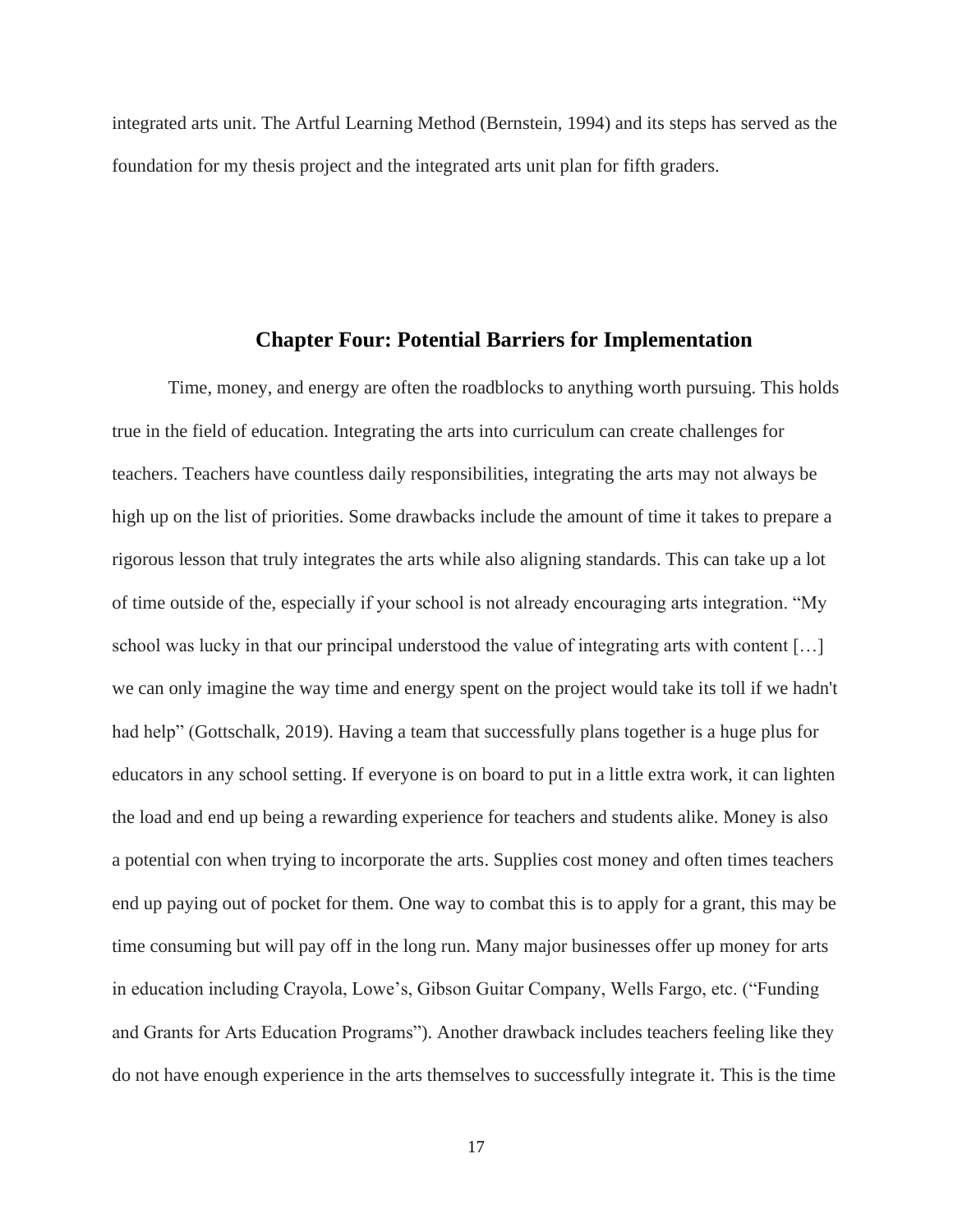integrated arts unit. The Artful Learning Method (Bernstein, 1994) and its steps has served as the foundation for my thesis project and the integrated arts unit plan for fifth graders.

## Chapter Four: Potential Barriers for Implementation

Time, money, and energy are often the roadblocks to anything worth pursuing. This holds true in the field of education. Integrating the arts into curriculum can create challenges for teachers. Teachers have countless daily responsibilities, integrating the arts may not always be high up on the list of priorities. Some drawbacks include the amount of time it takes to prepare a rigorous lesson that truly integrates the arts while also aligning standards. This can take up a lot of time outside of the, especially if your school is not already encouraging arts integration. "My school was lucky in that our principal understood the value of integrating arts with content […] we can only imagine the way time and energy spent on the project would take its toll if we hadn't had help" (Gottschalk, 2019). Having a team that successfully plans together is a huge plus for educators in any school setting. If everyone is on board to put in a little extra work, it can lighten the load and end up being a rewarding experience for teachers and students alike. Money is also a potential con when trying to incorporate the arts. Supplies cost money and often times teachers end up paying out of pocket for them. One way to combat this is to apply for a grant, this may be time consuming but will pay off in the long run. Many major businesses offer up money for arts in education including Crayola, Lowe's, Gibson Guitar Company, Wells Fargo, etc. ("Funding and Grants for Arts Education Programs"). Another drawback includes teachers feeling like they do not have enough experience in the arts themselves to successfully integrate it. This is the time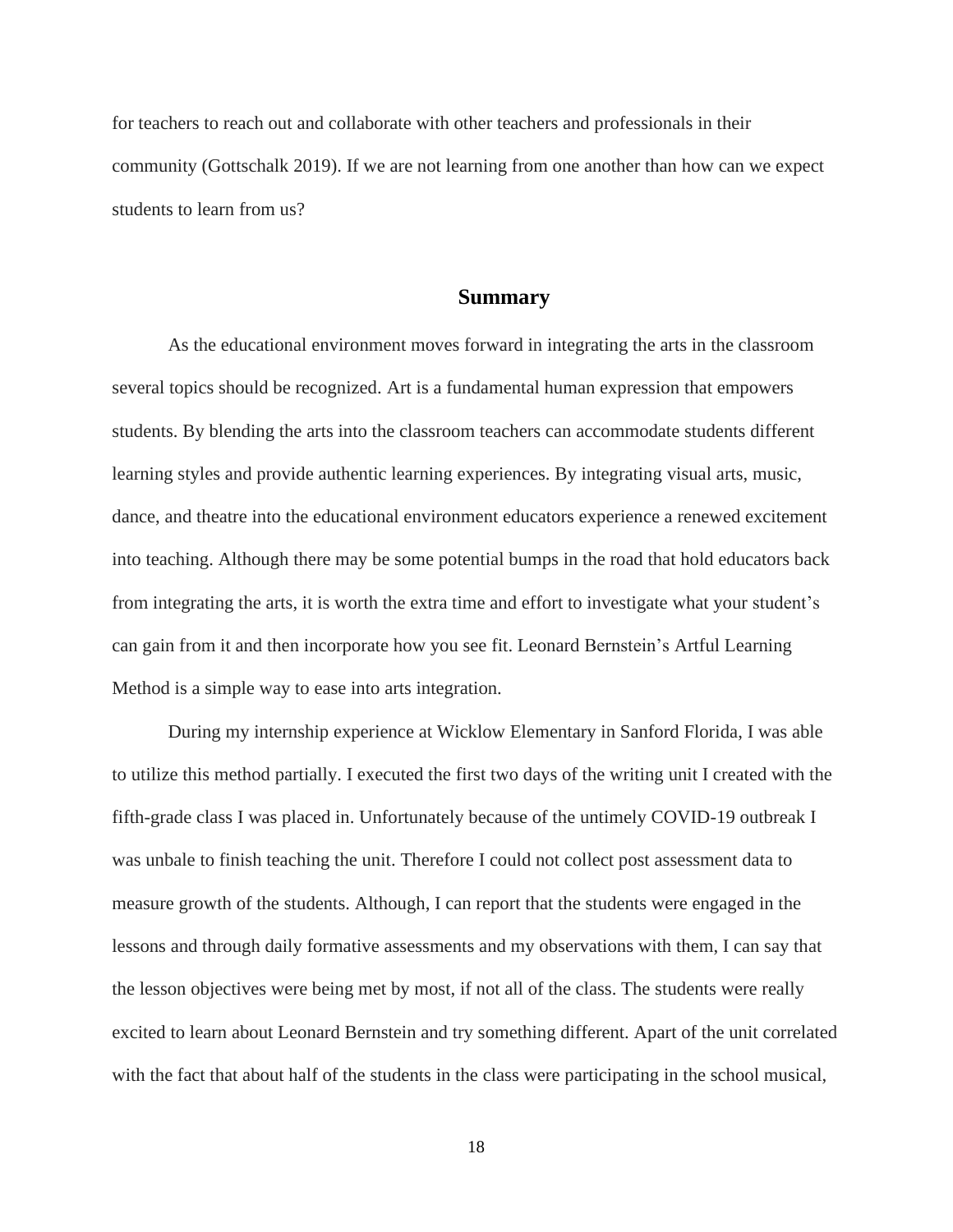for teachers to reach out and collaborate with other teachers and professionals in their community (Gottschalk 2019). If we are not learning from one another than how can we expect students to learn from us?

## Summary

As the educational environment moves forward in integrating the arts in the classroom several topics should be recognized. Art is a fundamental human expression that empowers students. By blending the arts into the classroom teachers can accommodate students different learning styles and provide authentic learning experiences. By integrating visual arts, music, dance, and theatre into the educational environment educators experience a renewed excitement into teaching. Although there may be some potential bumps in the road that hold educators back from integrating the arts, it is worth the extra time and effort to investigate what your student's can gain from it and then incorporate how you see fit. Leonard Bernstein's Artful Learning Method is a simple way to ease into arts integration.

During my internship experience at Wicklow Elementary in Sanford Florida, I was able to utilize this method partially. I executed the first two days of the writing unit I created with the fifth-grade class I was placed in. Unfortunately because of the untimely COVID-19 outbreak I was unbale to finish teaching the unit. Therefore I could not collect post assessment data to measure growth of the students. Although, I can report that the students were engaged in the lessons and through daily formative assessments and my observations with them, I can say that the lesson objectives were being met by most, if not all of the class. The students were really excited to learn about Leonard Bernstein and try something different. Apart of the unit correlated with the fact that about half of the students in the class were participating in the school musical,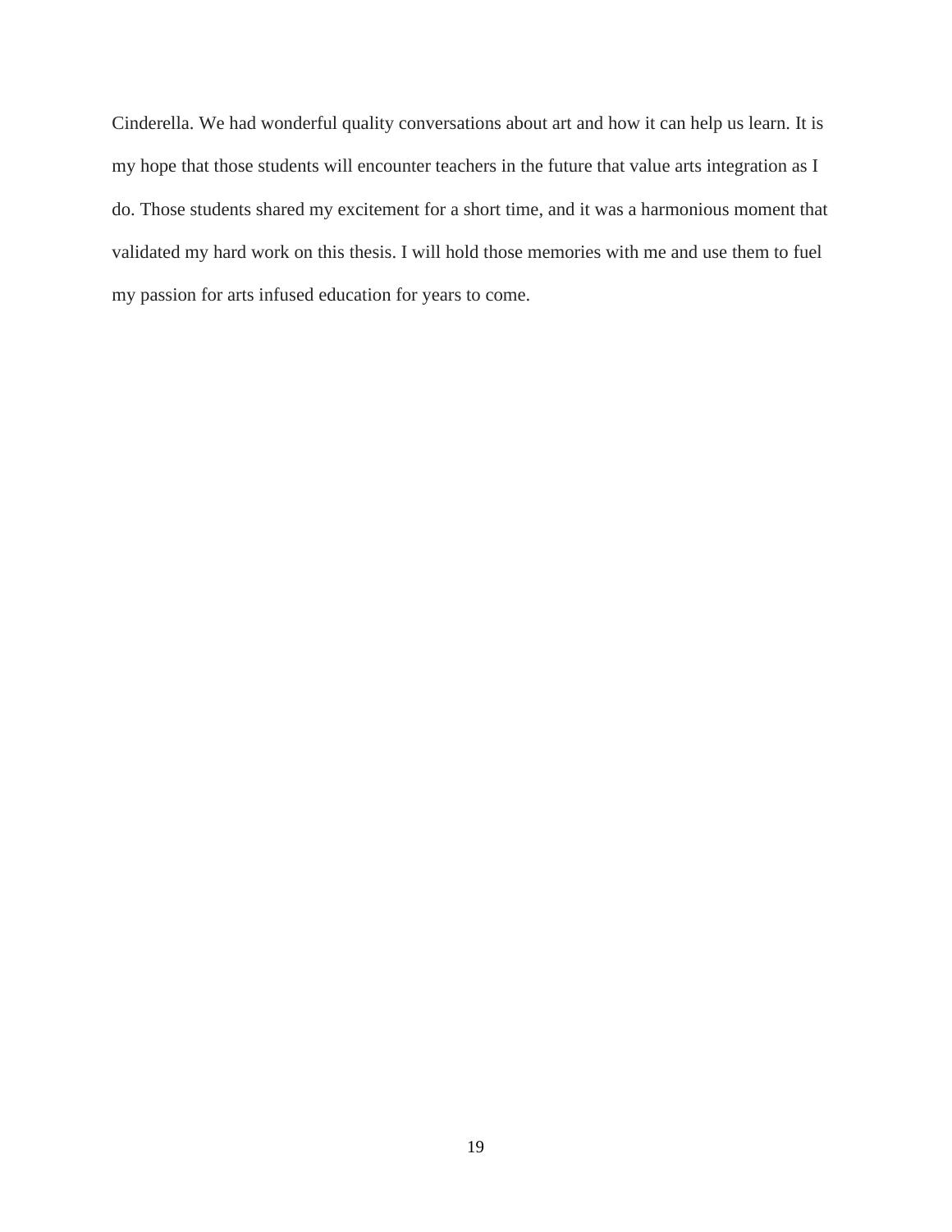Cinderella. We had wonderful quality conversations about art and how it can help us learn. It is my hope that those students will encounter teachers in the future that value arts integration as I do. Those students shared my excitement for a short time, and it was a harmonious moment that validated my hard work on this thesis. I will hold those memories with me and use them to fuel my passion for arts infused education for years to come.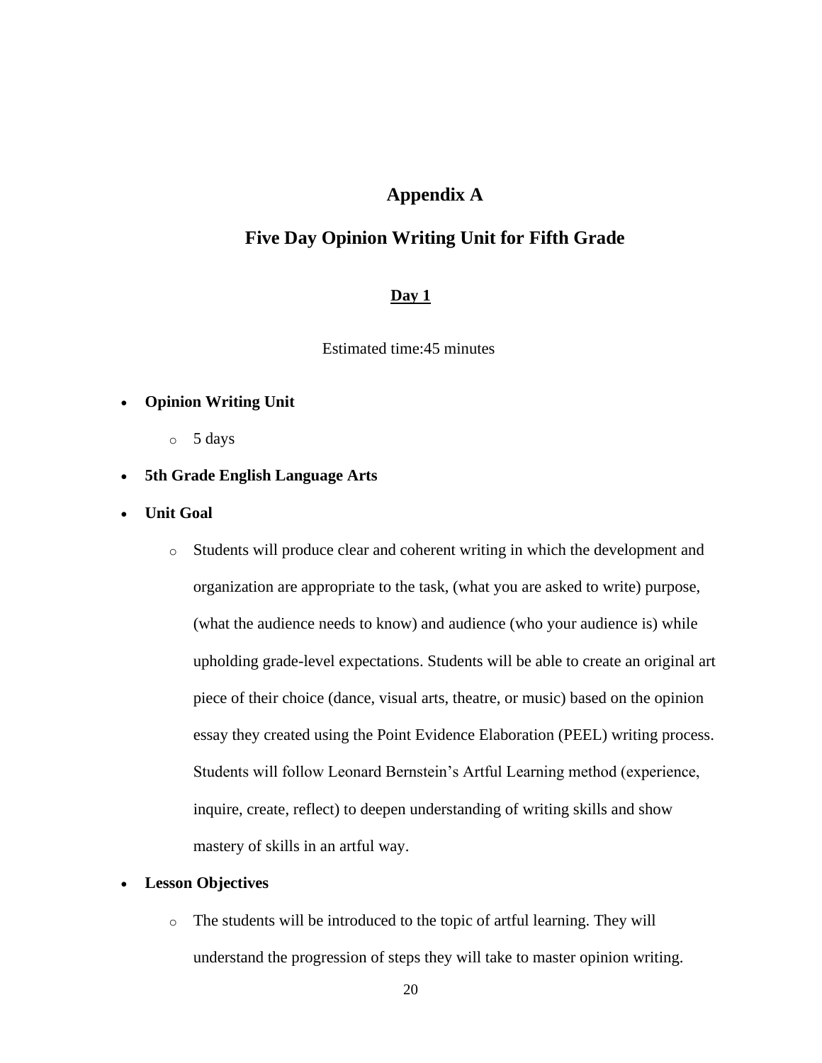# Appendix A

## Five Day Opinion Writing Unit for Fifth Grade

### Day 1

Estimated time:45 minutes

- **Opinion Writing Unit**
  - 5 days
- **5th Grade English Language Arts**
- **Unit Goal**
  - Students will produce clear and coherent writing in which the development and organization are appropriate to the task, (what you are asked to write) purpose, (what the audience needs to know) and audience (who your audience is) while upholding grade-level expectations. Students will be able to create an original art piece of their choice (dance, visual arts, theatre, or music) based on the opinion essay they created using the Point Evidence Elaboration (PEEL) writing process. Students will follow Leonard Bernstein's Artful Learning method (experience, inquire, create, reflect) to deepen understanding of writing skills and show mastery of skills in an artful way.
- **Lesson Objectives**
  - The students will be introduced to the topic of artful learning. They will understand the progression of steps they will take to master opinion writing.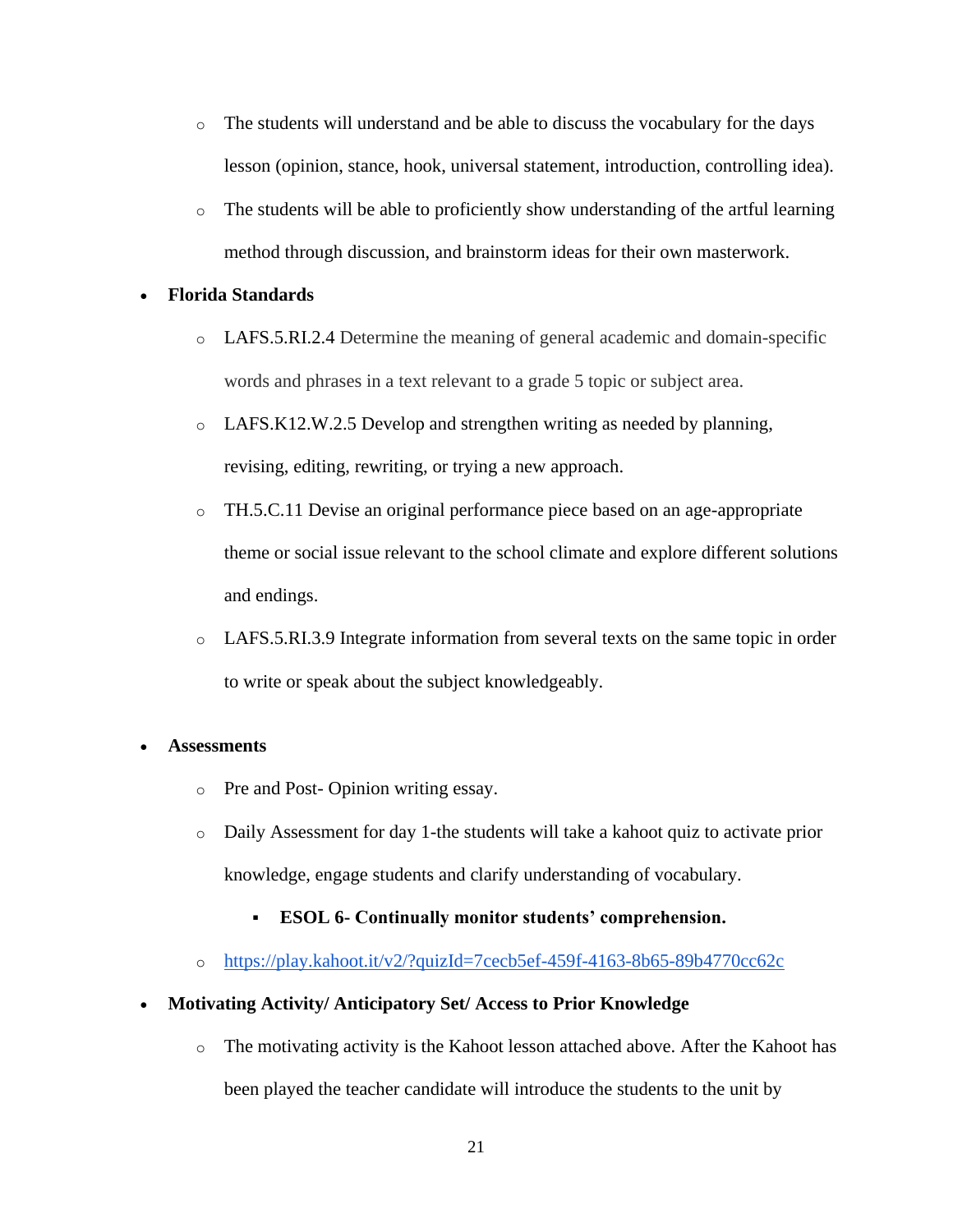- The students will understand and be able to discuss the vocabulary for the days lesson (opinion, stance, hook, universal statement, introduction, controlling idea).
  - The students will be able to proficiently show understanding of the artful learning method through discussion, and brainstorm ideas for their own masterwork.

- **Florida Standards**
  - LAFS.5.RI.2.4 Determine the meaning of general academic and domain-specific words and phrases in a text relevant to a grade 5 topic or subject area.
  - LAFS.K12.W.2.5 Develop and strengthen writing as needed by planning, revising, editing, rewriting, or trying a new approach.
  - TH.5.C.11 Devise an original performance piece based on an age-appropriate theme or social issue relevant to the school climate and explore different solutions and endings.
  - LAFS.5.RI.3.9 Integrate information from several texts on the same topic in order to write or speak about the subject knowledgeably.

- **Assessments**
  - Pre and Post- Opinion writing essay.
  - Daily Assessment for day 1-the students will take a kahoot quiz to activate prior knowledge, engage students and clarify understanding of vocabulary.
    - **ESOL 6- Continually monitor students' comprehension.**
  - https://play.kahoot.it/v2/?quizId=7cecb5ef-459f-4163-8b65-89b4770cc62c

- **Motivating Activity/ Anticipatory Set/ Access to Prior Knowledge**
  - The motivating activity is the Kahoot lesson attached above. After the Kahoot has been played the teacher candidate will introduce the students to the unit by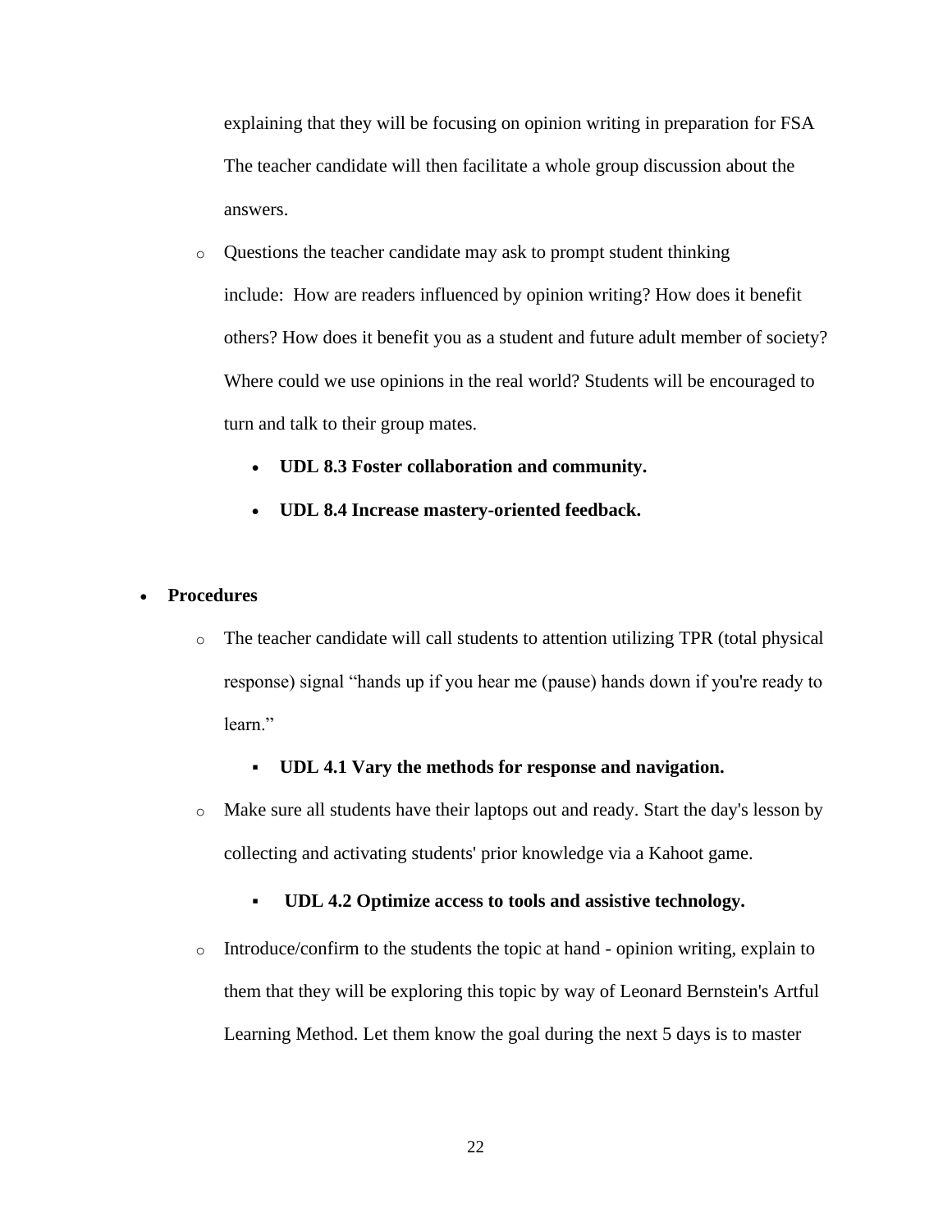explaining that they will be focusing on opinion writing in preparation for FSA The teacher candidate will then facilitate a whole group discussion about the answers.

- Questions the teacher candidate may ask to prompt student thinking include: How are readers influenced by opinion writing? How does it benefit others? How does it benefit you as a student and future adult member of society? Where could we use opinions in the real world? Students will be encouraged to turn and talk to their group mates.
    - **UDL 8.3 Foster collaboration and community.**
    - **UDL 8.4 Increase mastery-oriented feedback.**

- **Procedures**
    - The teacher candidate will call students to attention utilizing TPR (total physical response) signal "hands up if you hear me (pause) hands down if you're ready to learn."
        - **UDL 4.1 Vary the methods for response and navigation.**
    - Make sure all students have their laptops out and ready. Start the day's lesson by collecting and activating students' prior knowledge via a Kahoot game.
        - **UDL 4.2 Optimize access to tools and assistive technology.**
    - Introduce/confirm to the students the topic at hand - opinion writing, explain to them that they will be exploring this topic by way of Leonard Bernstein's Artful Learning Method. Let them know the goal during the next 5 days is to master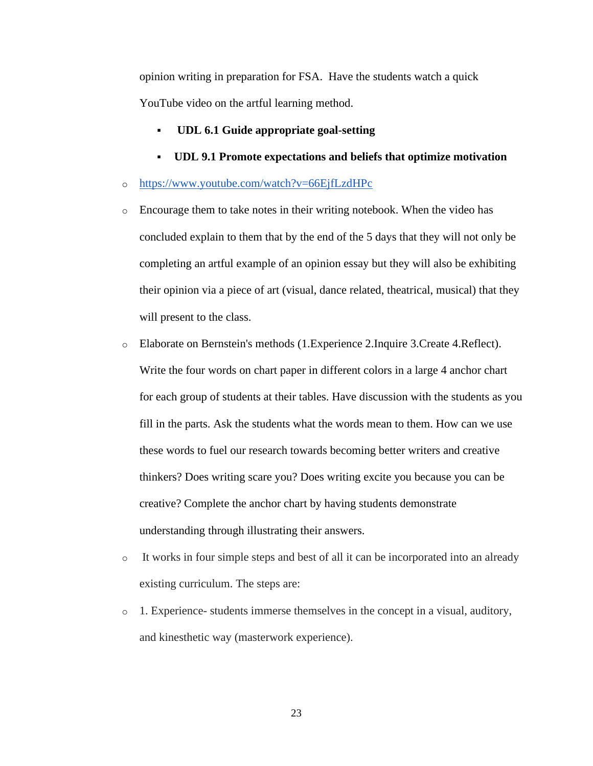opinion writing in preparation for FSA.  Have the students watch a quick YouTube video on the artful learning method.

  - **UDL 6.1 Guide appropriate goal-setting**
  - **UDL 9.1 Promote expectations and beliefs that optimize motivation**

- https://www.youtube.com/watch?v=66EjfLzdHPc
- Encourage them to take notes in their writing notebook. When the video has concluded explain to them that by the end of the 5 days that they will not only be completing an artful example of an opinion essay but they will also be exhibiting their opinion via a piece of art (visual, dance related, theatrical, musical) that they will present to the class.
- Elaborate on Bernstein's methods (1.Experience 2.Inquire 3.Create 4.Reflect). Write the four words on chart paper in different colors in a large 4 anchor chart for each group of students at their tables. Have discussion with the students as you fill in the parts. Ask the students what the words mean to them. How can we use these words to fuel our research towards becoming better writers and creative thinkers? Does writing scare you? Does writing excite you because you can be creative? Complete the anchor chart by having students demonstrate understanding through illustrating their answers.
- It works in four simple steps and best of all it can be incorporated into an already existing curriculum. The steps are:
- 1. Experience- students immerse themselves in the concept in a visual, auditory, and kinesthetic way (masterwork experience).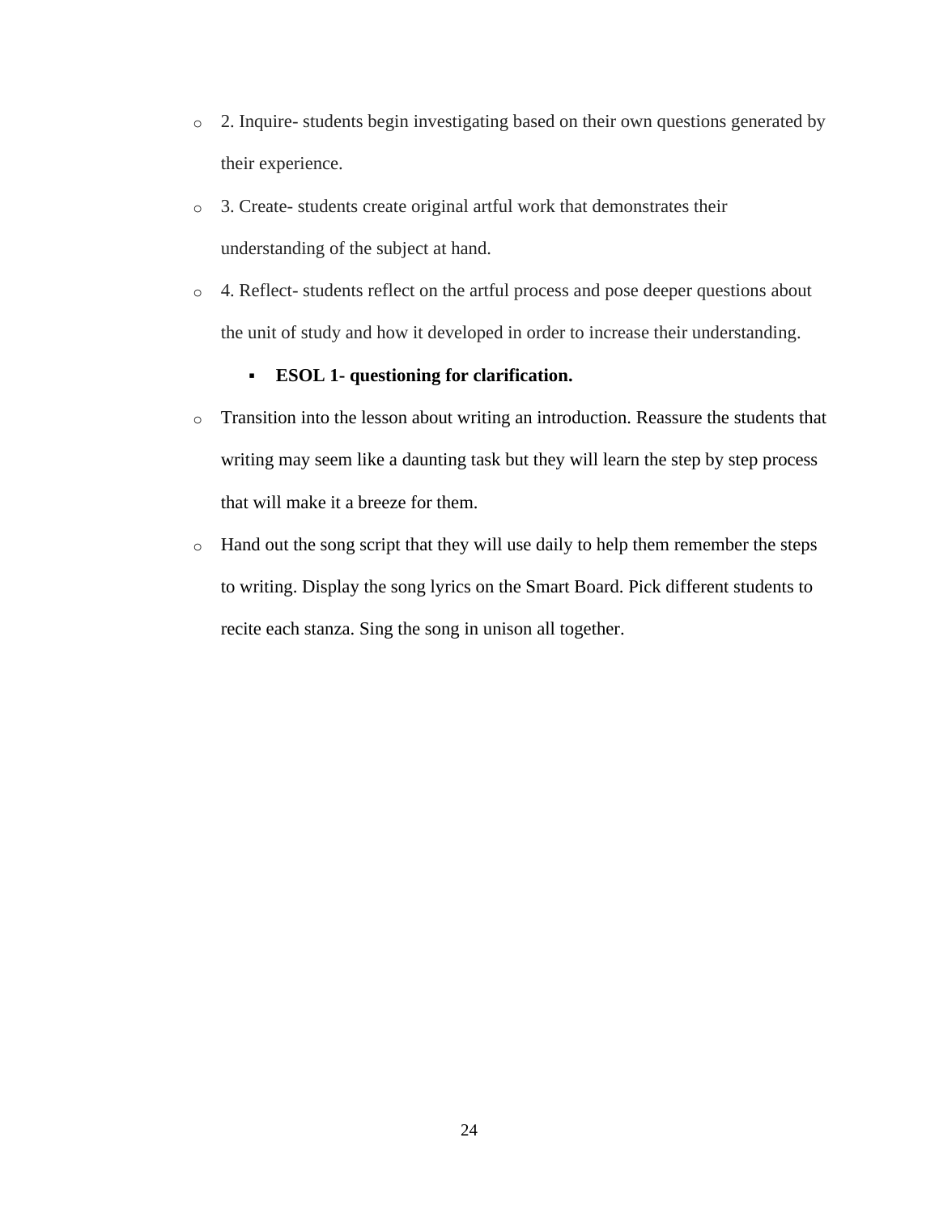- 2. Inquire- students begin investigating based on their own questions generated by their experience.
- 3. Create- students create original artful work that demonstrates their understanding of the subject at hand.
- 4. Reflect- students reflect on the artful process and pose deeper questions about the unit of study and how it developed in order to increase their understanding.
  - **ESOL 1- questioning for clarification.**
- Transition into the lesson about writing an introduction. Reassure the students that writing may seem like a daunting task but they will learn the step by step process that will make it a breeze for them.
- Hand out the song script that they will use daily to help them remember the steps to writing. Display the song lyrics on the Smart Board. Pick different students to recite each stanza. Sing the song in unison all together.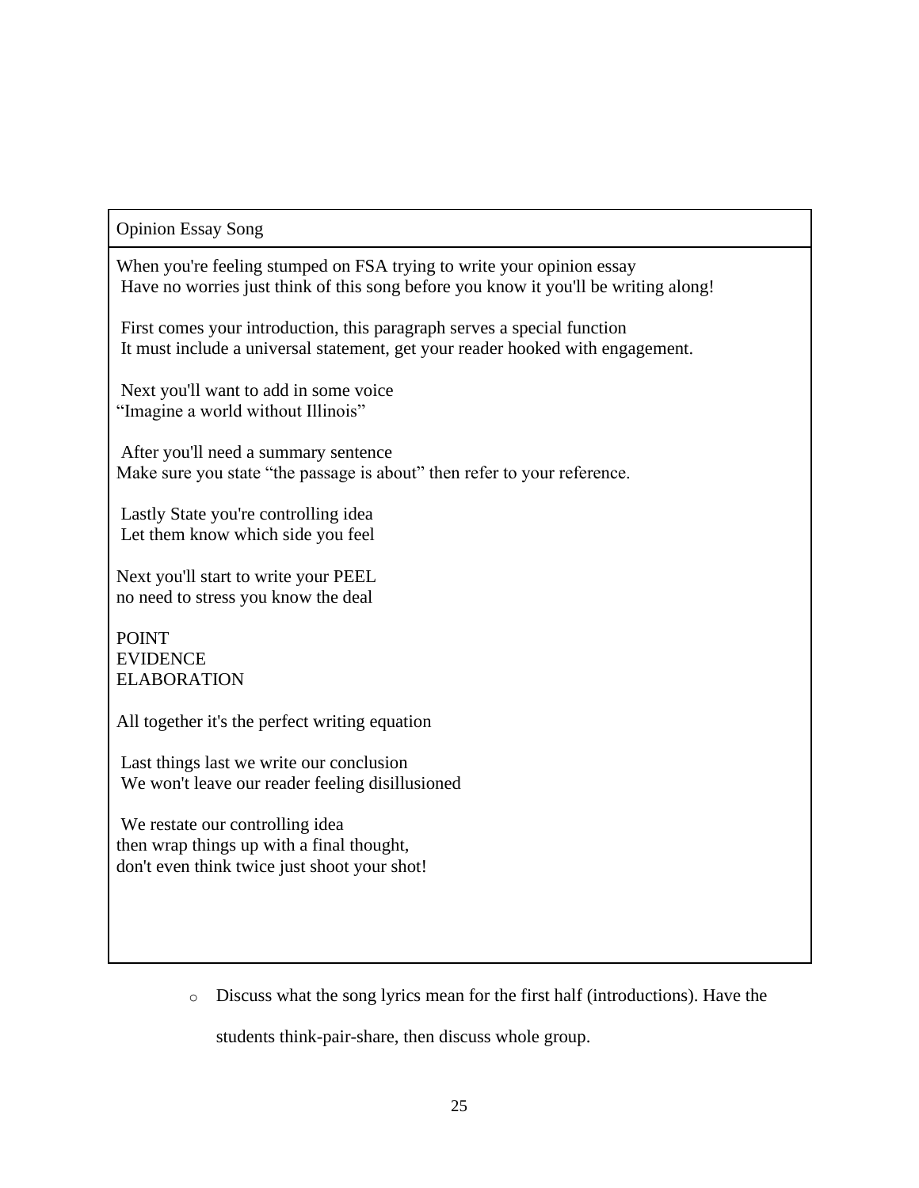**Opinion Essay Song**

When you're feeling stumped on FSA trying to write your opinion essay
Have no worries just think of this song before you know it you'll be writing along!

First comes your introduction, this paragraph serves a special function
It must include a universal statement, get your reader hooked with engagement.

Next you'll want to add in some voice
"Imagine a world without Illinois"

After you'll need a summary sentence
Make sure you state "the passage is about" then refer to your reference.

Lastly State you're controlling idea
Let them know which side you feel

Next you'll start to write your PEEL
no need to stress you know the deal

POINT
EVIDENCE
ELABORATION

All together it's the perfect writing equation

Last things last we write our conclusion
We won't leave our reader feeling disillusioned

We restate our controlling idea
then wrap things up with a final thought,
don't even think twice just shoot your shot!

- Discuss what the song lyrics mean for the first half (introductions). Have the students think-pair-share, then discuss whole group.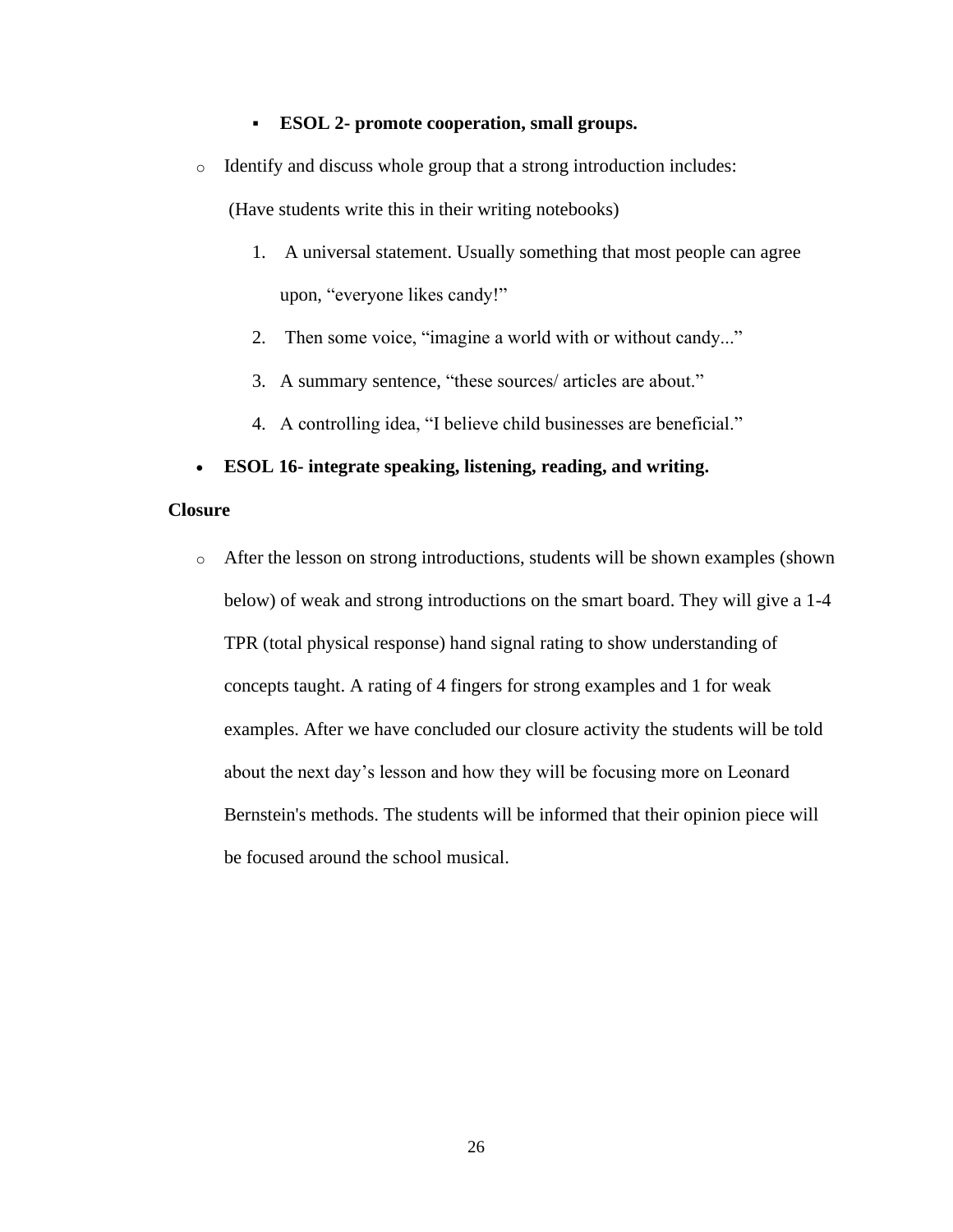- **ESOL 2- promote cooperation, small groups.**

- Identify and discuss whole group that a strong introduction includes:

  (Have students write this in their writing notebooks)

  1. A universal statement. Usually something that most people can agree upon, "everyone likes candy!"
  2. Then some voice, "imagine a world with or without candy..."
  3. A summary sentence, "these sources/ articles are about."
  4. A controlling idea, "I believe child businesses are beneficial."

- **ESOL 16- integrate speaking, listening, reading, and writing.**

**Closure**

- After the lesson on strong introductions, students will be shown examples (shown below) of weak and strong introductions on the smart board. They will give a 1-4 TPR (total physical response) hand signal rating to show understanding of concepts taught. A rating of 4 fingers for strong examples and 1 for weak examples. After we have concluded our closure activity the students will be told about the next day's lesson and how they will be focusing more on Leonard Bernstein's methods. The students will be informed that their opinion piece will be focused around the school musical.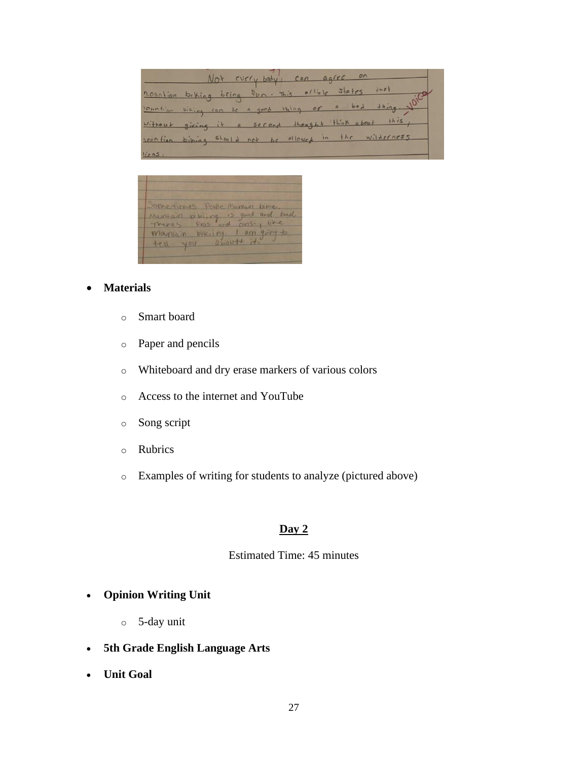- **Materials**
  - Smart board
  - Paper and pencils
  - Whiteboard and dry erase markers of various colors
  - Access to the internet and YouTube
  - Song script
  - Rubrics
  - Examples of writing for students to analyze (pictured above)

## Day 2

Estimated Time: 45 minutes

- **Opinion Writing Unit**
  - 5-day unit
- **5th Grade English Language Arts**
- **Unit Goal**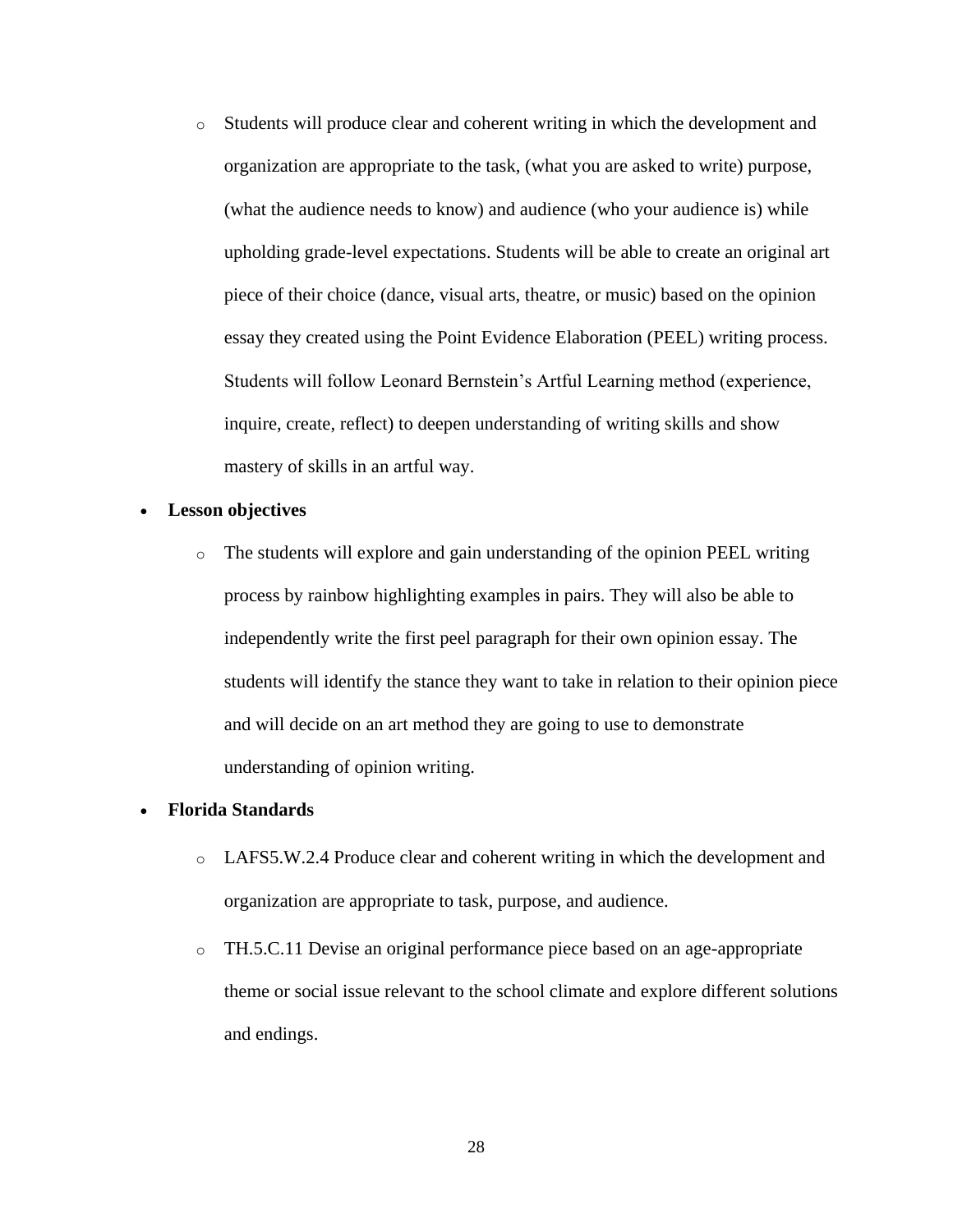- Students will produce clear and coherent writing in which the development and organization are appropriate to the task, (what you are asked to write) purpose, (what the audience needs to know) and audience (who your audience is) while upholding grade-level expectations. Students will be able to create an original art piece of their choice (dance, visual arts, theatre, or music) based on the opinion essay they created using the Point Evidence Elaboration (PEEL) writing process. Students will follow Leonard Bernstein's Artful Learning method (experience, inquire, create, reflect) to deepen understanding of writing skills and show mastery of skills in an artful way.

- **Lesson objectives**
  - The students will explore and gain understanding of the opinion PEEL writing process by rainbow highlighting examples in pairs. They will also be able to independently write the first peel paragraph for their own opinion essay. The students will identify the stance they want to take in relation to their opinion piece and will decide on an art method they are going to use to demonstrate understanding of opinion writing.

- **Florida Standards**
  - LAFS5.W.2.4 Produce clear and coherent writing in which the development and organization are appropriate to task, purpose, and audience.
  - TH.5.C.11 Devise an original performance piece based on an age-appropriate theme or social issue relevant to the school climate and explore different solutions and endings.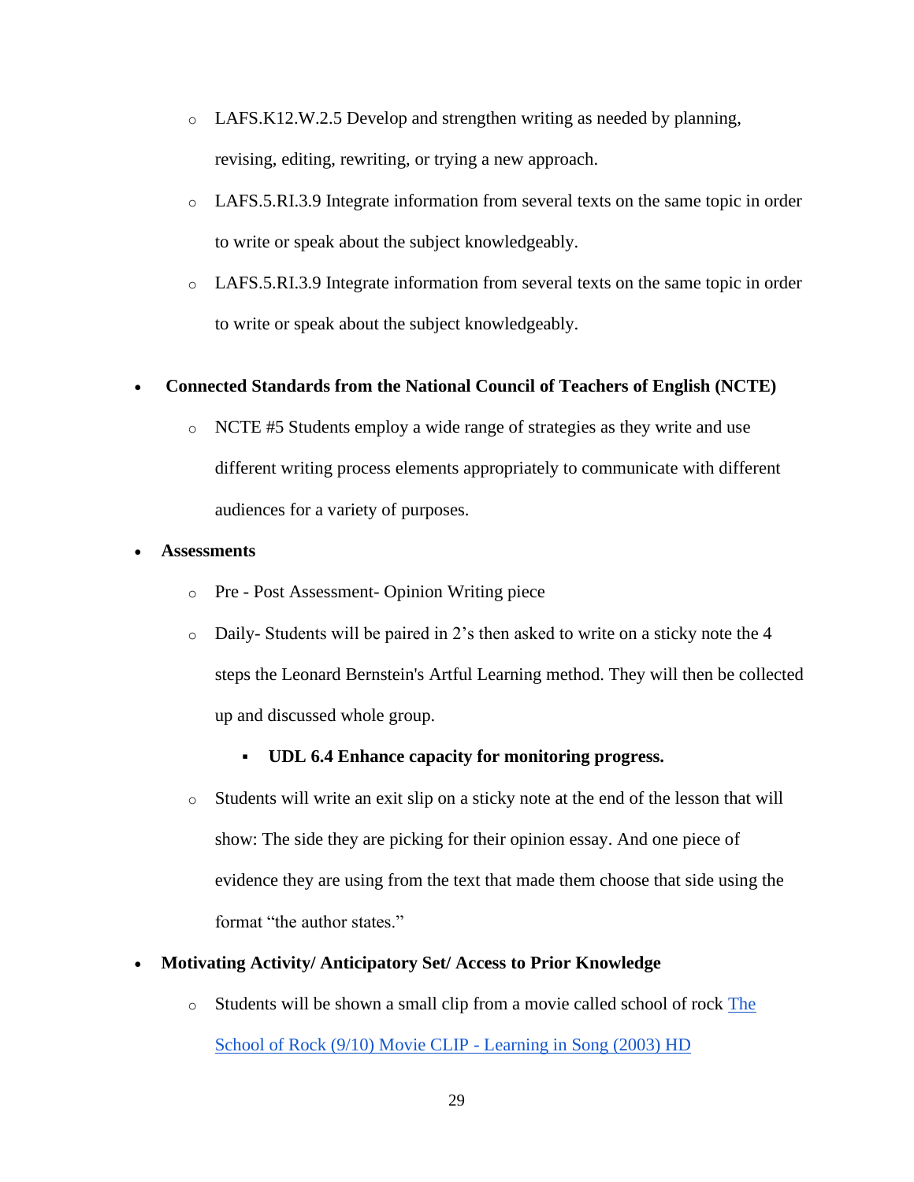- LAFS.K12.W.2.5 Develop and strengthen writing as needed by planning, revising, editing, rewriting, or trying a new approach.
    - LAFS.5.RI.3.9 Integrate information from several texts on the same topic in order to write or speak about the subject knowledgeably.
    - LAFS.5.RI.3.9 Integrate information from several texts on the same topic in order to write or speak about the subject knowledgeably.

- **Connected Standards from the National Council of Teachers of English (NCTE)**
    - NCTE #5 Students employ a wide range of strategies as they write and use different writing process elements appropriately to communicate with different audiences for a variety of purposes.
- **Assessments**
    - Pre - Post Assessment- Opinion Writing piece
    - Daily- Students will be paired in 2's then asked to write on a sticky note the 4 steps the Leonard Bernstein's Artful Learning method. They will then be collected up and discussed whole group.
        - **UDL 6.4 Enhance capacity for monitoring progress.**
    - Students will write an exit slip on a sticky note at the end of the lesson that will show: The side they are picking for their opinion essay. And one piece of evidence they are using from the text that made them choose that side using the format "the author states."
- **Motivating Activity/ Anticipatory Set/ Access to Prior Knowledge**
    - Students will be shown a small clip from a movie called school of rock [The School of Rock (9/10) Movie CLIP - Learning in Song (2003) HD]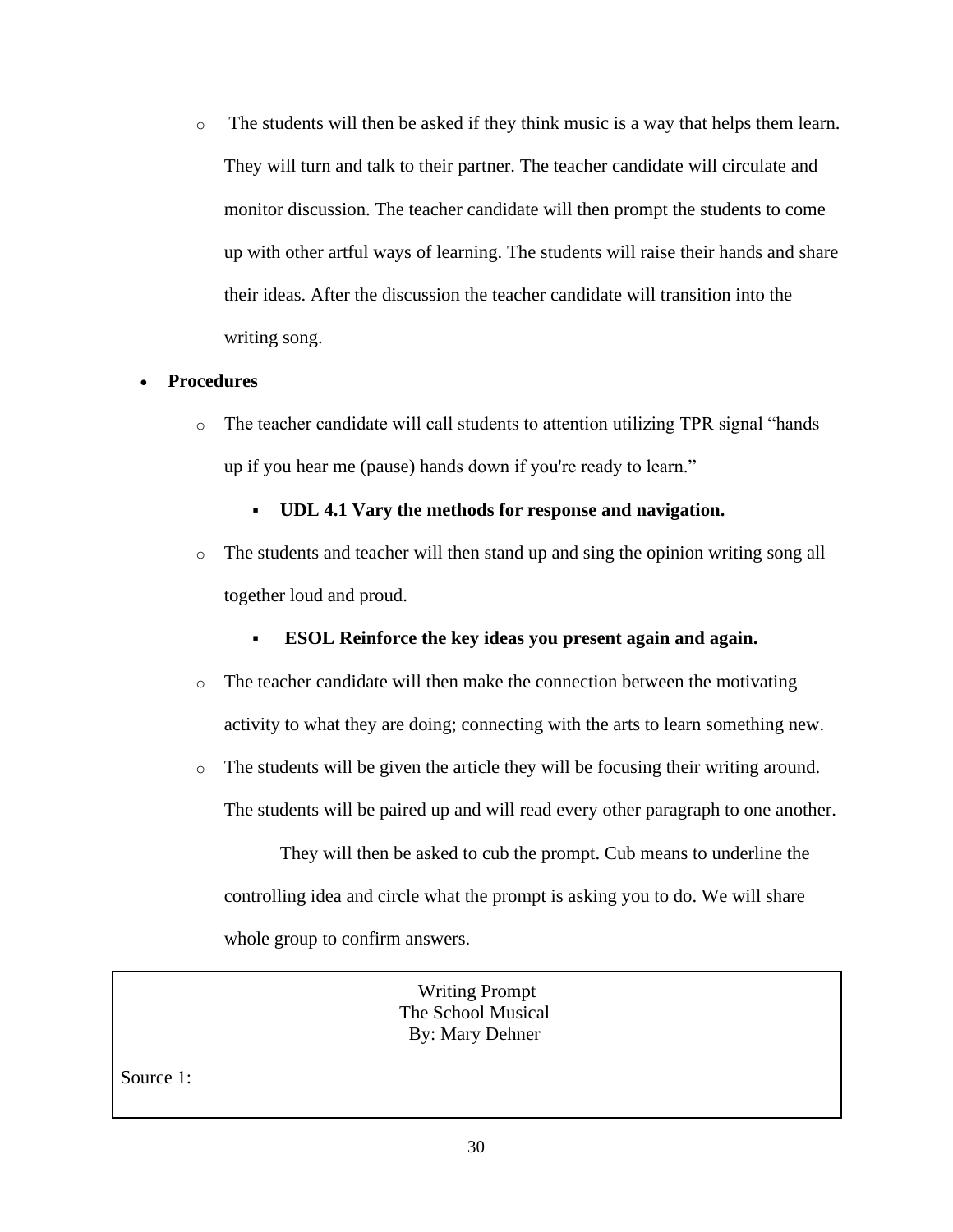- The students will then be asked if they think music is a way that helps them learn. They will turn and talk to their partner. The teacher candidate will circulate and monitor discussion. The teacher candidate will then prompt the students to come up with other artful ways of learning. The students will raise their hands and share their ideas. After the discussion the teacher candidate will transition into the writing song.

- **Procedures**
  - The teacher candidate will call students to attention utilizing TPR signal "hands up if you hear me (pause) hands down if you're ready to learn."
    - **UDL 4.1 Vary the methods for response and navigation.**
  - The students and teacher will then stand up and sing the opinion writing song all together loud and proud.
    - **ESOL Reinforce the key ideas you present again and again.**
  - The teacher candidate will then make the connection between the motivating activity to what they are doing; connecting with the arts to learn something new.
  - The students will be given the article they will be focusing their writing around. The students will be paired up and will read every other paragraph to one another.

    They will then be asked to cub the prompt. Cub means to underline the controlling idea and circle what the prompt is asking you to do. We will share whole group to confirm answers.

| Writing Prompt<br>The School Musical<br>By: Mary Dehner<br><br>Source 1: |
|---|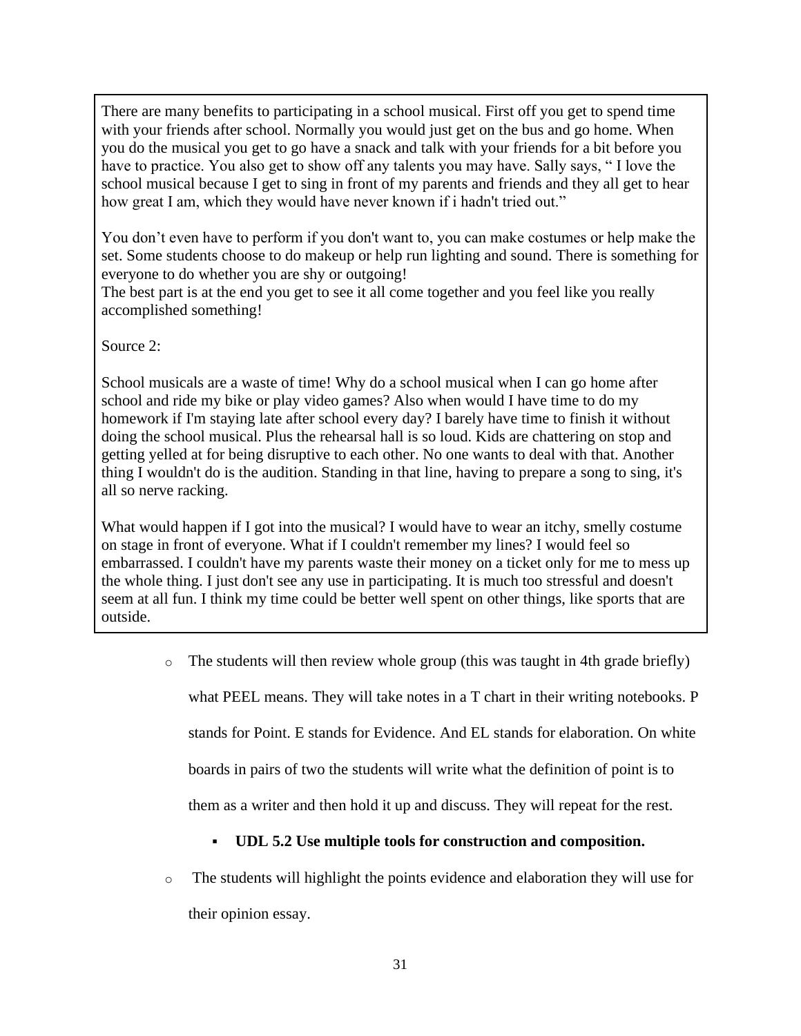There are many benefits to participating in a school musical. First off you get to spend time with your friends after school. Normally you would just get on the bus and go home. When you do the musical you get to go have a snack and talk with your friends for a bit before you have to practice. You also get to show off any talents you may have. Sally says, " I love the school musical because I get to sing in front of my parents and friends and they all get to hear how great I am, which they would have never known if i hadn't tried out."

You don't even have to perform if you don't want to, you can make costumes or help make the set. Some students choose to do makeup or help run lighting and sound. There is something for everyone to do whether you are shy or outgoing!
The best part is at the end you get to see it all come together and you feel like you really accomplished something!

Source 2:

School musicals are a waste of time! Why do a school musical when I can go home after school and ride my bike or play video games? Also when would I have time to do my homework if I'm staying late after school every day? I barely have time to finish it without doing the school musical. Plus the rehearsal hall is so loud. Kids are chattering on stop and getting yelled at for being disruptive to each other. No one wants to deal with that. Another thing I wouldn't do is the audition. Standing in that line, having to prepare a song to sing, it's all so nerve racking.

What would happen if I got into the musical? I would have to wear an itchy, smelly costume on stage in front of everyone. What if I couldn't remember my lines? I would feel so embarrassed. I couldn't have my parents waste their money on a ticket only for me to mess up the whole thing. I just don't see any use in participating. It is much too stressful and doesn't seem at all fun. I think my time could be better well spent on other things, like sports that are outside.

- The students will then review whole group (this was taught in 4th grade briefly) what PEEL means. They will take notes in a T chart in their writing notebooks. P stands for Point. E stands for Evidence. And EL stands for elaboration. On white boards in pairs of two the students will write what the definition of point is to them as a writer and then hold it up and discuss. They will repeat for the rest.
  - **UDL 5.2 Use multiple tools for construction and composition.**
- The students will highlight the points evidence and elaboration they will use for their opinion essay.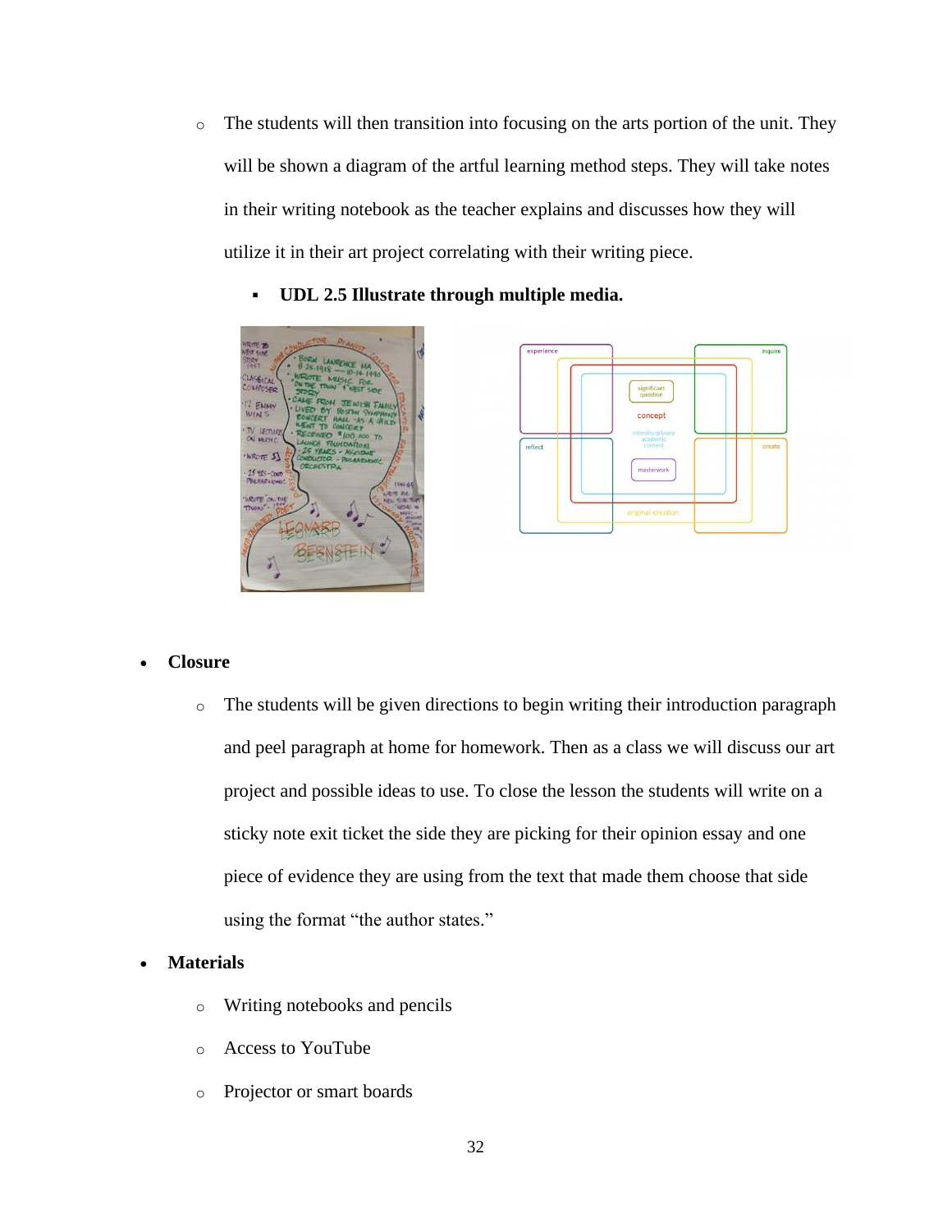- The students will then transition into focusing on the arts portion of the unit. They will be shown a diagram of the artful learning method steps. They will take notes in their writing notebook as the teacher explains and discusses how they will utilize it in their art project correlating with their writing piece.
  - **UDL 2.5 Illustrate through multiple media.**

- **Closure**
  - The students will be given directions to begin writing their introduction paragraph and peel paragraph at home for homework. Then as a class we will discuss our art project and possible ideas to use. To close the lesson the students will write on a sticky note exit ticket the side they are picking for their opinion essay and one piece of evidence they are using from the text that made them choose that side using the format "the author states."

- **Materials**
  - Writing notebooks and pencils
  - Access to YouTube
  - Projector or smart boards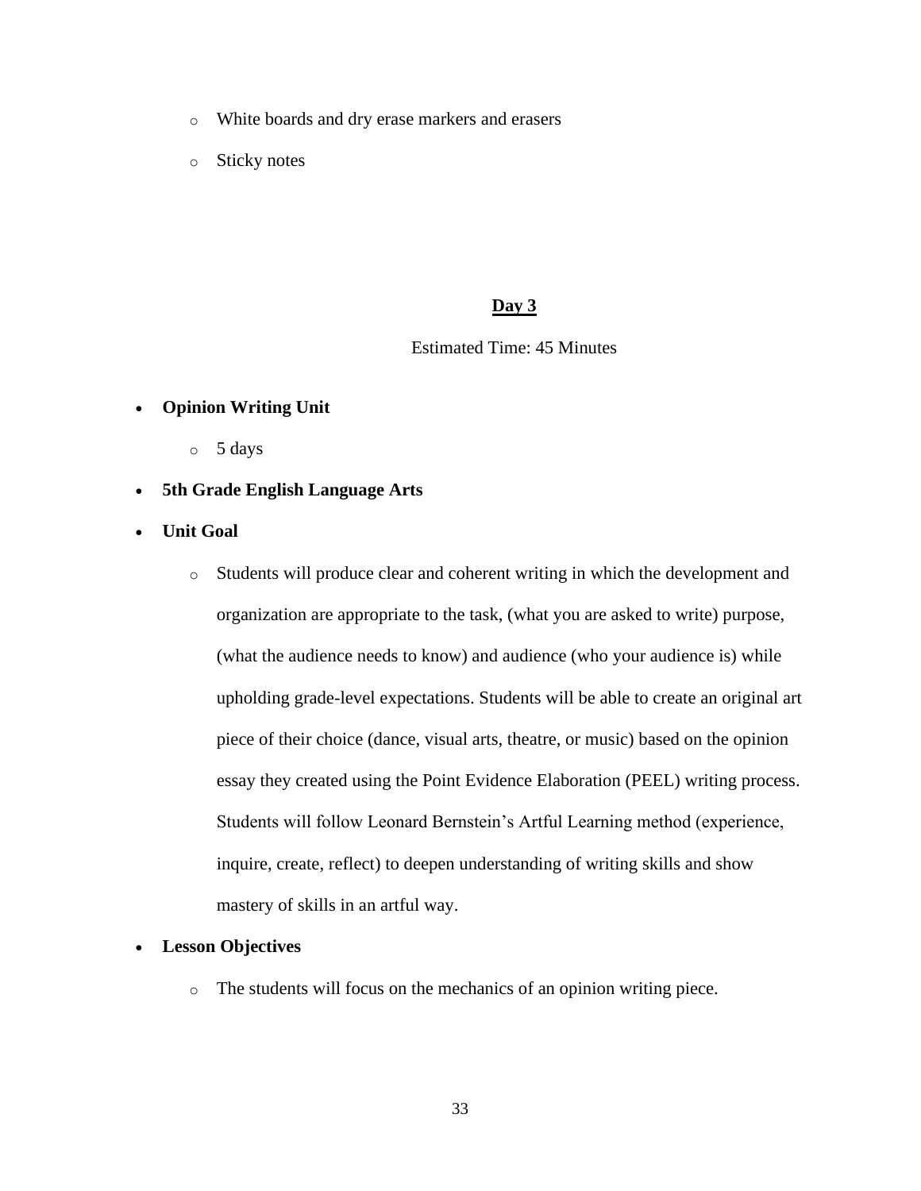- White boards and dry erase markers and erasers
- Sticky notes

## **Day 3**

Estimated Time: 45 Minutes

- **Opinion Writing Unit**
  - 5 days
- **5th Grade English Language Arts**
- **Unit Goal**
  - Students will produce clear and coherent writing in which the development and organization are appropriate to the task, (what you are asked to write) purpose, (what the audience needs to know) and audience (who your audience is) while upholding grade-level expectations. Students will be able to create an original art piece of their choice (dance, visual arts, theatre, or music) based on the opinion essay they created using the Point Evidence Elaboration (PEEL) writing process. Students will follow Leonard Bernstein's Artful Learning method (experience, inquire, create, reflect) to deepen understanding of writing skills and show mastery of skills in an artful way.
- **Lesson Objectives**
  - The students will focus on the mechanics of an opinion writing piece.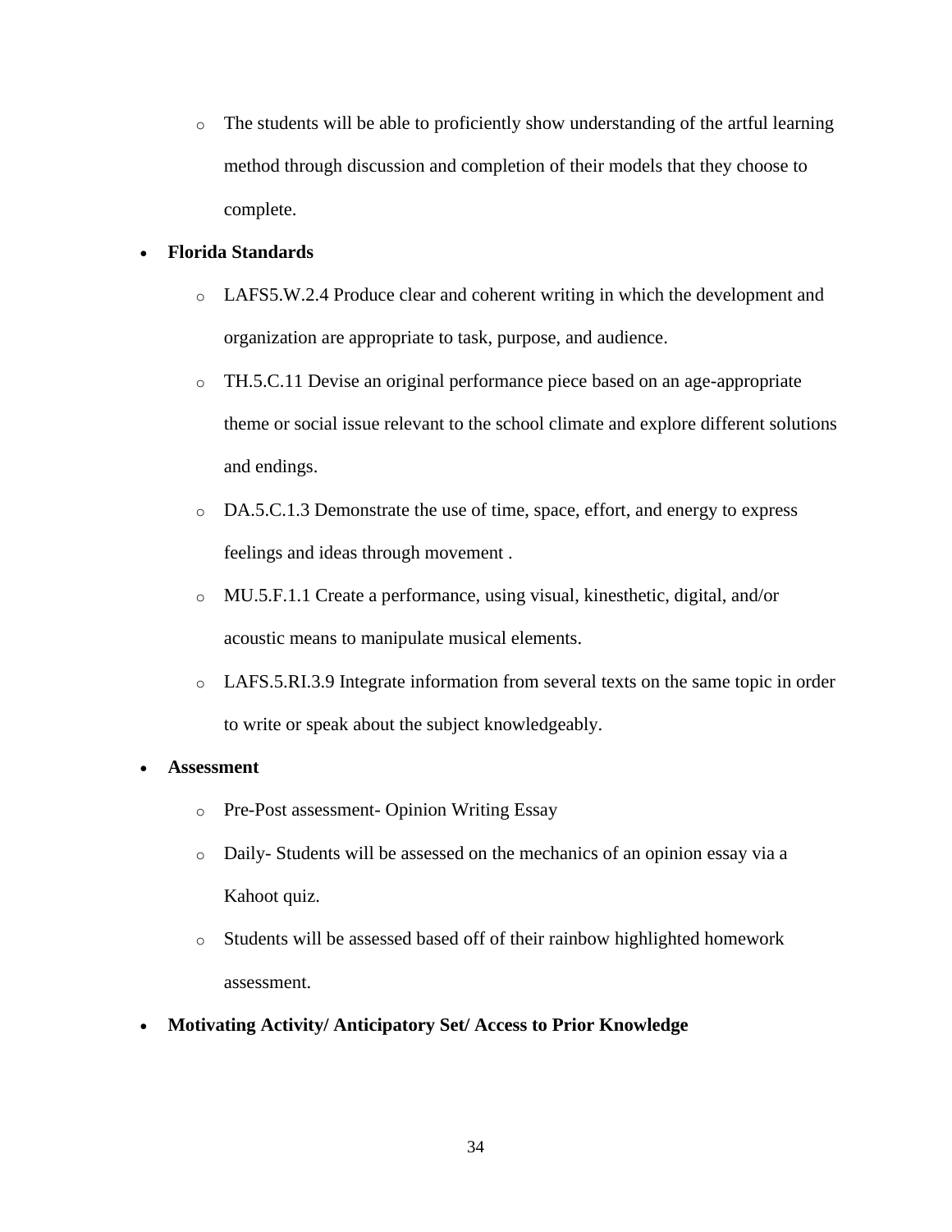- The students will be able to proficiently show understanding of the artful learning method through discussion and completion of their models that they choose to complete.

- **Florida Standards**
    - LAFS5.W.2.4 Produce clear and coherent writing in which the development and organization are appropriate to task, purpose, and audience.
    - TH.5.C.11 Devise an original performance piece based on an age-appropriate theme or social issue relevant to the school climate and explore different solutions and endings.
    - DA.5.C.1.3 Demonstrate the use of time, space, effort, and energy to express feelings and ideas through movement .
    - MU.5.F.1.1 Create a performance, using visual, kinesthetic, digital, and/or acoustic means to manipulate musical elements.
    - LAFS.5.RI.3.9 Integrate information from several texts on the same topic in order to write or speak about the subject knowledgeably.

- **Assessment**
    - Pre-Post assessment- Opinion Writing Essay
    - Daily- Students will be assessed on the mechanics of an opinion essay via a Kahoot quiz.
    - Students will be assessed based off of their rainbow highlighted homework assessment.

- **Motivating Activity/ Anticipatory Set/ Access to Prior Knowledge**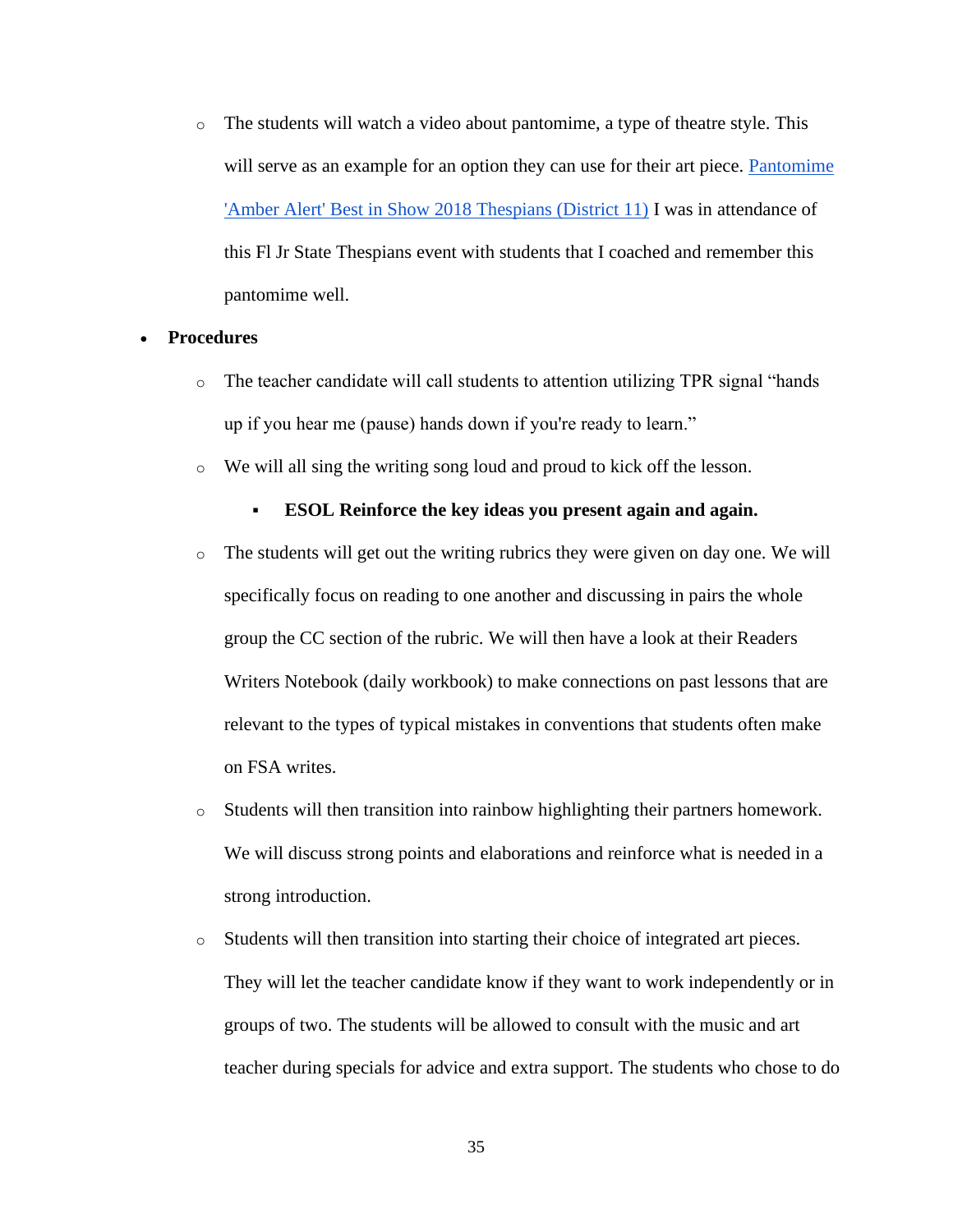- The students will watch a video about pantomime, a type of theatre style. This will serve as an example for an option they can use for their art piece. [Pantomime 'Amber Alert' Best in Show 2018 Thespians (District 11)] I was in attendance of this Fl Jr State Thespians event with students that I coached and remember this pantomime well.

- **Procedures**
  - The teacher candidate will call students to attention utilizing TPR signal "hands up if you hear me (pause) hands down if you're ready to learn."
  - We will all sing the writing song loud and proud to kick off the lesson.
    - **ESOL Reinforce the key ideas you present again and again.**
  - The students will get out the writing rubrics they were given on day one. We will specifically focus on reading to one another and discussing in pairs the whole group the CC section of the rubric. We will then have a look at their Readers Writers Notebook (daily workbook) to make connections on past lessons that are relevant to the types of typical mistakes in conventions that students often make on FSA writes.
  - Students will then transition into rainbow highlighting their partners homework. We will discuss strong points and elaborations and reinforce what is needed in a strong introduction.
  - Students will then transition into starting their choice of integrated art pieces. They will let the teacher candidate know if they want to work independently or in groups of two. The students will be allowed to consult with the music and art teacher during specials for advice and extra support. The students who chose to do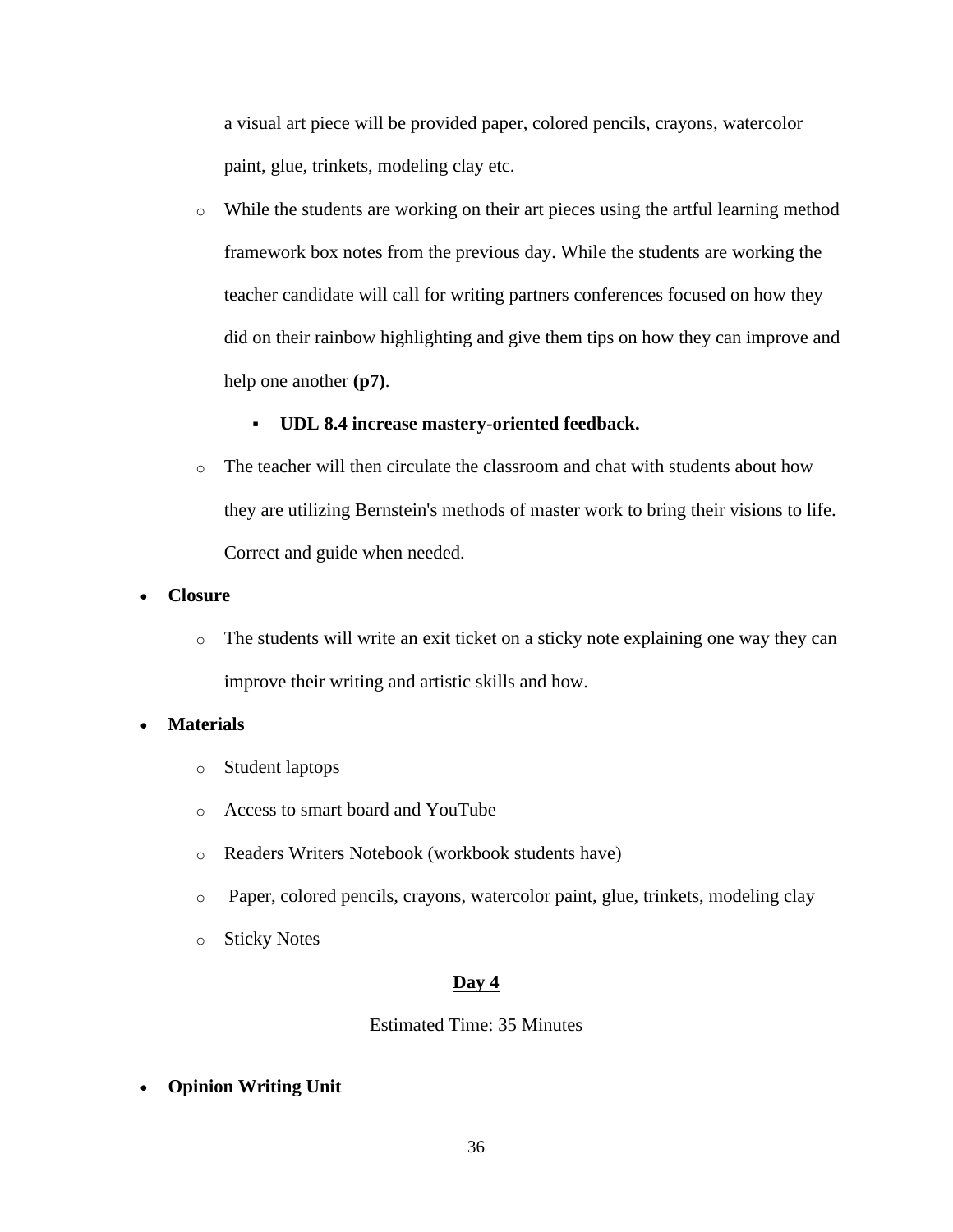a visual art piece will be provided paper, colored pencils, crayons, watercolor paint, glue, trinkets, modeling clay etc.

  - While the students are working on their art pieces using the artful learning method framework box notes from the previous day. While the students are working the teacher candidate will call for writing partners conferences focused on how they did on their rainbow highlighting and give them tips on how they can improve and help one another **(p7)**.
    - **UDL 8.4 increase mastery-oriented feedback.**
  - The teacher will then circulate the classroom and chat with students about how they are utilizing Bernstein's methods of master work to bring their visions to life. Correct and guide when needed.

- **Closure**
  - The students will write an exit ticket on a sticky note explaining one way they can improve their writing and artistic skills and how.
- **Materials**
  - Student laptops
  - Access to smart board and YouTube
  - Readers Writers Notebook (workbook students have)
  - Paper, colored pencils, crayons, watercolor paint, glue, trinkets, modeling clay
  - Sticky Notes

**Day 4**

Estimated Time: 35 Minutes

- **Opinion Writing Unit**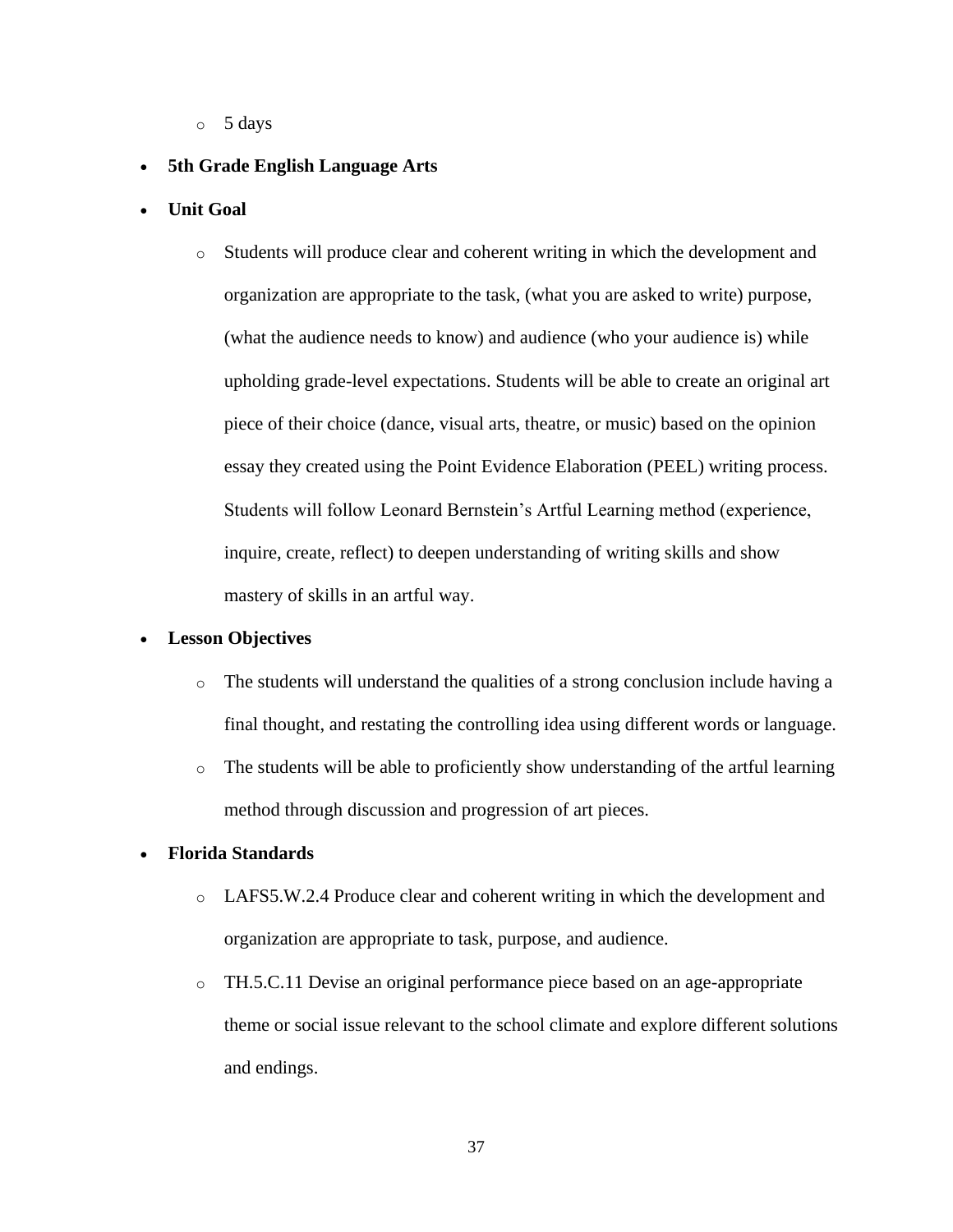- 5 days

- **5th Grade English Language Arts**

- **Unit Goal**

  - Students will produce clear and coherent writing in which the development and organization are appropriate to the task, (what you are asked to write) purpose, (what the audience needs to know) and audience (who your audience is) while upholding grade-level expectations. Students will be able to create an original art piece of their choice (dance, visual arts, theatre, or music) based on the opinion essay they created using the Point Evidence Elaboration (PEEL) writing process. Students will follow Leonard Bernstein's Artful Learning method (experience, inquire, create, reflect) to deepen understanding of writing skills and show mastery of skills in an artful way.

- **Lesson Objectives**

  - The students will understand the qualities of a strong conclusion include having a final thought, and restating the controlling idea using different words or language.
  - The students will be able to proficiently show understanding of the artful learning method through discussion and progression of art pieces.

- **Florida Standards**

  - LAFS5.W.2.4 Produce clear and coherent writing in which the development and organization are appropriate to task, purpose, and audience.
  - TH.5.C.11 Devise an original performance piece based on an age-appropriate theme or social issue relevant to the school climate and explore different solutions and endings.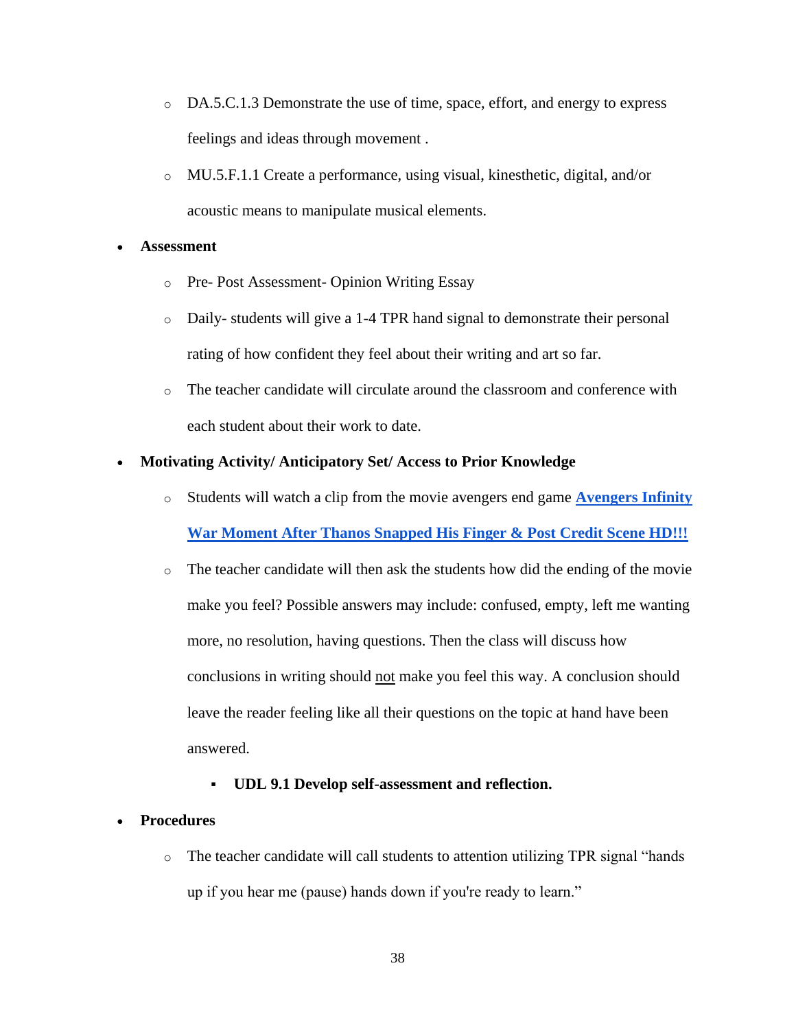- DA.5.C.1.3 Demonstrate the use of time, space, effort, and energy to express feelings and ideas through movement .
  - MU.5.F.1.1 Create a performance, using visual, kinesthetic, digital, and/or acoustic means to manipulate musical elements.

- **Assessment**
  - Pre- Post Assessment- Opinion Writing Essay
  - Daily- students will give a 1-4 TPR hand signal to demonstrate their personal rating of how confident they feel about their writing and art so far.
  - The teacher candidate will circulate around the classroom and conference with each student about their work to date.

- **Motivating Activity/ Anticipatory Set/ Access to Prior Knowledge**
  - Students will watch a clip from the movie avengers end game **Avengers Infinity War Moment After Thanos Snapped His Finger & Post Credit Scene HD!!!**
  - The teacher candidate will then ask the students how did the ending of the movie make you feel? Possible answers may include: confused, empty, left me wanting more, no resolution, having questions. Then the class will discuss how conclusions in writing should <u>not</u> make you feel this way. A conclusion should leave the reader feeling like all their questions on the topic at hand have been answered.
    - **UDL 9.1 Develop self-assessment and reflection.**

- **Procedures**
  - The teacher candidate will call students to attention utilizing TPR signal "hands up if you hear me (pause) hands down if you're ready to learn."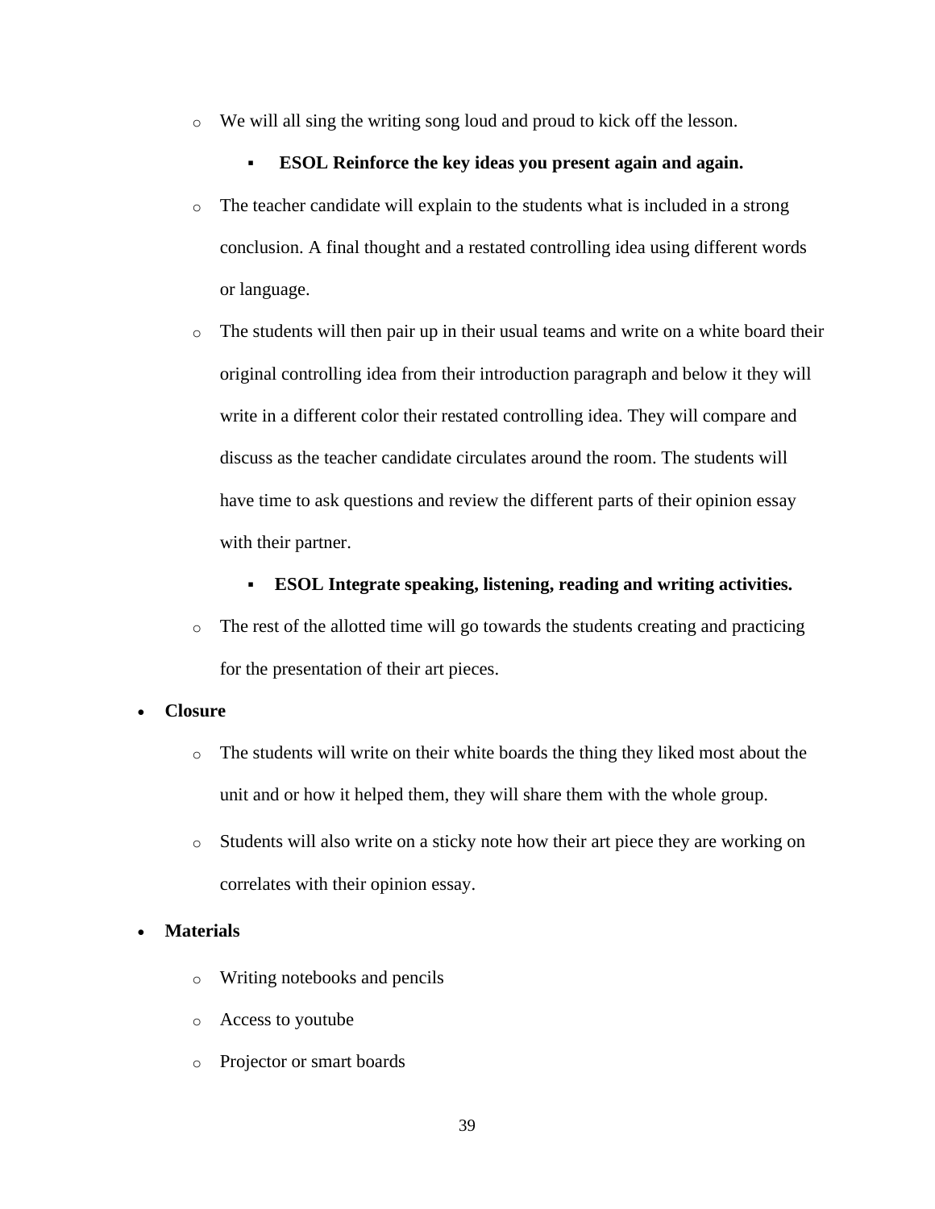- We will all sing the writing song loud and proud to kick off the lesson.
      - **ESOL Reinforce the key ideas you present again and again.**
   - The teacher candidate will explain to the students what is included in a strong conclusion. A final thought and a restated controlling idea using different words or language.
   - The students will then pair up in their usual teams and write on a white board their original controlling idea from their introduction paragraph and below it they will write in a different color their restated controlling idea. They will compare and discuss as the teacher candidate circulates around the room. The students will have time to ask questions and review the different parts of their opinion essay with their partner.
      - **ESOL Integrate speaking, listening, reading and writing activities.**
   - The rest of the allotted time will go towards the students creating and practicing for the presentation of their art pieces.
- **Closure**
   - The students will write on their white boards the thing they liked most about the unit and or how it helped them, they will share them with the whole group.
   - Students will also write on a sticky note how their art piece they are working on correlates with their opinion essay.
- **Materials**
   - Writing notebooks and pencils
   - Access to youtube
   - Projector or smart boards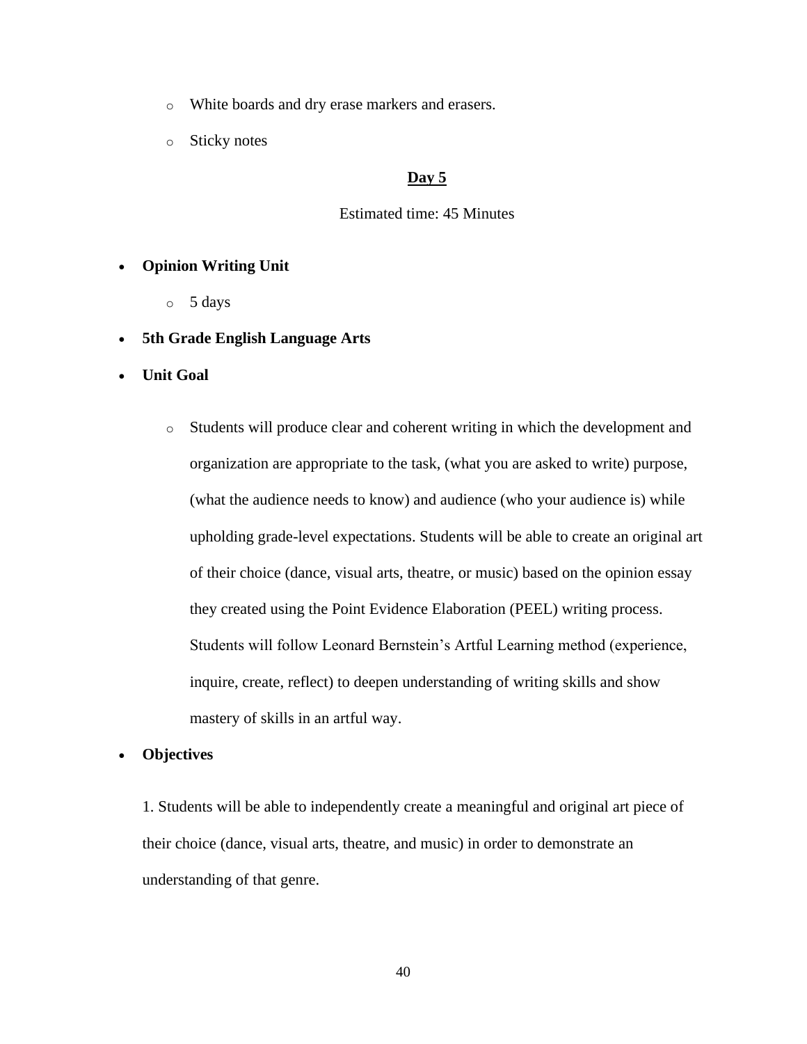- White boards and dry erase markers and erasers.
- Sticky notes

## **Day 5**

Estimated time: 45 Minutes

- **Opinion Writing Unit**
  - 5 days
- **5th Grade English Language Arts**
- **Unit Goal**
  - Students will produce clear and coherent writing in which the development and organization are appropriate to the task, (what you are asked to write) purpose, (what the audience needs to know) and audience (who your audience is) while upholding grade-level expectations. Students will be able to create an original art of their choice (dance, visual arts, theatre, or music) based on the opinion essay they created using the Point Evidence Elaboration (PEEL) writing process. Students will follow Leonard Bernstein's Artful Learning method (experience, inquire, create, reflect) to deepen understanding of writing skills and show mastery of skills in an artful way.
- **Objectives**

  1. Students will be able to independently create a meaningful and original art piece of their choice (dance, visual arts, theatre, and music) in order to demonstrate an understanding of that genre.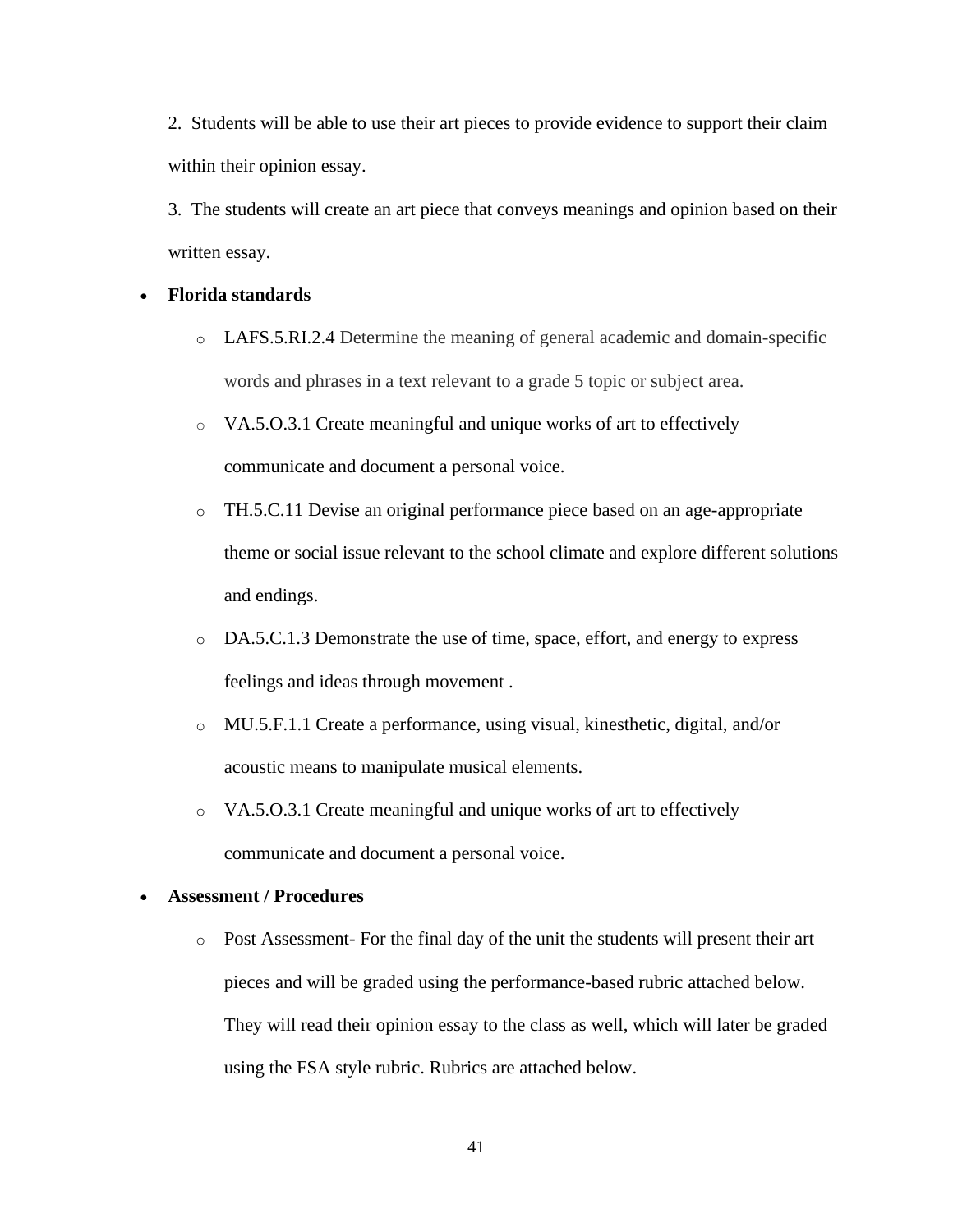2. Students will be able to use their art pieces to provide evidence to support their claim within their opinion essay.

3. The students will create an art piece that conveys meanings and opinion based on their written essay.

- **Florida standards**
  - LAFS.5.RI.2.4 Determine the meaning of general academic and domain-specific words and phrases in a text relevant to a grade 5 topic or subject area.
  - VA.5.O.3.1 Create meaningful and unique works of art to effectively communicate and document a personal voice.
  - TH.5.C.11 Devise an original performance piece based on an age-appropriate theme or social issue relevant to the school climate and explore different solutions and endings.
  - DA.5.C.1.3 Demonstrate the use of time, space, effort, and energy to express feelings and ideas through movement .
  - MU.5.F.1.1 Create a performance, using visual, kinesthetic, digital, and/or acoustic means to manipulate musical elements.
  - VA.5.O.3.1 Create meaningful and unique works of art to effectively communicate and document a personal voice.
- **Assessment / Procedures**
  - Post Assessment- For the final day of the unit the students will present their art pieces and will be graded using the performance-based rubric attached below. They will read their opinion essay to the class as well, which will later be graded using the FSA style rubric. Rubrics are attached below.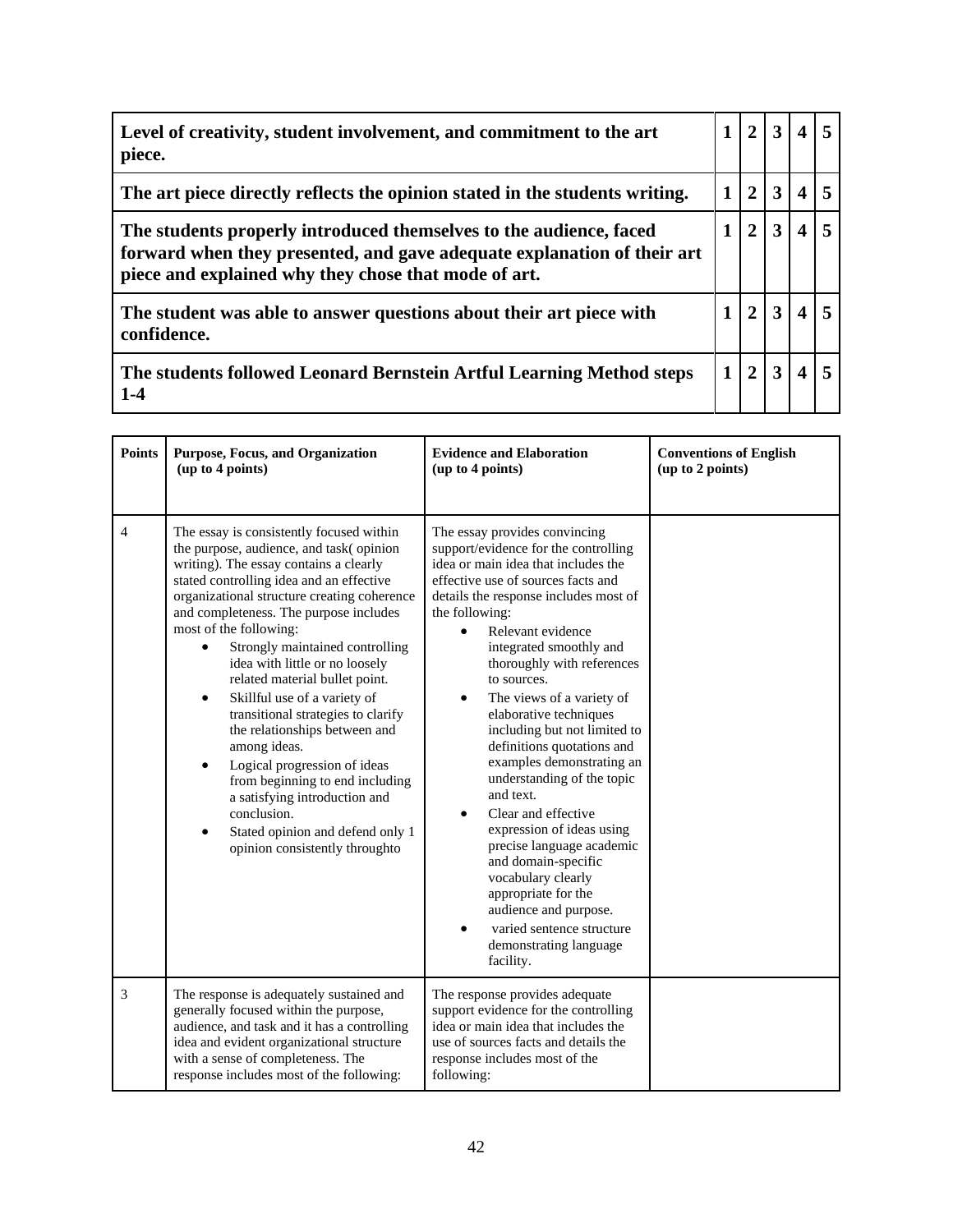| **Level of creativity, student involvement, and commitment to the art piece.** | **1** | **2** | **3** | **4** | **5** |
|---|---|---|---|---|---|
| **The art piece directly reflects the opinion stated in the students writing.** | **1** | **2** | **3** | **4** | **5** |
| **The students properly introduced themselves to the audience, faced forward when they presented, and gave adequate explanation of their art piece and explained why they chose that mode of art.** | **1** | **2** | **3** | **4** | **5** |
| **The student was able to answer questions about their art piece with confidence.** | **1** | **2** | **3** | **4** | **5** |
| **The students followed Leonard Bernstein Artful Learning Method steps 1-4** | **1** | **2** | **3** | **4** | **5** |

| **Points** | **Purpose, Focus, and Organization (up to 4 points)** | **Evidence and Elaboration (up to 4 points)** | **Conventions of English (up to 2 points)** |
|---|---|---|---|
| 4 | The essay is consistently focused within the purpose, audience, and task( opinion writing). The essay contains a clearly stated controlling idea and an effective organizational structure creating coherence and completeness. The purpose includes most of the following:<br>• Strongly maintained controlling idea with little or no loosely related material bullet point.<br>• Skillful use of a variety of transitional strategies to clarify the relationships between and among ideas.<br>• Logical progression of ideas from beginning to end including a satisfying introduction and conclusion.<br>• Stated opinion and defend only 1 opinion consistently throughto | The essay provides convincing support/evidence for the controlling idea or main idea that includes the effective use of sources facts and details the response includes most of the following:<br>• Relevant evidence integrated smoothly and thoroughly with references to sources.<br>• The views of a variety of elaborative techniques including but not limited to definitions quotations and examples demonstrating an understanding of the topic and text.<br>• Clear and effective expression of ideas using precise language academic and domain-specific vocabulary clearly appropriate for the audience and purpose.<br>• varied sentence structure demonstrating language facility. | |
| 3 | The response is adequately sustained and generally focused within the purpose, audience, and task and it has a controlling idea and evident organizational structure with a sense of completeness. The response includes most of the following: | The response provides adequate support evidence for the controlling idea or main idea that includes the use of sources facts and details the response includes most of the following: | |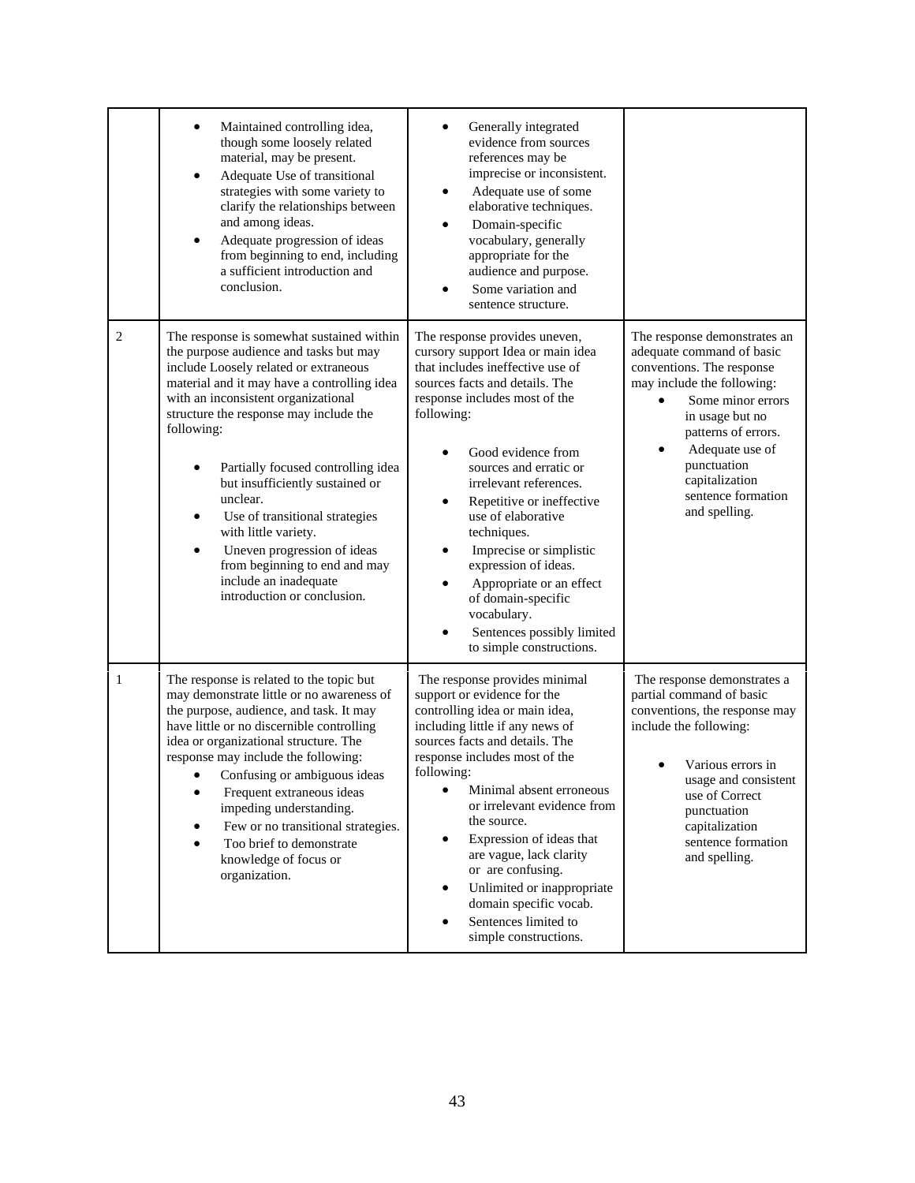| | | | |
|---|---|---|---|
| | • Maintained controlling idea, though some loosely related material, may be present.<br>• Adequate Use of transitional strategies with some variety to clarify the relationships between and among ideas.<br>• Adequate progression of ideas from beginning to end, including a sufficient introduction and conclusion. | • Generally integrated evidence from sources references may be imprecise or inconsistent.<br>• Adequate use of some elaborative techniques.<br>• Domain-specific vocabulary, generally appropriate for the audience and purpose.<br>• Some variation and sentence structure. | |
| 2 | The response is somewhat sustained within the purpose audience and tasks but may include Loosely related or extraneous material and it may have a controlling idea with an inconsistent organizational structure the response may include the following:<br><br>• Partially focused controlling idea but insufficiently sustained or unclear.<br>• Use of transitional strategies with little variety.<br>• Uneven progression of ideas from beginning to end and may include an inadequate introduction or conclusion. | The response provides uneven, cursory support Idea or main idea that includes ineffective use of sources facts and details. The response includes most of the following:<br><br>• Good evidence from sources and erratic or irrelevant references.<br>• Repetitive or ineffective use of elaborative techniques.<br>• Imprecise or simplistic expression of ideas.<br>• Appropriate or an effect of domain-specific vocabulary.<br>• Sentences possibly limited to simple constructions. | The response demonstrates an adequate command of basic conventions. The response may include the following:<br>• Some minor errors in usage but no patterns of errors.<br>• Adequate use of punctuation capitalization sentence formation and spelling. |
| 1 | The response is related to the topic but may demonstrate little or no awareness of the purpose, audience, and task. It may have little or no discernible controlling idea or organizational structure. The response may include the following:<br>• Confusing or ambiguous ideas<br>• Frequent extraneous ideas impeding understanding.<br>• Few or no transitional strategies.<br>• Too brief to demonstrate knowledge of focus or organization. | The response provides minimal support or evidence for the controlling idea or main idea, including little if any news of sources facts and details. The response includes most of the following:<br>• Minimal absent erroneous or irrelevant evidence from the source.<br>• Expression of ideas that are vague, lack clarity or are confusing.<br>• Unlimited or inappropriate domain specific vocab.<br>• Sentences limited to simple constructions. | The response demonstrates a partial command of basic conventions, the response may include the following:<br><br>• Various errors in usage and consistent use of Correct punctuation capitalization sentence formation and spelling. |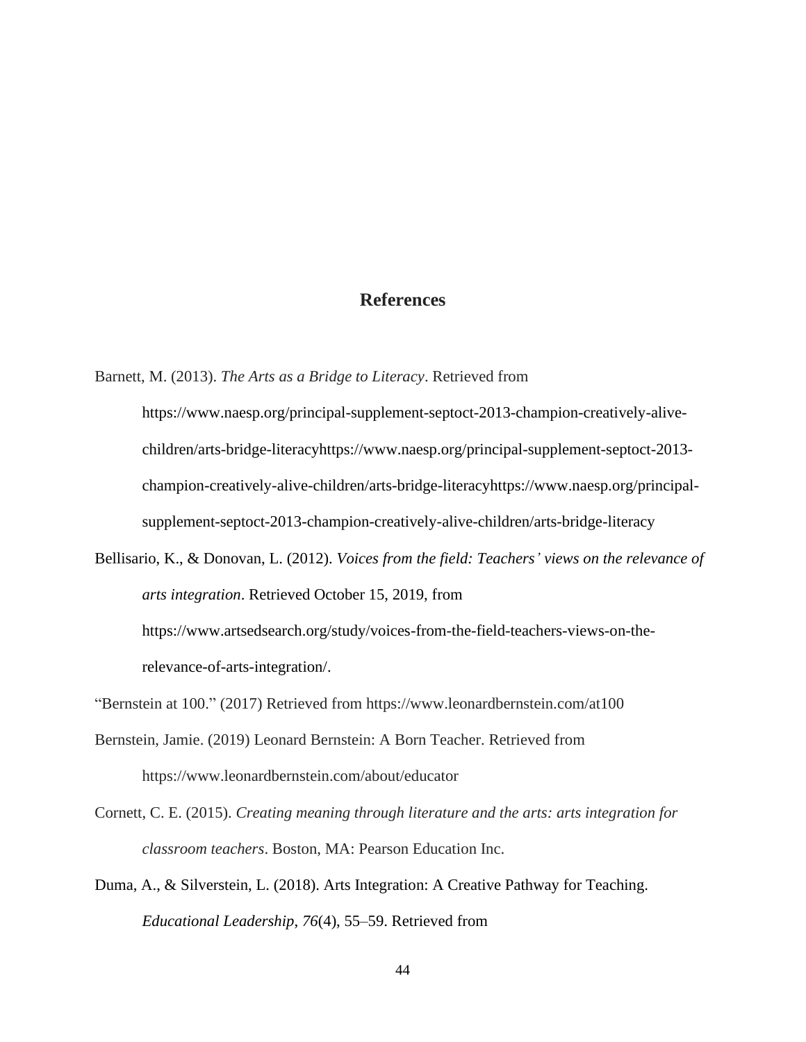# References

Barnett, M. (2013). *The Arts as a Bridge to Literacy*. Retrieved from https://www.naesp.org/principal-supplement-septoct-2013-champion-creatively-alive-children/arts-bridge-literacyhttps://www.naesp.org/principal-supplement-septoct-2013-champion-creatively-alive-children/arts-bridge-literacyhttps://www.naesp.org/principal-supplement-septoct-2013-champion-creatively-alive-children/arts-bridge-literacy

Bellisario, K., & Donovan, L. (2012). *Voices from the field: Teachers' views on the relevance of arts integration*. Retrieved October 15, 2019, from https://www.artsedsearch.org/study/voices-from-the-field-teachers-views-on-the-relevance-of-arts-integration/.

"Bernstein at 100." (2017) Retrieved from https://www.leonardbernstein.com/at100

Bernstein, Jamie. (2019) Leonard Bernstein: A Born Teacher. Retrieved from https://www.leonardbernstein.com/about/educator

Cornett, C. E. (2015). *Creating meaning through literature and the arts: arts integration for classroom teachers*. Boston, MA: Pearson Education Inc.

Duma, A., & Silverstein, L. (2018). Arts Integration: A Creative Pathway for Teaching. *Educational Leadership*, *76*(4), 55–59. Retrieved from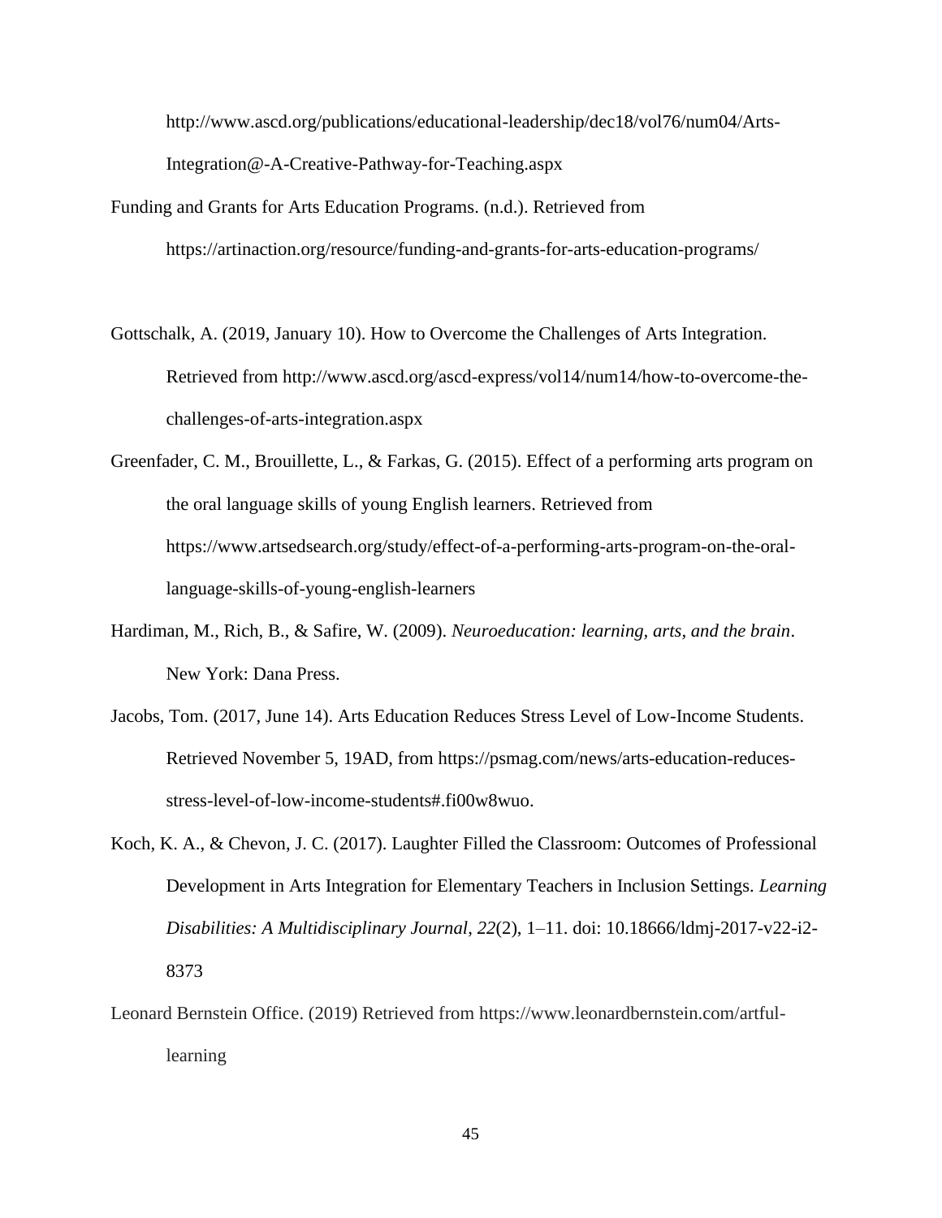http://www.ascd.org/publications/educational-leadership/dec18/vol76/num04/Arts-Integration@-A-Creative-Pathway-for-Teaching.aspx

Funding and Grants for Arts Education Programs. (n.d.). Retrieved from https://artinaction.org/resource/funding-and-grants-for-arts-education-programs/

Gottschalk, A. (2019, January 10). How to Overcome the Challenges of Arts Integration. Retrieved from http://www.ascd.org/ascd-express/vol14/num14/how-to-overcome-the-challenges-of-arts-integration.aspx

Greenfader, C. M., Brouillette, L., & Farkas, G. (2015). Effect of a performing arts program on the oral language skills of young English learners. Retrieved from https://www.artsedsearch.org/study/effect-of-a-performing-arts-program-on-the-oral-language-skills-of-young-english-learners

Hardiman, M., Rich, B., & Safire, W. (2009). *Neuroeducation: learning, arts, and the brain*. New York: Dana Press.

Jacobs, Tom. (2017, June 14). Arts Education Reduces Stress Level of Low-Income Students. Retrieved November 5, 19AD, from https://psmag.com/news/arts-education-reduces-stress-level-of-low-income-students#.fi00w8wuo.

Koch, K. A., & Chevon, J. C. (2017). Laughter Filled the Classroom: Outcomes of Professional Development in Arts Integration for Elementary Teachers in Inclusion Settings. *Learning Disabilities: A Multidisciplinary Journal*, *22*(2), 1–11. doi: 10.18666/ldmj-2017-v22-i2-8373

Leonard Bernstein Office. (2019) Retrieved from https://www.leonardbernstein.com/artful-learning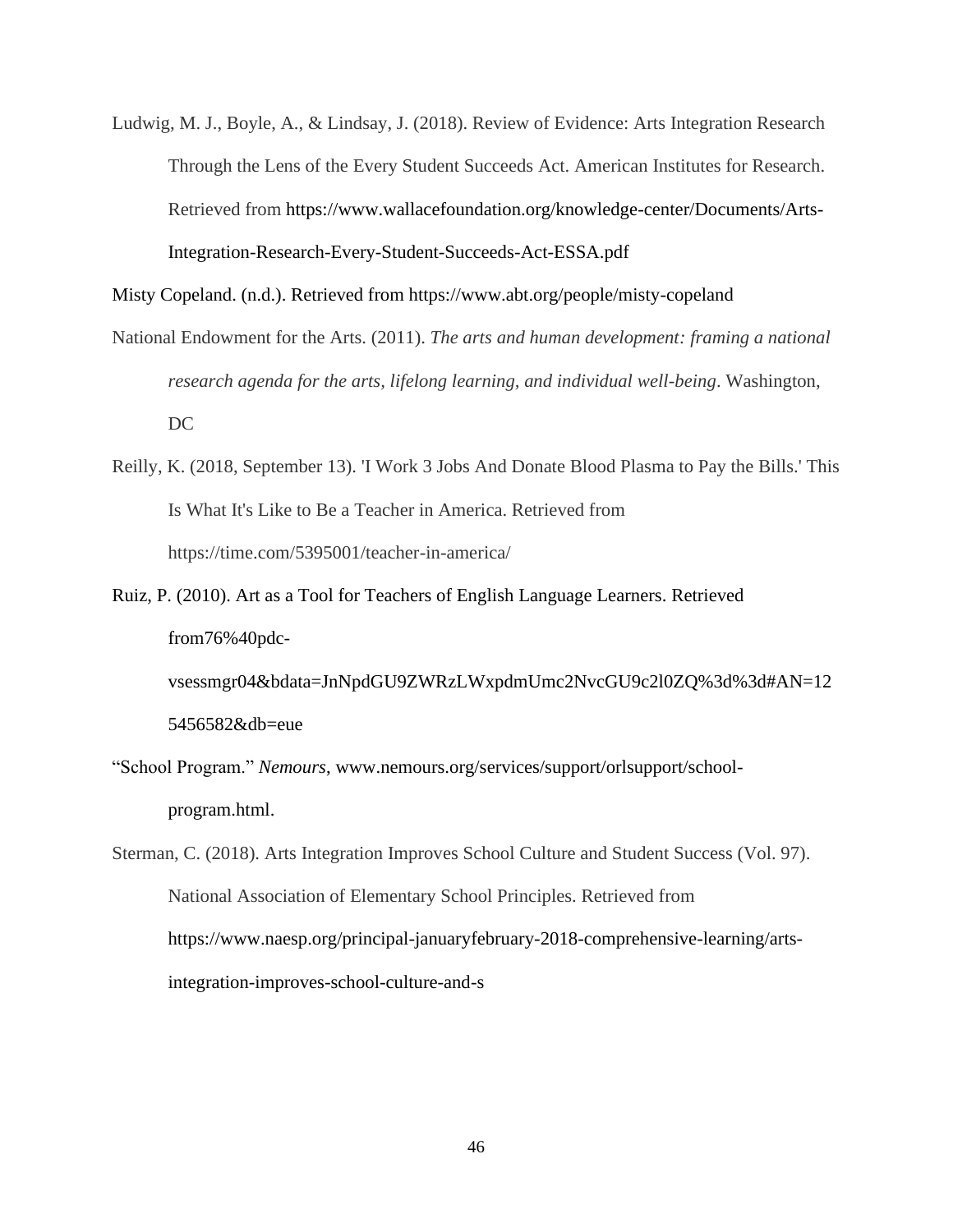Ludwig, M. J., Boyle, A., & Lindsay, J. (2018). Review of Evidence: Arts Integration Research Through the Lens of the Every Student Succeeds Act. American Institutes for Research. Retrieved from https://www.wallacefoundation.org/knowledge-center/Documents/Arts-Integration-Research-Every-Student-Succeeds-Act-ESSA.pdf

Misty Copeland. (n.d.). Retrieved from https://www.abt.org/people/misty-copeland

National Endowment for the Arts. (2011). *The arts and human development: framing a national research agenda for the arts, lifelong learning, and individual well-being*. Washington, DC

Reilly, K. (2018, September 13). 'I Work 3 Jobs And Donate Blood Plasma to Pay the Bills.' This Is What It's Like to Be a Teacher in America. Retrieved from https://time.com/5395001/teacher-in-america/

Ruiz, P. (2010). Art as a Tool for Teachers of English Language Learners. Retrieved from76%40pdc-vsessmgr04&bdata=JnNpdGU9ZWRzLWxpdmUmc2NvcGU9c2l0ZQ%3d%3d#AN=125456582&db=eue

"School Program." *Nemours*, www.nemours.org/services/support/orlsupport/school-program.html.

Sterman, C. (2018). Arts Integration Improves School Culture and Student Success (Vol. 97). National Association of Elementary School Principles. Retrieved from https://www.naesp.org/principal-januaryfebruary-2018-comprehensive-learning/arts-integration-improves-school-culture-and-s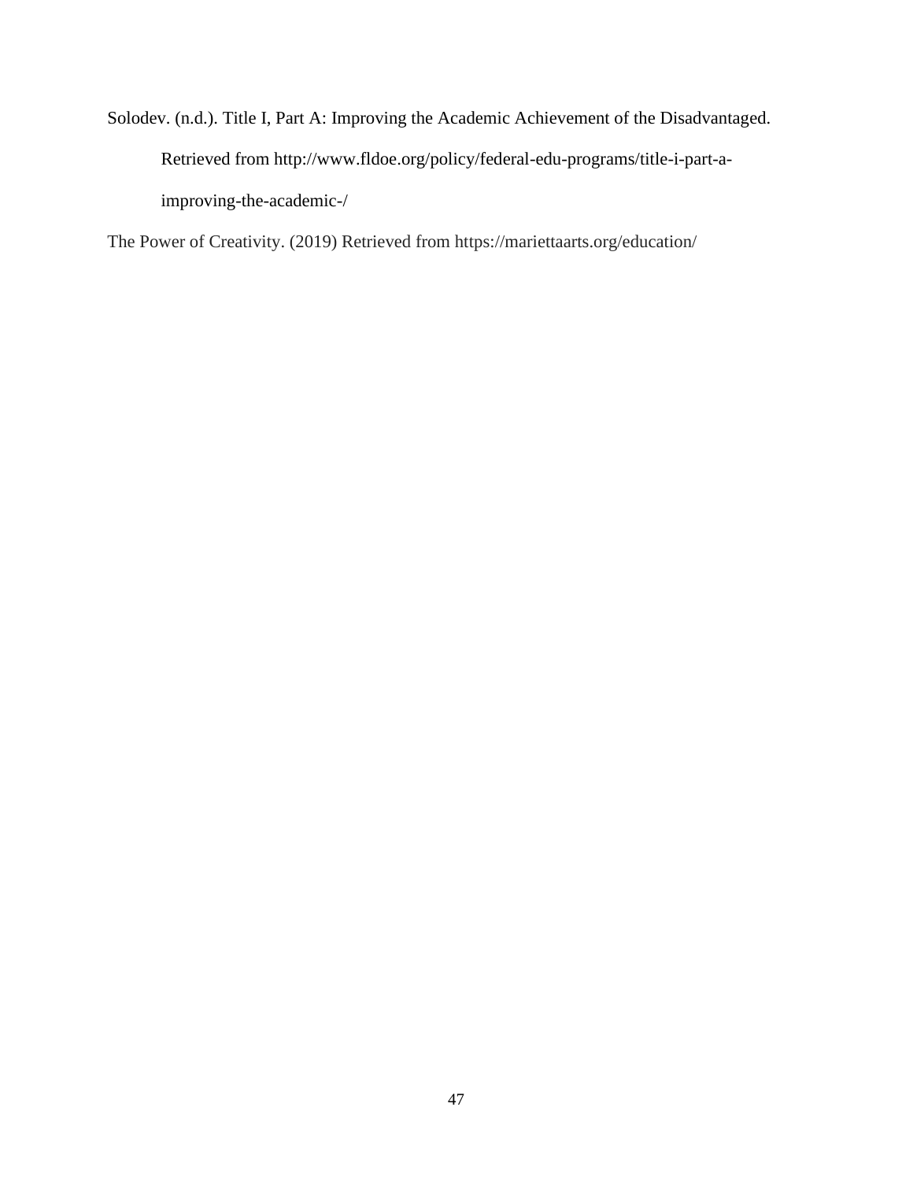Solodev. (n.d.). Title I, Part A: Improving the Academic Achievement of the Disadvantaged. Retrieved from http://www.fldoe.org/policy/federal-edu-programs/title-i-part-a-improving-the-academic-/

The Power of Creativity. (2019) Retrieved from https://mariettaarts.org/education/